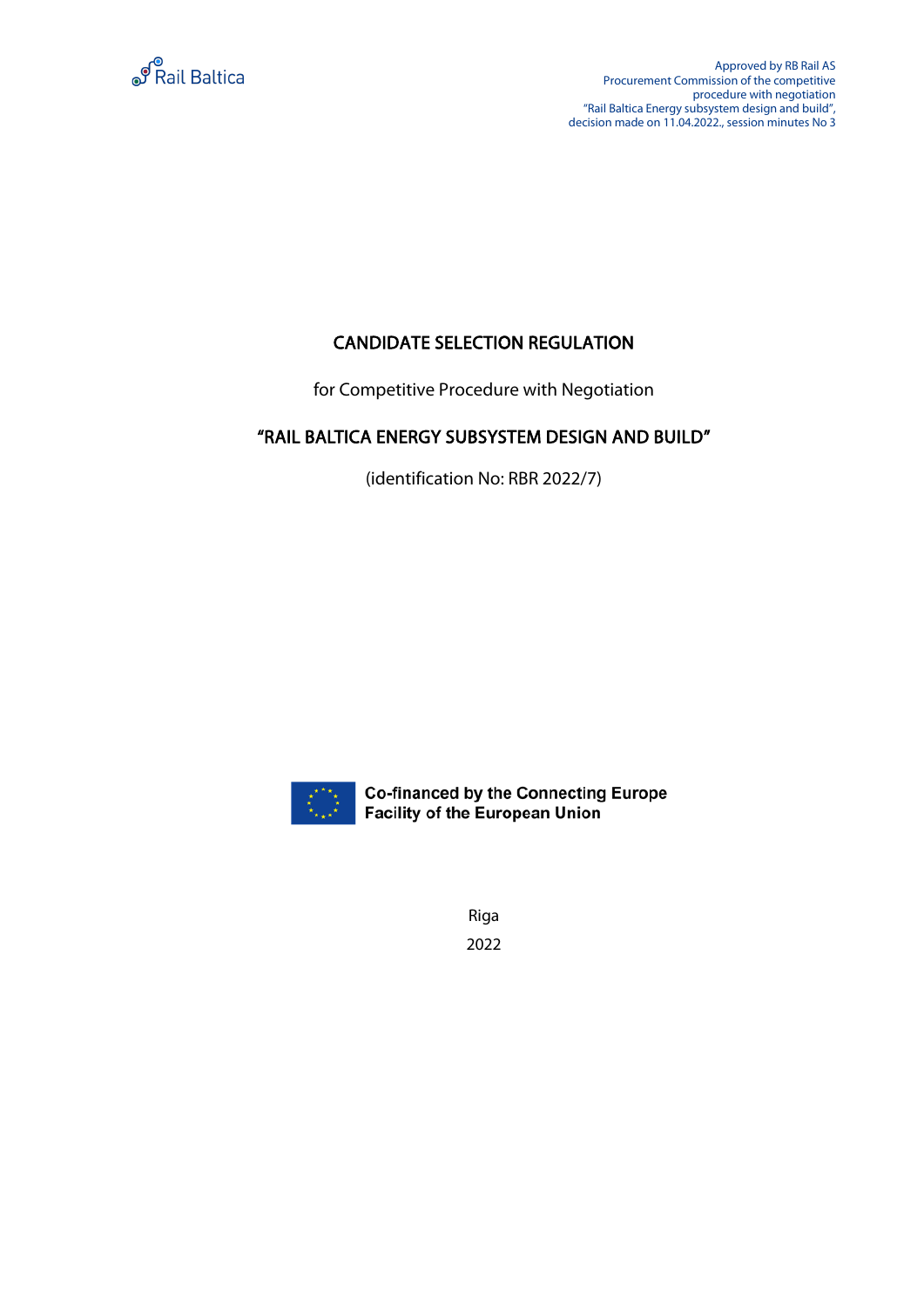Rail Baltica

Approved by RB Rail AS
Procurement Commission of the competitive procedure with negotiation
"Rail Baltica Energy subsystem design and build",
decision made on 11.04.2022., session minutes No 3

# CANDIDATE SELECTION REGULATION

for Competitive Procedure with Negotiation

## "RAIL BALTICA ENERGY SUBSYSTEM DESIGN AND BUILD"

(identification No: RBR 2022/7)

**Co-financed by the Connecting Europe Facility of the European Union**

Riga

2022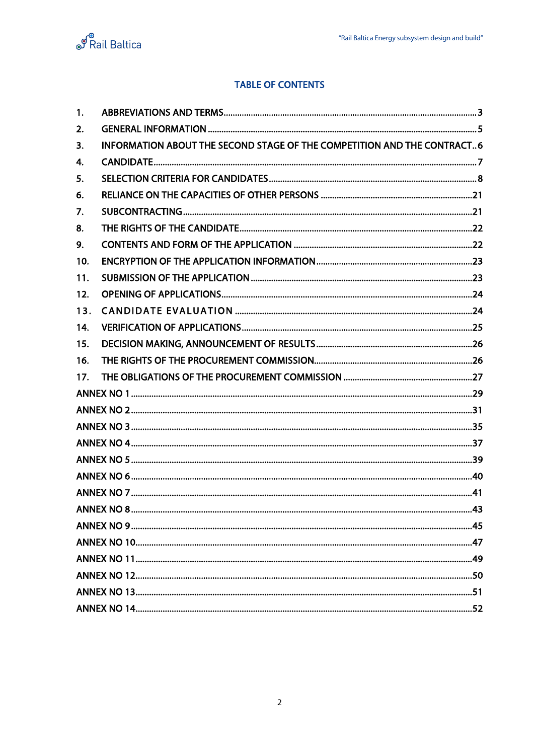# TABLE OF CONTENTS

1. ABBREVIATIONS AND TERMS ........ 3
2. GENERAL INFORMATION ........ 5
3. INFORMATION ABOUT THE SECOND STAGE OF THE COMPETITION AND THE CONTRACT ........ 6
4. CANDIDATE ........ 7
5. SELECTION CRITERIA FOR CANDIDATES ........ 8
6. RELIANCE ON THE CAPACITIES OF OTHER PERSONS ........ 21
7. SUBCONTRACTING ........ 21
8. THE RIGHTS OF THE CANDIDATE ........ 22
9. CONTENTS AND FORM OF THE APPLICATION ........ 22
10. ENCRYPTION OF THE APPLICATION INFORMATION ........ 23
11. SUBMISSION OF THE APPLICATION ........ 23
12. OPENING OF APPLICATIONS ........ 24
13. CANDIDATE EVALUATION ........ 24
14. VERIFICATION OF APPLICATIONS ........ 25
15. DECISION MAKING, ANNOUNCEMENT OF RESULTS ........ 26
16. THE RIGHTS OF THE PROCUREMENT COMMISSION ........ 26
17. THE OBLIGATIONS OF THE PROCUREMENT COMMISSION ........ 27

ANNEX NO 1 ........ 29
ANNEX NO 2 ........ 31
ANNEX NO 3 ........ 35
ANNEX NO 4 ........ 37
ANNEX NO 5 ........ 39
ANNEX NO 6 ........ 40
ANNEX NO 7 ........ 41
ANNEX NO 8 ........ 43
ANNEX NO 9 ........ 45
ANNEX NO 10 ........ 47
ANNEX NO 11 ........ 49
ANNEX NO 12 ........ 50
ANNEX NO 13 ........ 51
ANNEX NO 14 ........ 52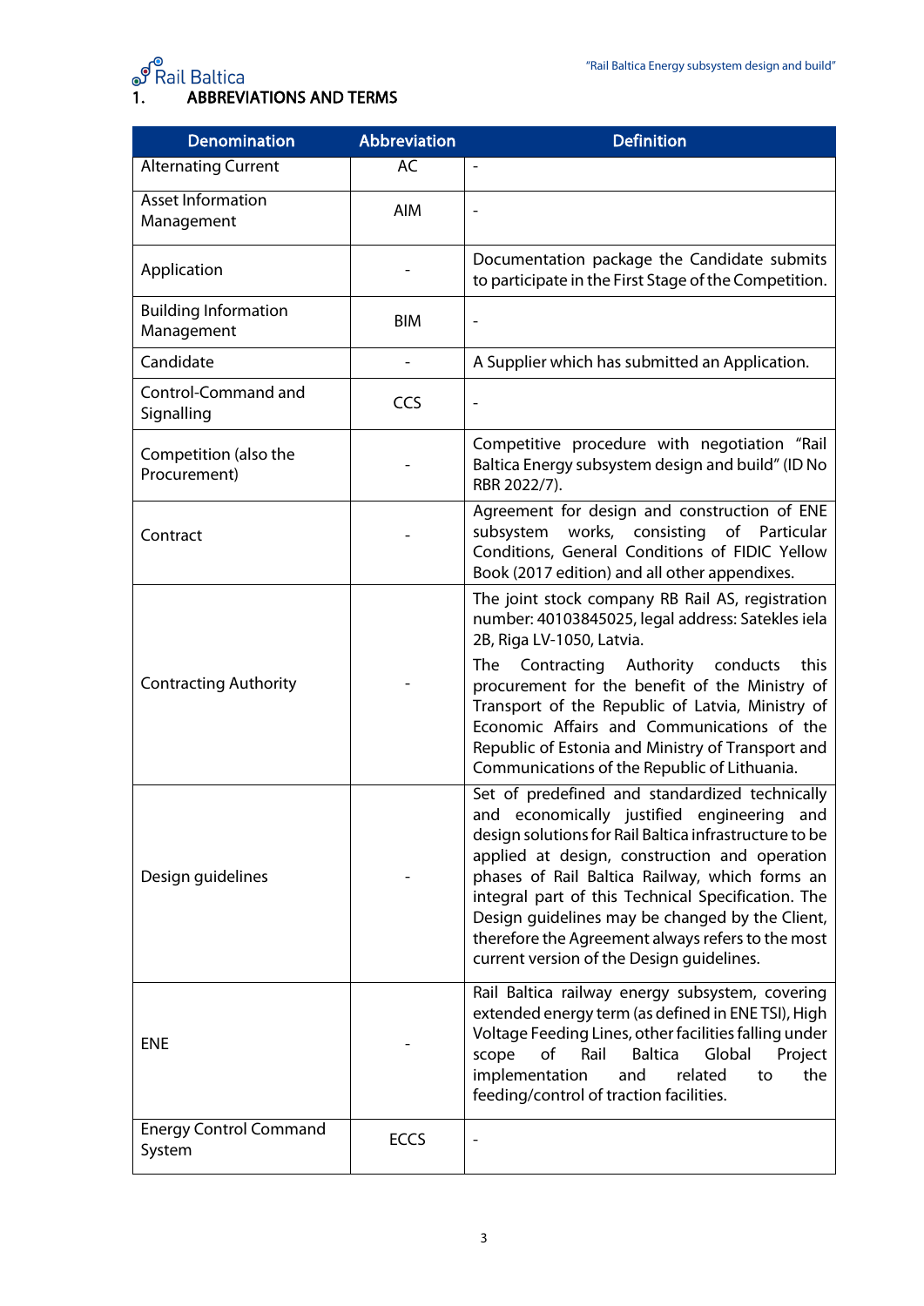## 1. ABBREVIATIONS AND TERMS

| Denomination | Abbreviation | Definition |
|---|---|---|
| Alternating Current | AC | - |
| Asset Information Management | AIM | - |
| Application | - | Documentation package the Candidate submits to participate in the First Stage of the Competition. |
| Building Information Management | BIM | - |
| Candidate | - | A Supplier which has submitted an Application. |
| Control-Command and Signalling | CCS | - |
| Competition (also the Procurement) | - | Competitive procedure with negotiation "Rail Baltica Energy subsystem design and build" (ID No RBR 2022/7). |
| Contract | - | Agreement for design and construction of ENE subsystem works, consisting of Particular Conditions, General Conditions of FIDIC Yellow Book (2017 edition) and all other appendixes. |
| Contracting Authority | - | The joint stock company RB Rail AS, registration number: 40103845025, legal address: Satekles iela 2B, Riga LV-1050, Latvia.<br>The Contracting Authority conducts this procurement for the benefit of the Ministry of Transport of the Republic of Latvia, Ministry of Economic Affairs and Communications of the Republic of Estonia and Ministry of Transport and Communications of the Republic of Lithuania. |
| Design guidelines | - | Set of predefined and standardized technically and economically justified engineering and design solutions for Rail Baltica infrastructure to be applied at design, construction and operation phases of Rail Baltica Railway, which forms an integral part of this Technical Specification. The Design guidelines may be changed by the Client, therefore the Agreement always refers to the most current version of the Design guidelines. |
| ENE | - | Rail Baltica railway energy subsystem, covering extended energy term (as defined in ENE TSI), High Voltage Feeding Lines, other facilities falling under scope of Rail Baltica Global Project implementation and related to the feeding/control of traction facilities. |
| Energy Control Command System | ECCS | - |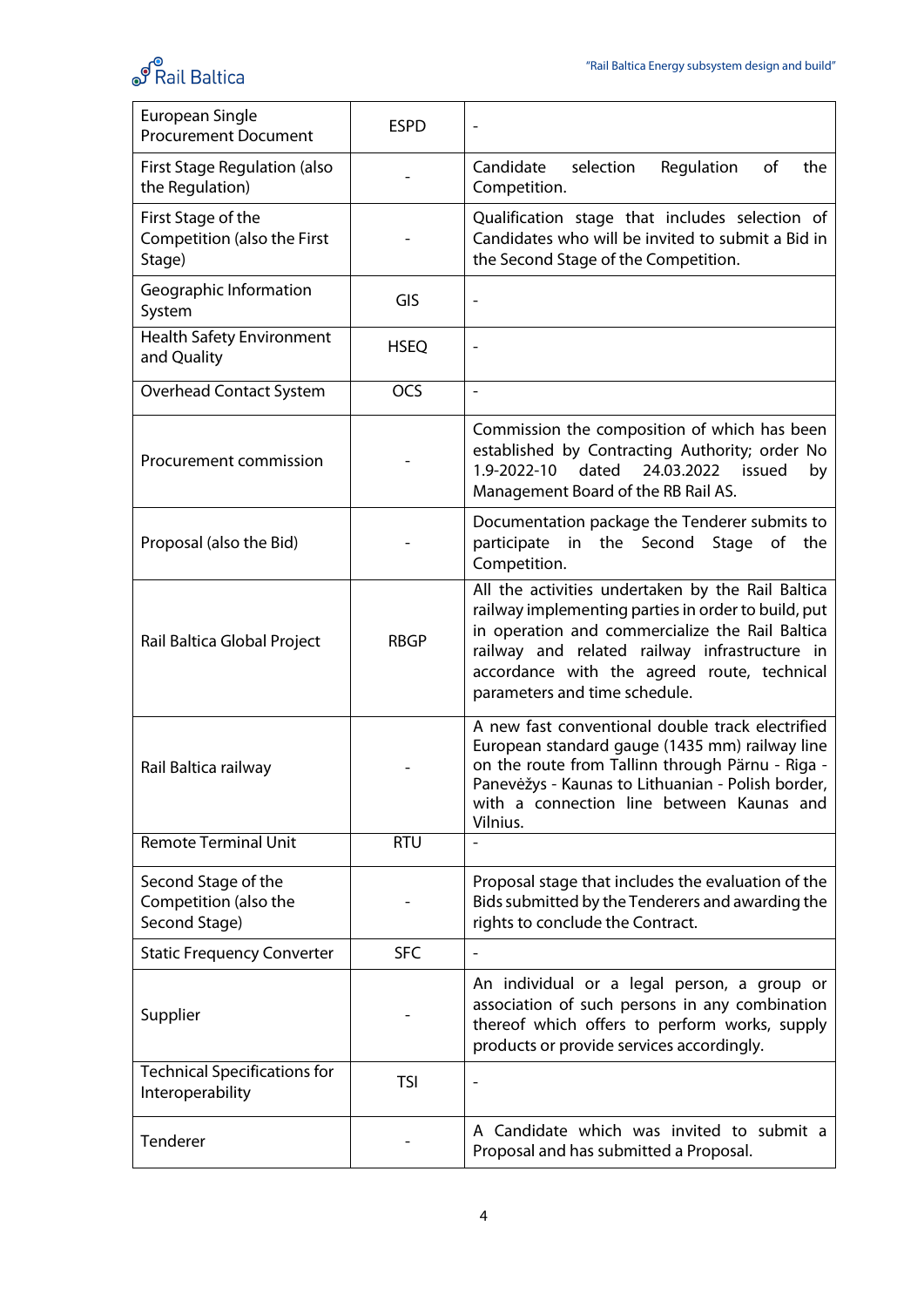| | | |
|---|---|---|
| European Single Procurement Document | ESPD | - |
| First Stage Regulation (also the Regulation) | - | Candidate selection Regulation of the Competition. |
| First Stage of the Competition (also the First Stage) | - | Qualification stage that includes selection of Candidates who will be invited to submit a Bid in the Second Stage of the Competition. |
| Geographic Information System | GIS | - |
| Health Safety Environment and Quality | HSEQ | - |
| Overhead Contact System | OCS | - |
| Procurement commission | - | Commission the composition of which has been established by Contracting Authority; order No 1.9-2022-10 dated 24.03.2022 issued by Management Board of the RB Rail AS. |
| Proposal (also the Bid) | - | Documentation package the Tenderer submits to participate in the Second Stage of the Competition. |
| Rail Baltica Global Project | RBGP | All the activities undertaken by the Rail Baltica railway implementing parties in order to build, put in operation and commercialize the Rail Baltica railway and related railway infrastructure in accordance with the agreed route, technical parameters and time schedule. |
| Rail Baltica railway | - | A new fast conventional double track electrified European standard gauge (1435 mm) railway line on the route from Tallinn through Pärnu - Riga - Panevėžys - Kaunas to Lithuanian - Polish border, with a connection line between Kaunas and Vilnius. |
| Remote Terminal Unit | RTU | - |
| Second Stage of the Competition (also the Second Stage) | - | Proposal stage that includes the evaluation of the Bids submitted by the Tenderers and awarding the rights to conclude the Contract. |
| Static Frequency Converter | SFC | - |
| Supplier | - | An individual or a legal person, a group or association of such persons in any combination thereof which offers to perform works, supply products or provide services accordingly. |
| Technical Specifications for Interoperability | TSI | - |
| Tenderer | - | A Candidate which was invited to submit a Proposal and has submitted a Proposal. |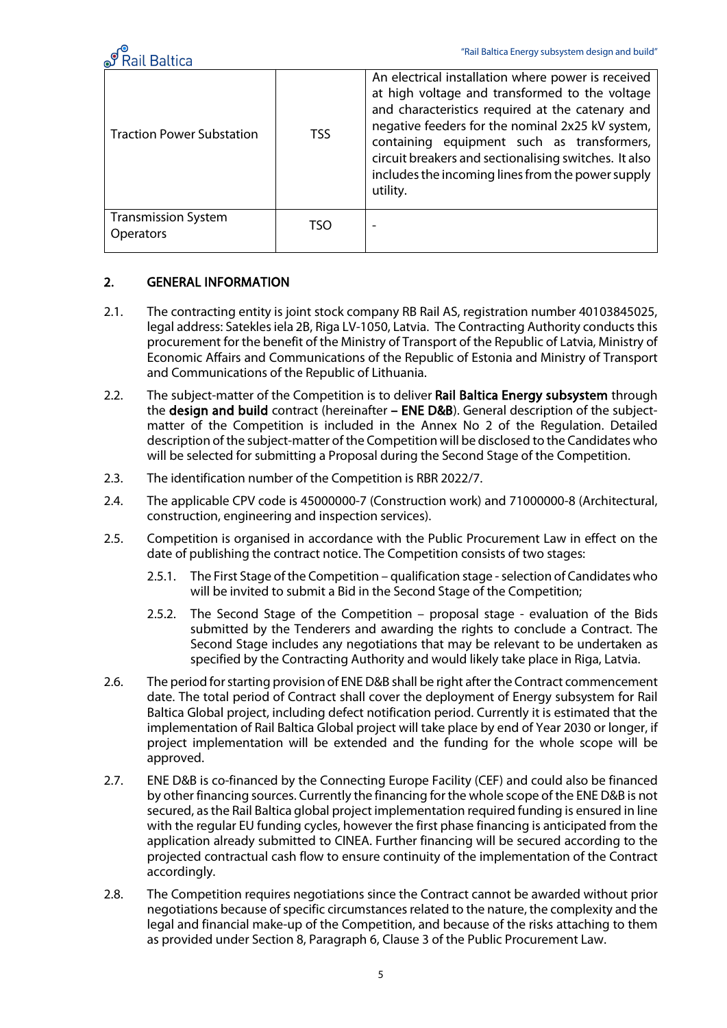| | | |
|---|---|---|
| Traction Power Substation | TSS | An electrical installation where power is received at high voltage and transformed to the voltage and characteristics required at the catenary and negative feeders for the nominal 2x25 kV system, containing equipment such as transformers, circuit breakers and sectionalising switches. It also includes the incoming lines from the power supply utility. |
| Transmission System Operators | TSO | - |

## 2. GENERAL INFORMATION

2.1. The contracting entity is joint stock company RB Rail AS, registration number 40103845025, legal address: Satekles iela 2B, Riga LV-1050, Latvia. The Contracting Authority conducts this procurement for the benefit of the Ministry of Transport of the Republic of Latvia, Ministry of Economic Affairs and Communications of the Republic of Estonia and Ministry of Transport and Communications of the Republic of Lithuania.

2.2. The subject-matter of the Competition is to deliver **Rail Baltica Energy subsystem** through the **design and build** contract (hereinafter **– ENE D&B**). General description of the subject-matter of the Competition is included in the Annex No 2 of the Regulation. Detailed description of the subject-matter of the Competition will be disclosed to the Candidates who will be selected for submitting a Proposal during the Second Stage of the Competition.

2.3. The identification number of the Competition is RBR 2022/7.

2.4. The applicable CPV code is 45000000-7 (Construction work) and 71000000-8 (Architectural, construction, engineering and inspection services).

2.5. Competition is organised in accordance with the Public Procurement Law in effect on the date of publishing the contract notice. The Competition consists of two stages:

2.5.1. The First Stage of the Competition – qualification stage - selection of Candidates who will be invited to submit a Bid in the Second Stage of the Competition;

2.5.2. The Second Stage of the Competition – proposal stage - evaluation of the Bids submitted by the Tenderers and awarding the rights to conclude a Contract. The Second Stage includes any negotiations that may be relevant to be undertaken as specified by the Contracting Authority and would likely take place in Riga, Latvia.

2.6. The period for starting provision of ENE D&B shall be right after the Contract commencement date. The total period of Contract shall cover the deployment of Energy subsystem for Rail Baltica Global project, including defect notification period. Currently it is estimated that the implementation of Rail Baltica Global project will take place by end of Year 2030 or longer, if project implementation will be extended and the funding for the whole scope will be approved.

2.7. ENE D&B is co-financed by the Connecting Europe Facility (CEF) and could also be financed by other financing sources. Currently the financing for the whole scope of the ENE D&B is not secured, as the Rail Baltica global project implementation required funding is ensured in line with the regular EU funding cycles, however the first phase financing is anticipated from the application already submitted to CINEA. Further financing will be secured according to the projected contractual cash flow to ensure continuity of the implementation of the Contract accordingly.

2.8. The Competition requires negotiations since the Contract cannot be awarded without prior negotiations because of specific circumstances related to the nature, the complexity and the legal and financial make-up of the Competition, and because of the risks attaching to them as provided under Section 8, Paragraph 6, Clause 3 of the Public Procurement Law.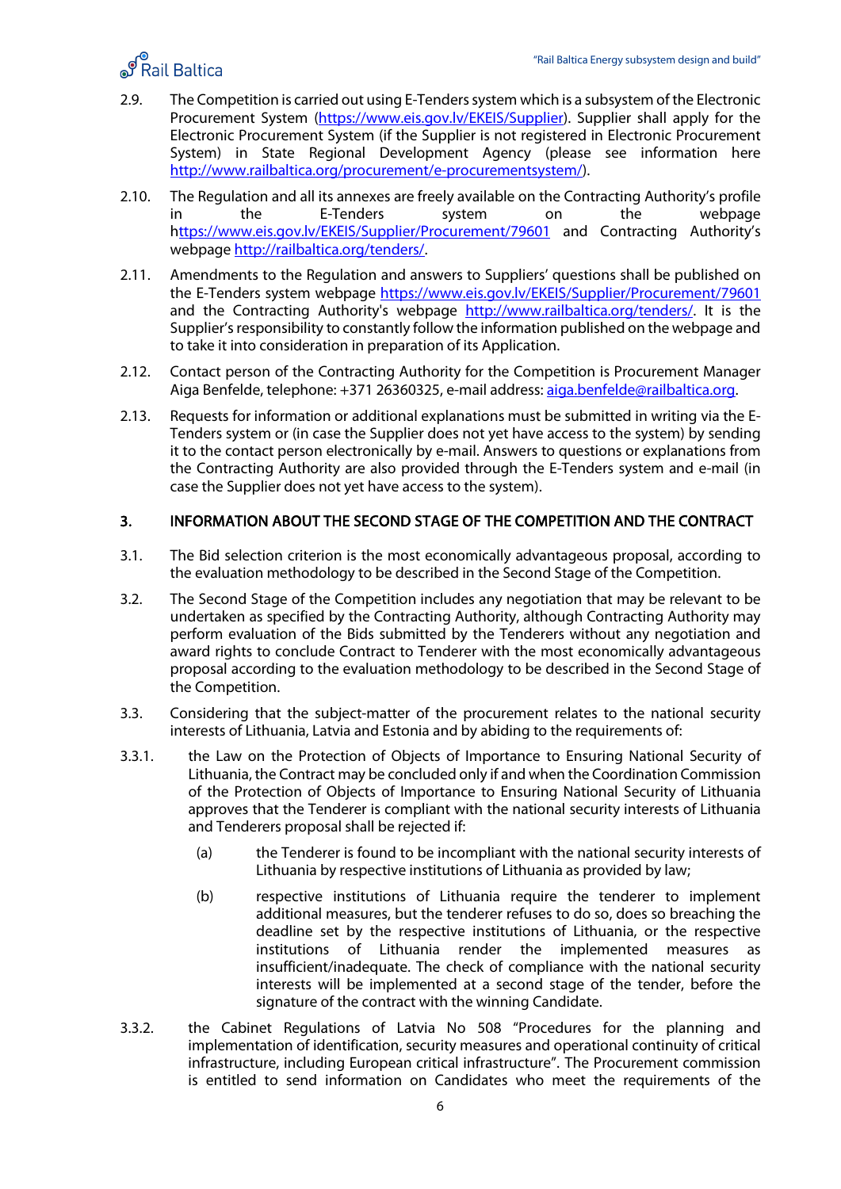2.9. The Competition is carried out using E-Tenders system which is a subsystem of the Electronic Procurement System (https://www.eis.gov.lv/EKEIS/Supplier). Supplier shall apply for the Electronic Procurement System (if the Supplier is not registered in Electronic Procurement System) in State Regional Development Agency (please see information here http://www.railbaltica.org/procurement/e-procurementsystem/).

2.10. The Regulation and all its annexes are freely available on the Contracting Authority's profile in the E-Tenders system on the webpage https://www.eis.gov.lv/EKEIS/Supplier/Procurement/79601 and Contracting Authority's webpage http://railbaltica.org/tenders/.

2.11. Amendments to the Regulation and answers to Suppliers' questions shall be published on the E-Tenders system webpage https://www.eis.gov.lv/EKEIS/Supplier/Procurement/79601 and the Contracting Authority's webpage http://www.railbaltica.org/tenders/. It is the Supplier's responsibility to constantly follow the information published on the webpage and to take it into consideration in preparation of its Application.

2.12. Contact person of the Contracting Authority for the Competition is Procurement Manager Aiga Benfelde, telephone: +371 26360325, e-mail address: aiga.benfelde@railbaltica.org.

2.13. Requests for information or additional explanations must be submitted in writing via the E-Tenders system or (in case the Supplier does not yet have access to the system) by sending it to the contact person electronically by e-mail. Answers to questions or explanations from the Contracting Authority are also provided through the E-Tenders system and e-mail (in case the Supplier does not yet have access to the system).

## 3. INFORMATION ABOUT THE SECOND STAGE OF THE COMPETITION AND THE CONTRACT

3.1. The Bid selection criterion is the most economically advantageous proposal, according to the evaluation methodology to be described in the Second Stage of the Competition.

3.2. The Second Stage of the Competition includes any negotiation that may be relevant to be undertaken as specified by the Contracting Authority, although Contracting Authority may perform evaluation of the Bids submitted by the Tenderers without any negotiation and award rights to conclude Contract to Tenderer with the most economically advantageous proposal according to the evaluation methodology to be described in the Second Stage of the Competition.

3.3. Considering that the subject-matter of the procurement relates to the national security interests of Lithuania, Latvia and Estonia and by abiding to the requirements of:

3.3.1. the Law on the Protection of Objects of Importance to Ensuring National Security of Lithuania, the Contract may be concluded only if and when the Coordination Commission of the Protection of Objects of Importance to Ensuring National Security of Lithuania approves that the Tenderer is compliant with the national security interests of Lithuania and Tenderers proposal shall be rejected if:

(a) the Tenderer is found to be incompliant with the national security interests of Lithuania by respective institutions of Lithuania as provided by law;

(b) respective institutions of Lithuania require the tenderer to implement additional measures, but the tenderer refuses to do so, does so breaching the deadline set by the respective institutions of Lithuania, or the respective institutions of Lithuania render the implemented measures as insufficient/inadequate. The check of compliance with the national security interests will be implemented at a second stage of the tender, before the signature of the contract with the winning Candidate.

3.3.2. the Cabinet Regulations of Latvia No 508 "Procedures for the planning and implementation of identification, security measures and operational continuity of critical infrastructure, including European critical infrastructure". The Procurement commission is entitled to send information on Candidates who meet the requirements of the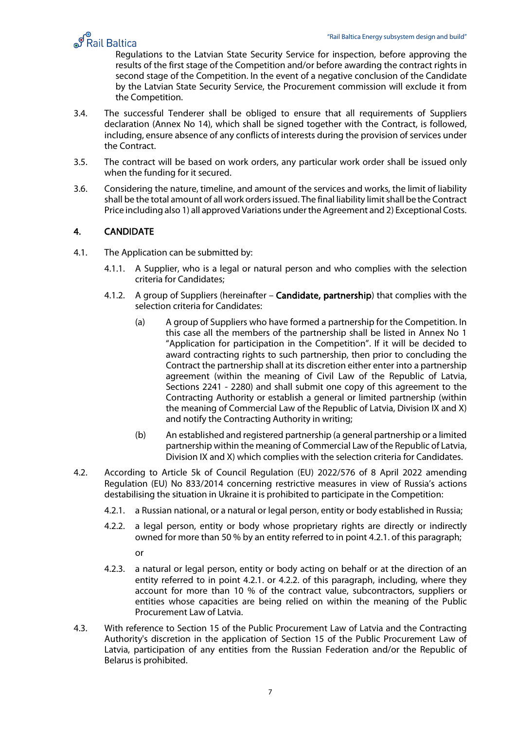Regulations to the Latvian State Security Service for inspection, before approving the results of the first stage of the Competition and/or before awarding the contract rights in second stage of the Competition. In the event of a negative conclusion of the Candidate by the Latvian State Security Service, the Procurement commission will exclude it from the Competition.

3.4. The successful Tenderer shall be obliged to ensure that all requirements of Suppliers declaration (Annex No 14), which shall be signed together with the Contract, is followed, including, ensure absence of any conflicts of interests during the provision of services under the Contract.

3.5. The contract will be based on work orders, any particular work order shall be issued only when the funding for it secured.

3.6. Considering the nature, timeline, and amount of the services and works, the limit of liability shall be the total amount of all work orders issued. The final liability limit shall be the Contract Price including also 1) all approved Variations under the Agreement and 2) Exceptional Costs.

## 4. CANDIDATE

4.1. The Application can be submitted by:

4.1.1. A Supplier, who is a legal or natural person and who complies with the selection criteria for Candidates;

4.1.2. A group of Suppliers (hereinafter – **Candidate, partnership**) that complies with the selection criteria for Candidates:

(a) A group of Suppliers who have formed a partnership for the Competition. In this case all the members of the partnership shall be listed in Annex No 1 “Application for participation in the Competition”. If it will be decided to award contracting rights to such partnership, then prior to concluding the Contract the partnership shall at its discretion either enter into a partnership agreement (within the meaning of Civil Law of the Republic of Latvia, Sections 2241 - 2280) and shall submit one copy of this agreement to the Contracting Authority or establish a general or limited partnership (within the meaning of Commercial Law of the Republic of Latvia, Division IX and X) and notify the Contracting Authority in writing;

(b) An established and registered partnership (a general partnership or a limited partnership within the meaning of Commercial Law of the Republic of Latvia, Division IX and X) which complies with the selection criteria for Candidates.

4.2. According to Article 5k of Council Regulation (EU) 2022/576 of 8 April 2022 amending Regulation (EU) No 833/2014 concerning restrictive measures in view of Russia’s actions destabilising the situation in Ukraine it is prohibited to participate in the Competition:

4.2.1. a Russian national, or a natural or legal person, entity or body established in Russia;

4.2.2. a legal person, entity or body whose proprietary rights are directly or indirectly owned for more than 50 % by an entity referred to in point 4.2.1. of this paragraph;

or

4.2.3. a natural or legal person, entity or body acting on behalf or at the direction of an entity referred to in point 4.2.1. or 4.2.2. of this paragraph, including, where they account for more than 10 % of the contract value, subcontractors, suppliers or entities whose capacities are being relied on within the meaning of the Public Procurement Law of Latvia.

4.3. With reference to Section 15 of the Public Procurement Law of Latvia and the Contracting Authority's discretion in the application of Section 15 of the Public Procurement Law of Latvia, participation of any entities from the Russian Federation and/or the Republic of Belarus is prohibited.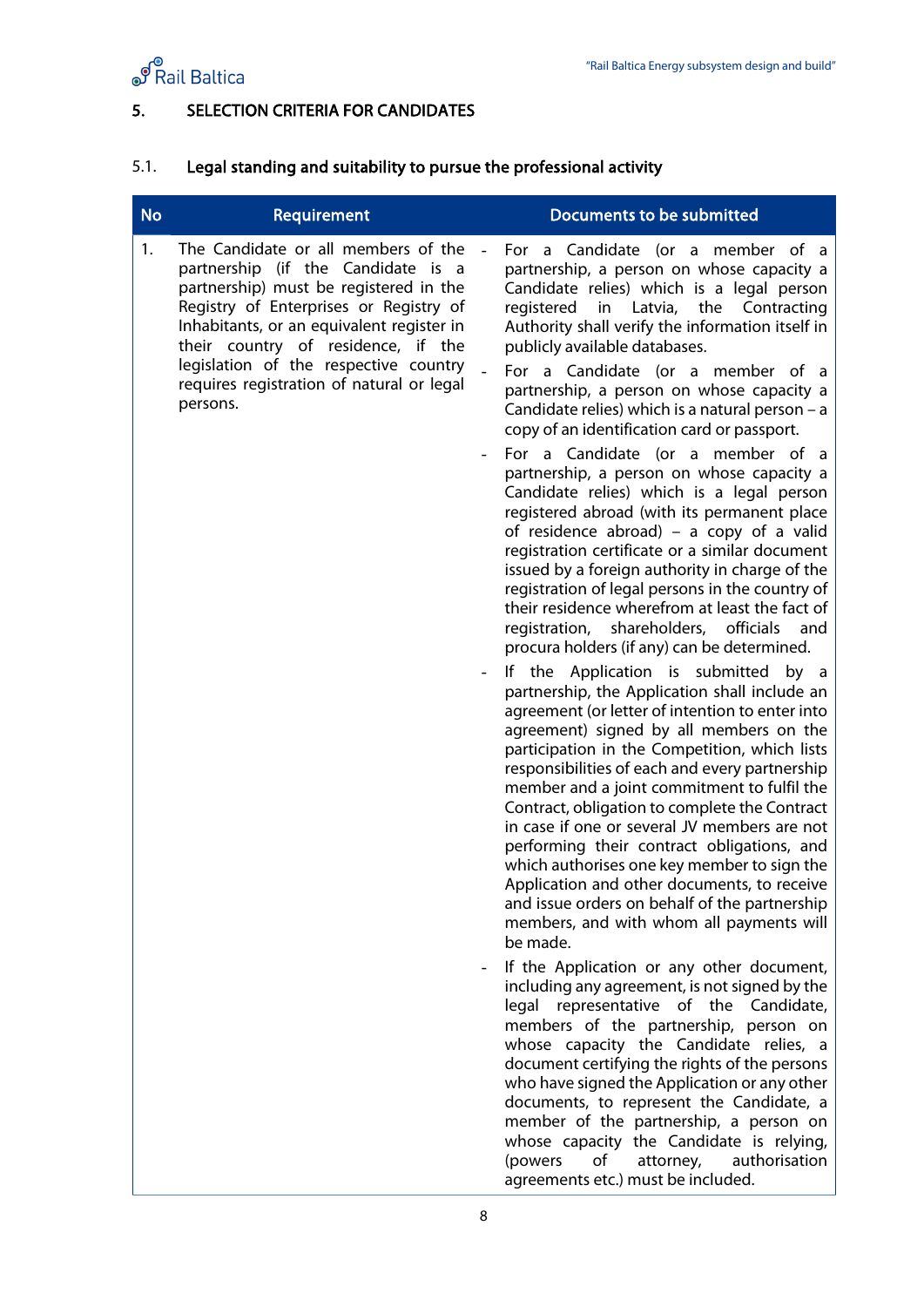## 5. SELECTION CRITERIA FOR CANDIDATES

### 5.1. Legal standing and suitability to pursue the professional activity

| No | Requirement | Documents to be submitted |
|---|---|---|
| 1. | The Candidate or all members of the partnership (if the Candidate is a partnership) must be registered in the Registry of Enterprises or Registry of Inhabitants, or an equivalent register in their country of residence, if the legislation of the respective country requires registration of natural or legal persons. | - For a Candidate (or a member of a partnership, a person on whose capacity a Candidate relies) which is a legal person registered in Latvia, the Contracting Authority shall verify the information itself in publicly available databases.<br>- For a Candidate (or a member of a partnership, a person on whose capacity a Candidate relies) which is a natural person – a copy of an identification card or passport.<br>- For a Candidate (or a member of a partnership, a person on whose capacity a Candidate relies) which is a legal person registered abroad (with its permanent place of residence abroad) – a copy of a valid registration certificate or a similar document issued by a foreign authority in charge of the registration of legal persons in the country of their residence wherefrom at least the fact of registration, shareholders, officials and procura holders (if any) can be determined.<br>- If the Application is submitted by a partnership, the Application shall include an agreement (or letter of intention to enter into agreement) signed by all members on the participation in the Competition, which lists responsibilities of each and every partnership member and a joint commitment to fulfil the Contract, obligation to complete the Contract in case if one or several JV members are not performing their contract obligations, and which authorises one key member to sign the Application and other documents, to receive and issue orders on behalf of the partnership members, and with whom all payments will be made.<br>- If the Application or any other document, including any agreement, is not signed by the legal representative of the Candidate, members of the partnership, person on whose capacity the Candidate relies, a document certifying the rights of the persons who have signed the Application or any other documents, to represent the Candidate, a member of the partnership, a person on whose capacity the Candidate is relying, (powers of attorney, authorisation agreements etc.) must be included. |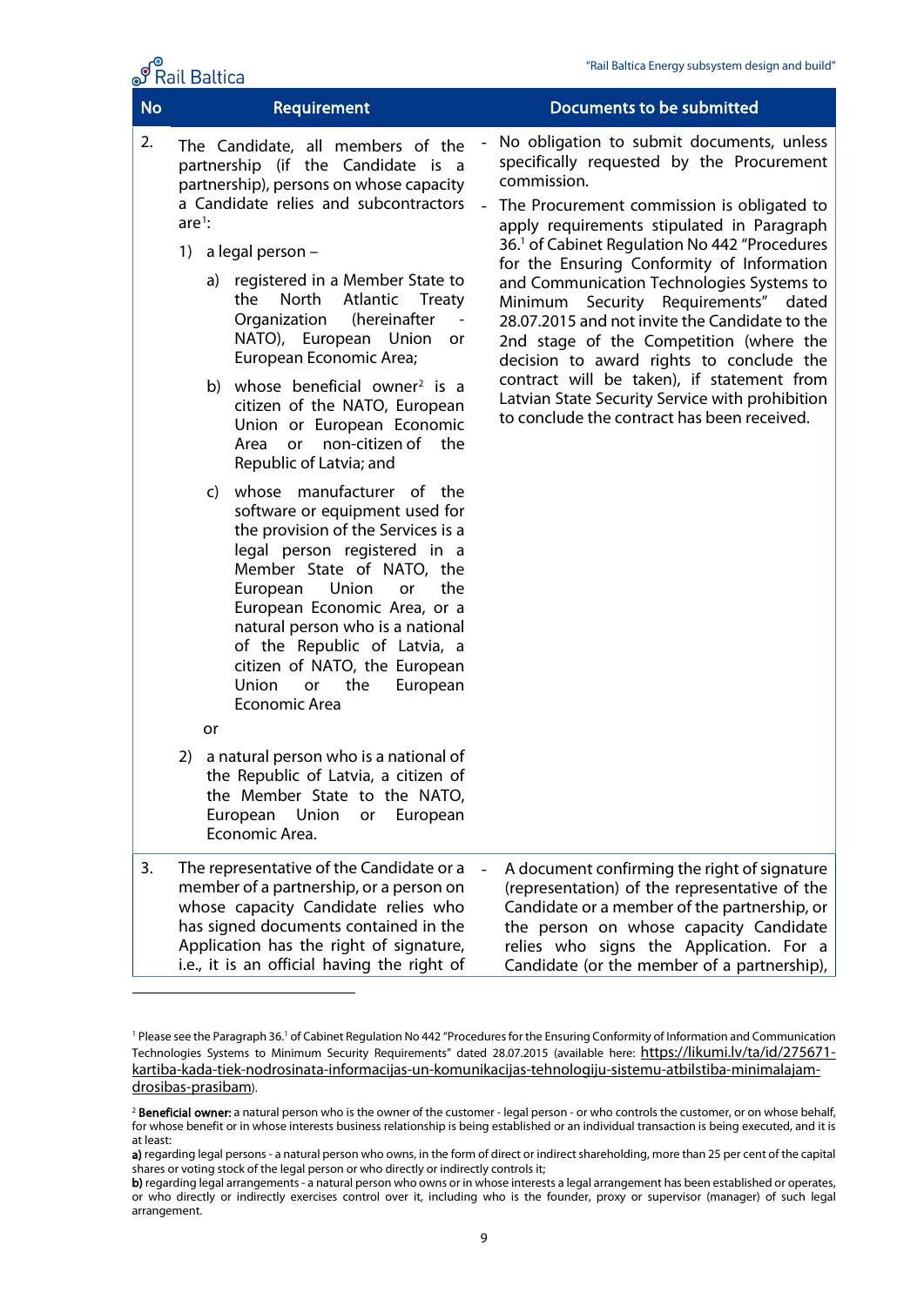| No | Requirement | Documents to be submitted |
|---|---|---|
| 2. | The Candidate, all members of the partnership (if the Candidate is a partnership), persons on whose capacity a Candidate relies and subcontractors are[1]:<br>1) a legal person –<br>a) registered in a Member State to the North Atlantic Treaty Organization (hereinafter - NATO), European Union or European Economic Area;<br>b) whose beneficial owner[2] is a citizen of the NATO, European Union or European Economic Area or non-citizen of the Republic of Latvia; and<br>c) whose manufacturer of the software or equipment used for the provision of the Services is a legal person registered in a Member State of NATO, the European Union or the European Economic Area, or a natural person who is a national of the Republic of Latvia, a citizen of NATO, the European Union or the European Economic Area<br>or<br>2) a natural person who is a national of the Republic of Latvia, a citizen of the Member State to the NATO, European Union or European Economic Area. | - No obligation to submit documents, unless specifically requested by the Procurement commission.<br>- The Procurement commission is obligated to apply requirements stipulated in Paragraph 36.[1] of Cabinet Regulation No 442 "Procedures for the Ensuring Conformity of Information and Communication Technologies Systems to Minimum Security Requirements" dated 28.07.2015 and not invite the Candidate to the 2nd stage of the Competition (where the decision to award rights to conclude the contract will be taken), if statement from Latvian State Security Service with prohibition to conclude the contract has been received. |
| 3. | The representative of the Candidate or a member of a partnership, or a person on whose capacity Candidate relies who has signed documents contained in the Application has the right of signature, i.e., it is an official having the right of | - A document confirming the right of signature (representation) of the representative of the Candidate or a member of the partnership, or the person on whose capacity Candidate relies who signs the Application. For a Candidate (or the member of a partnership), |

[1] Please see the Paragraph 36.[1] of Cabinet Regulation No 442 "Procedures for the Ensuring Conformity of Information and Communication Technologies Systems to Minimum Security Requirements" dated 28.07.2015 (available here: https://likumi.lv/ta/id/275671-kartiba-kada-tiek-nodrosinata-informacijas-un-komunikacijas-tehnologiju-sistemu-atbilstiba-minimalajam-drosibas-prasibam).

[2] **Beneficial owner:** a natural person who is the owner of the customer - legal person - or who controls the customer, or on whose behalf, for whose benefit or in whose interests business relationship is being established or an individual transaction is being executed, and it is at least:

**a)** regarding legal persons - a natural person who owns, in the form of direct or indirect shareholding, more than 25 per cent of the capital shares or voting stock of the legal person or who directly or indirectly controls it;

**b)** regarding legal arrangements - a natural person who owns or in whose interests a legal arrangement has been established or operates, or who directly or indirectly exercises control over it, including who is the founder, proxy or supervisor (manager) of such legal arrangement.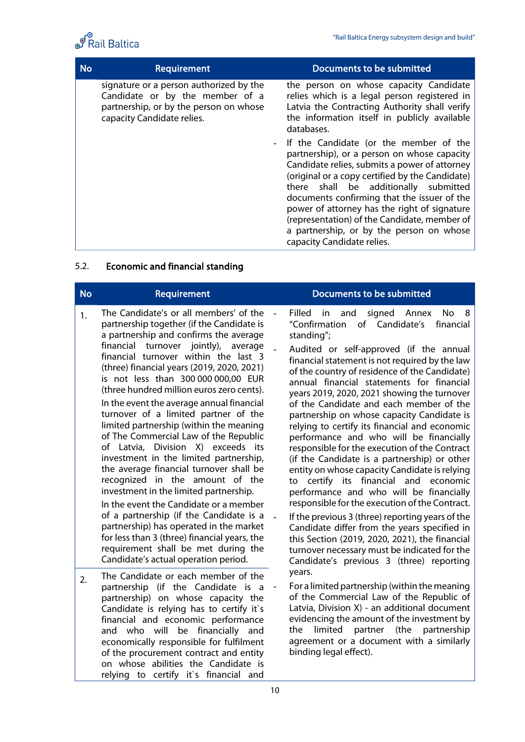| No | Requirement | Documents to be submitted |
|---|---|---|
| | signature or a person authorized by the Candidate or by the member of a partnership, or by the person on whose capacity Candidate relies. | the person on whose capacity Candidate relies which is a legal person registered in Latvia the Contracting Authority shall verify the information itself in publicly available databases.<br>- If the Candidate (or the member of the partnership), or a person on whose capacity Candidate relies, submits a power of attorney (original or a copy certified by the Candidate) there shall be additionally submitted documents confirming that the issuer of the power of attorney has the right of signature (representation) of the Candidate, member of a partnership, or by the person on whose capacity Candidate relies. |

## 5.2. Economic and financial standing

| No | Requirement | Documents to be submitted |
|---|---|---|
| 1. | The Candidate's or all members' of the partnership together (if the Candidate is a partnership and confirms the average financial turnover jointly), average financial turnover within the last 3 (three) financial years (2019, 2020, 2021) is not less than 300 000 000,00 EUR (three hundred million euros zero cents).<br>In the event the average annual financial turnover of a limited partner of the limited partnership (within the meaning of The Commercial Law of the Republic of Latvia, Division X) exceeds its investment in the limited partnership, the average financial turnover shall be recognized in the amount of the investment in the limited partnership.<br>In the event the Candidate or a member of a partnership (if the Candidate is a partnership) has operated in the market for less than 3 (three) financial years, the requirement shall be met during the Candidate's actual operation period. | - Filled in and signed Annex No 8 "Confirmation of Candidate's financial standing";<br>- Audited or self-approved (if the annual financial statement is not required by the law of the country of residence of the Candidate) annual financial statements for financial years 2019, 2020, 2021 showing the turnover of the Candidate and each member of the partnership on whose capacity Candidate is relying to certify its financial and economic performance and who will be financially responsible for the execution of the Contract (if the Candidate is a partnership) or other entity on whose capacity Candidate is relying to certify its financial and economic performance and who will be financially responsible for the execution of the Contract.<br>- If the previous 3 (three) reporting years of the Candidate differ from the years specified in this Section (2019, 2020, 2021), the financial turnover necessary must be indicated for the Candidate's previous 3 (three) reporting years.<br>- For a limited partnership (within the meaning of the Commercial Law of the Republic of Latvia, Division X) - an additional document evidencing the amount of the investment by the limited partner (the partnership agreement or a document with a similarly binding legal effect). |
| 2. | The Candidate or each member of the partnership (if the Candidate is a partnership) on whose capacity the Candidate is relying has to certify it`s financial and economic performance and who will be financially and economically responsible for fulfilment of the procurement contract and entity on whose abilities the Candidate is relying to certify it`s financial and | |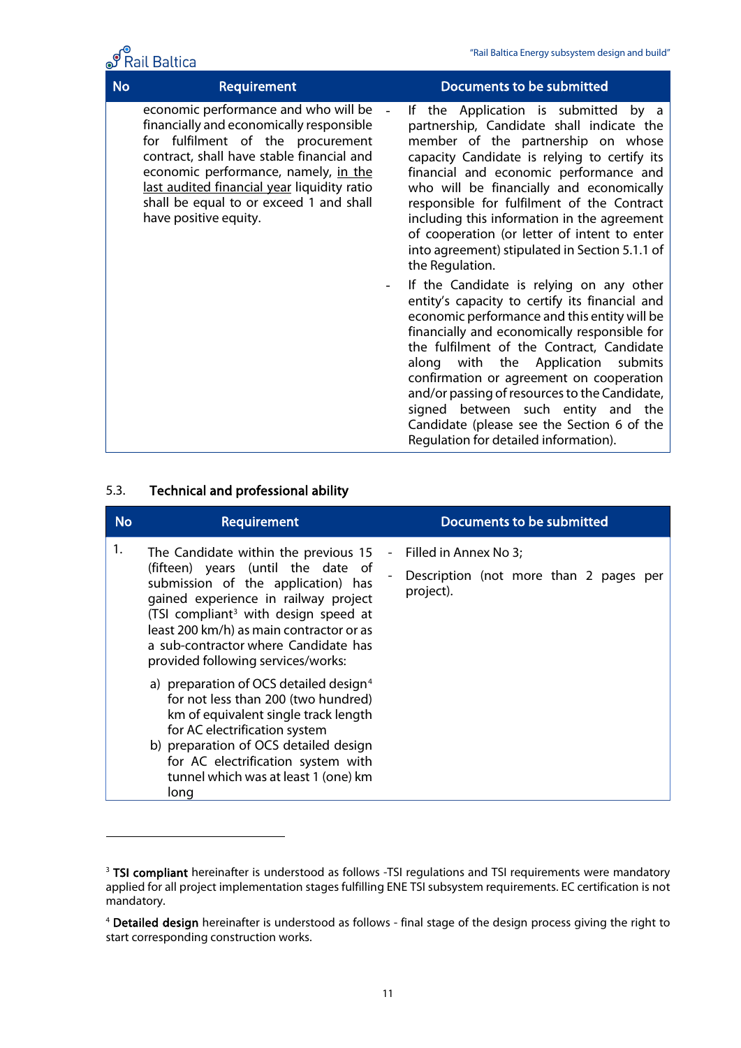| No | Requirement | Documents to be submitted |
|---|---|---|
| | economic performance and who will be financially and economically responsible for fulfilment of the procurement contract, shall have stable financial and economic performance, namely, <u>in the last audited financial year</u> liquidity ratio shall be equal to or exceed 1 and shall have positive equity. | - If the Application is submitted by a partnership, Candidate shall indicate the member of the partnership on whose capacity Candidate is relying to certify its financial and economic performance and who will be financially and economically responsible for fulfilment of the Contract including this information in the agreement of cooperation (or letter of intent to enter into agreement) stipulated in Section 5.1.1 of the Regulation.<br>- If the Candidate is relying on any other entity's capacity to certify its financial and economic performance and this entity will be financially and economically responsible for the fulfilment of the Contract, Candidate along with the Application submits confirmation or agreement on cooperation and/or passing of resources to the Candidate, signed between such entity and the Candidate (please see the Section 6 of the Regulation for detailed information). |

### 5.3. Technical and professional ability

| No | Requirement | Documents to be submitted |
|---|---|---|
| 1. | The Candidate within the previous 15 (fifteen) years (until the date of submission of the application) has gained experience in railway project (TSI compliant[3] with design speed at least 200 km/h) as main contractor or as a sub-contractor where Candidate has provided following services/works:<br>a) preparation of OCS detailed design[4] for not less than 200 (two hundred) km of equivalent single track length for AC electrification system<br>b) preparation of OCS detailed design for AC electrification system with tunnel which was at least 1 (one) km long | - Filled in Annex No 3;<br>- Description (not more than 2 pages per project). |

[3] **TSI compliant** hereinafter is understood as follows -TSI regulations and TSI requirements were mandatory applied for all project implementation stages fulfilling ENE TSI subsystem requirements. EC certification is not mandatory.

[4] **Detailed design** hereinafter is understood as follows - final stage of the design process giving the right to start corresponding construction works.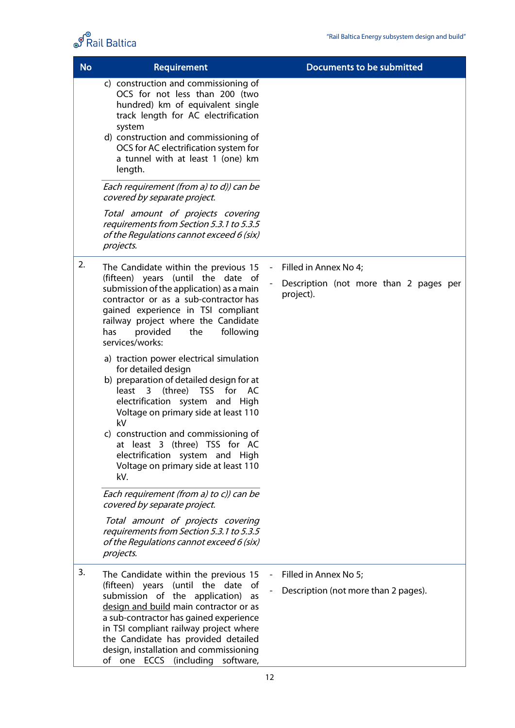| No | Requirement | Documents to be submitted |
|---|---|---|
| | c) construction and commissioning of OCS for not less than 200 (two hundred) km of equivalent single track length for AC electrification system<br>d) construction and commissioning of OCS for AC electrification system for a tunnel with at least 1 (one) km length.<br><br>*Each requirement (from a) to d)) can be covered by separate project.*<br><br>*Total amount of projects covering requirements from Section 5.3.1 to 5.3.5 of the Regulations cannot exceed 6 (six) projects.* | |
| 2. | The Candidate within the previous 15 (fifteen) years (until the date of submission of the application) as a main contractor or as a sub-contractor has gained experience in TSI compliant railway project where the Candidate has provided the following services/works:<br><br>a) traction power electrical simulation for detailed design<br>b) preparation of detailed design for at least 3 (three) TSS for AC electrification system and High Voltage on primary side at least 110 kV<br>c) construction and commissioning of at least 3 (three) TSS for AC electrification system and High Voltage on primary side at least 110 kV.<br><br>*Each requirement (from a) to c)) can be covered by separate project.*<br><br>*Total amount of projects covering requirements from Section 5.3.1 to 5.3.5 of the Regulations cannot exceed 6 (six) projects.* | - Filled in Annex No 4;<br>- Description (not more than 2 pages per project). |
| 3. | The Candidate within the previous 15 (fifteen) years (until the date of submission of the application) as design and build main contractor or as a sub-contractor has gained experience in TSI compliant railway project where the Candidate has provided detailed design, installation and commissioning of one ECCS (including software, | - Filled in Annex No 5;<br>- Description (not more than 2 pages). |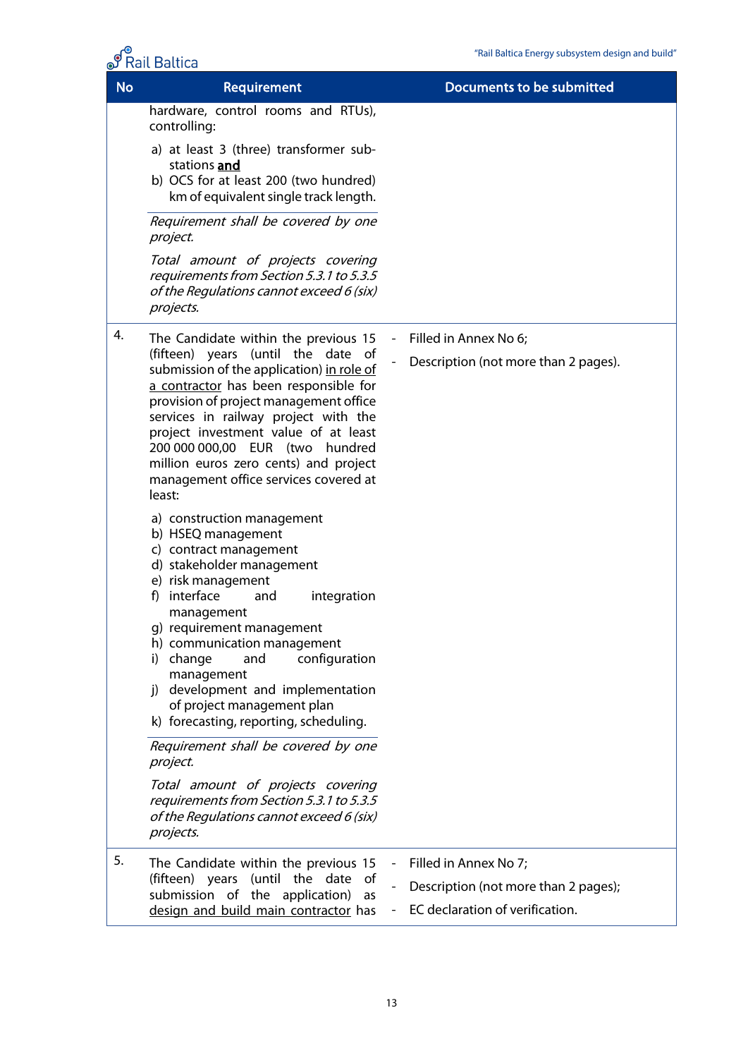| No | Requirement | Documents to be submitted |
|---|---|---|
| | hardware, control rooms and RTUs), controlling:<br><br>a) at least 3 (three) transformer sub-stations **and**<br>b) OCS for at least 200 (two hundred) km of equivalent single track length.<br><br>*Requirement shall be covered by one project.*<br><br>*Total amount of projects covering requirements from Section 5.3.1 to 5.3.5 of the Regulations cannot exceed 6 (six) projects.* | |
| 4. | The Candidate within the previous 15 (fifteen) years (until the date of submission of the application) in role of a contractor has been responsible for provision of project management office services in railway project with the project investment value of at least 200 000 000,00 EUR (two hundred million euros zero cents) and project management office services covered at least:<br><br>a) construction management<br>b) HSEQ management<br>c) contract management<br>d) stakeholder management<br>e) risk management<br>f) interface and integration management<br>g) requirement management<br>h) communication management<br>i) change and configuration management<br>j) development and implementation of project management plan<br>k) forecasting, reporting, scheduling.<br><br>*Requirement shall be covered by one project.*<br><br>*Total amount of projects covering requirements from Section 5.3.1 to 5.3.5 of the Regulations cannot exceed 6 (six) projects.* | - Filled in Annex No 6;<br>- Description (not more than 2 pages). |
| 5. | The Candidate within the previous 15 (fifteen) years (until the date of submission of the application) as design and build main contractor has | - Filled in Annex No 7;<br>- Description (not more than 2 pages);<br>- EC declaration of verification. |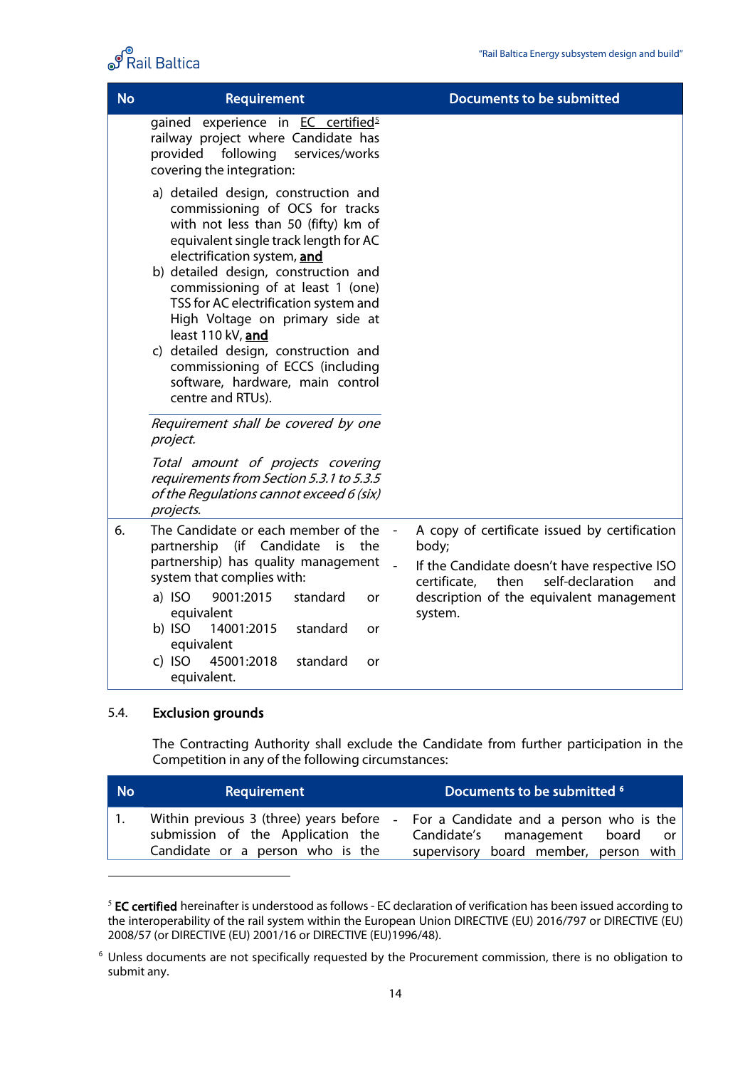| No | Requirement | Documents to be submitted |
|---|---|---|
| | gained experience in <u>EC certified</u>[5] railway project where Candidate has provided following services/works covering the integration:<br><br>a) detailed design, construction and commissioning of OCS for tracks with not less than 50 (fifty) km of equivalent single track length for AC electrification system, <u>**and**</u><br>b) detailed design, construction and commissioning of at least 1 (one) TSS for AC electrification system and High Voltage on primary side at least 110 kV, <u>**and**</u><br>c) detailed design, construction and commissioning of ECCS (including software, hardware, main control centre and RTUs).<br><br>*Requirement shall be covered by one project.*<br><br>*Total amount of projects covering requirements from Section 5.3.1 to 5.3.5 of the Regulations cannot exceed 6 (six) projects.* | |
| 6. | The Candidate or each member of the partnership (if Candidate is the partnership) has quality management system that complies with:<br>a) ISO 9001:2015 standard or equivalent<br>b) ISO 14001:2015 standard or equivalent<br>c) ISO 45001:2018 standard or equivalent. | - A copy of certificate issued by certification body;<br>- If the Candidate doesn't have respective ISO certificate, then self-declaration and description of the equivalent management system. |

5.4. **Exclusion grounds**

The Contracting Authority shall exclude the Candidate from further participation in the Competition in any of the following circumstances:

| No | Requirement | Documents to be submitted [6] |
|---|---|---|
| 1. | Within previous 3 (three) years before submission of the Application the Candidate or a person who is the | - For a Candidate and a person who is the Candidate's management board or supervisory board member, person with |

[5] **EC certified** hereinafter is understood as follows - EC declaration of verification has been issued according to the interoperability of the rail system within the European Union DIRECTIVE (EU) 2016/797 or DIRECTIVE (EU) 2008/57 (or DIRECTIVE (EU) 2001/16 or DIRECTIVE (EU)1996/48).

[6] Unless documents are not specifically requested by the Procurement commission, there is no obligation to submit any.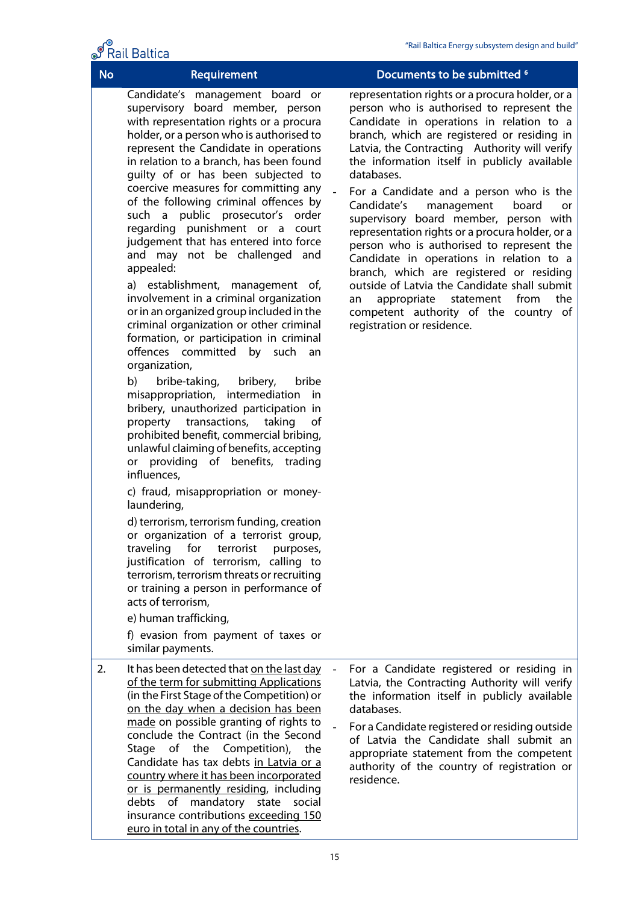| No | Requirement | Documents to be submitted [6] |
|---|---|---|
| | Candidate's management board or supervisory board member, person with representation rights or a procura holder, or a person who is authorised to represent the Candidate in operations in relation to a branch, has been found guilty of or has been subjected to coercive measures for committing any of the following criminal offences by such a public prosecutor's order regarding punishment or a court judgement that has entered into force and may not be challenged and appealed:<br><br>a) establishment, management of, involvement in a criminal organization or in an organized group included in the criminal organization or other criminal formation, or participation in criminal offences committed by such an organization,<br><br>b) bribe-taking, bribery, bribe misappropriation, intermediation in bribery, unauthorized participation in property transactions, taking of prohibited benefit, commercial bribing, unlawful claiming of benefits, accepting or providing of benefits, trading influences,<br><br>c) fraud, misappropriation or money-laundering,<br><br>d) terrorism, terrorism funding, creation or organization of a terrorist group, traveling for terrorist purposes, justification of terrorism, calling to terrorism, terrorism threats or recruiting or training a person in performance of acts of terrorism,<br><br>e) human trafficking,<br><br>f) evasion from payment of taxes or similar payments. | representation rights or a procura holder, or a person who is authorised to represent the Candidate in operations in relation to a branch, which are registered or residing in Latvia, the Contracting Authority will verify the information itself in publicly available databases.<br><br>- For a Candidate and a person who is the Candidate's management board or supervisory board member, person with representation rights or a procura holder, or a person who is authorised to represent the Candidate in operations in relation to a branch, which are registered or residing outside of Latvia the Candidate shall submit an appropriate statement from the competent authority of the country of registration or residence. |
| 2. | It has been detected that <u>on the last day of the term for submitting Applications</u> (in the First Stage of the Competition) or <u>on the day when a decision has been made</u> on possible granting of rights to conclude the Contract (in the Second Stage of the Competition), the Candidate has tax debts <u>in Latvia or a country where it has been incorporated or is permanently residing</u>, including debts of mandatory state social insurance contributions <u>exceeding 150 euro in total in any of the countries</u>. | - For a Candidate registered or residing in Latvia, the Contracting Authority will verify the information itself in publicly available databases.<br><br>- For a Candidate registered or residing outside of Latvia the Candidate shall submit an appropriate statement from the competent authority of the country of registration or residence. |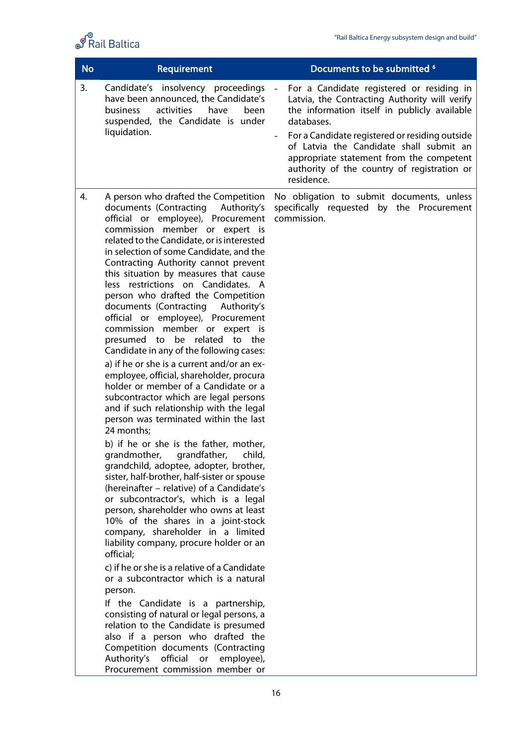| No | Requirement | Documents to be submitted [6] |
| --- | --- | --- |
| 3. | Candidate's insolvency proceedings have been announced, the Candidate's business activities have been suspended, the Candidate is under liquidation. | - For a Candidate registered or residing in Latvia, the Contracting Authority will verify the information itself in publicly available databases.<br>- For a Candidate registered or residing outside of Latvia the Candidate shall submit an appropriate statement from the competent authority of the country of registration or residence. |
| 4. | A person who drafted the Competition documents (Contracting Authority's official or employee), Procurement commission member or expert is related to the Candidate, or is interested in selection of some Candidate, and the Contracting Authority cannot prevent this situation by measures that cause less restrictions on Candidates. A person who drafted the Competition documents (Contracting Authority's official or employee), Procurement commission member or expert is presumed to be related to the Candidate in any of the following cases:<br>a) if he or she is a current and/or an ex-employee, official, shareholder, procura holder or member of a Candidate or a subcontractor which are legal persons and if such relationship with the legal person was terminated within the last 24 months;<br>b) if he or she is the father, mother, grandmother, grandfather, child, grandchild, adoptee, adopter, brother, sister, half-brother, half-sister or spouse (hereinafter – relative) of a Candidate's or subcontractor's, which is a legal person, shareholder who owns at least 10% of the shares in a joint-stock company, shareholder in a limited liability company, procure holder or an official;<br>c) if he or she is a relative of a Candidate or a subcontractor which is a natural person.<br>If the Candidate is a partnership, consisting of natural or legal persons, a relation to the Candidate is presumed also if a person who drafted the Competition documents (Contracting Authority's official or employee), Procurement commission member or | No obligation to submit documents, unless specifically requested by the Procurement commission. |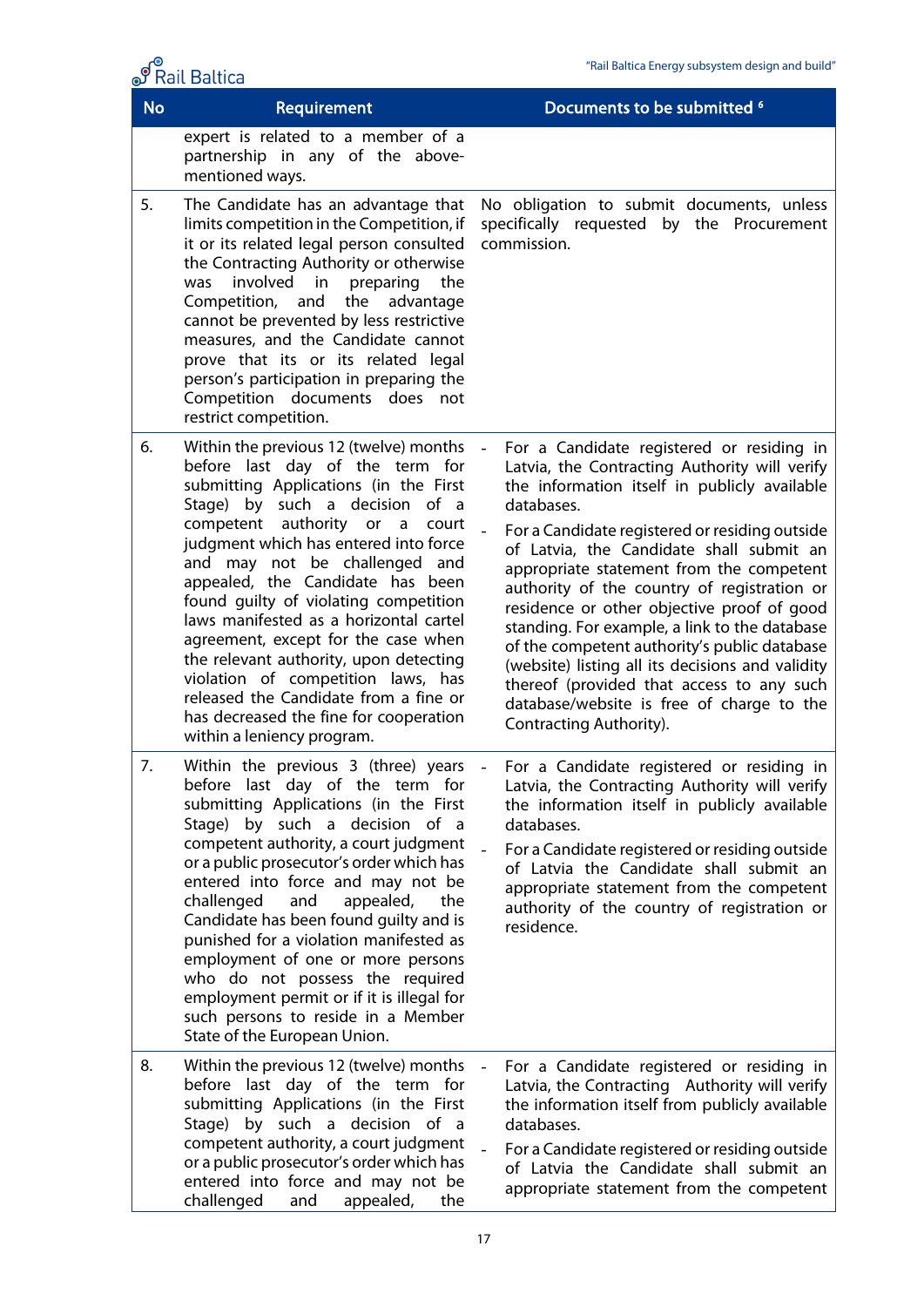| No | Requirement | Documents to be submitted [6] |
|---|---|---|
| | expert is related to a member of a partnership in any of the above-mentioned ways. | |
| 5. | The Candidate has an advantage that limits competition in the Competition, if it or its related legal person consulted the Contracting Authority or otherwise was involved in preparing the Competition, and the advantage cannot be prevented by less restrictive measures, and the Candidate cannot prove that its or its related legal person's participation in preparing the Competition documents does not restrict competition. | No obligation to submit documents, unless specifically requested by the Procurement commission. |
| 6. | Within the previous 12 (twelve) months before last day of the term for submitting Applications (in the First Stage) by such a decision of a competent authority or a court judgment which has entered into force and may not be challenged and appealed, the Candidate has been found guilty of violating competition laws manifested as a horizontal cartel agreement, except for the case when the relevant authority, upon detecting violation of competition laws, has released the Candidate from a fine or has decreased the fine for cooperation within a leniency program. | - For a Candidate registered or residing in Latvia, the Contracting Authority will verify the information itself in publicly available databases.<br>- For a Candidate registered or residing outside of Latvia, the Candidate shall submit an appropriate statement from the competent authority of the country of registration or residence or other objective proof of good standing. For example, a link to the database of the competent authority's public database (website) listing all its decisions and validity thereof (provided that access to any such database/website is free of charge to the Contracting Authority). |
| 7. | Within the previous 3 (three) years before last day of the term for submitting Applications (in the First Stage) by such a decision of a competent authority, a court judgment or a public prosecutor's order which has entered into force and may not be challenged and appealed, the Candidate has been found guilty and is punished for a violation manifested as employment of one or more persons who do not possess the required employment permit or if it is illegal for such persons to reside in a Member State of the European Union. | - For a Candidate registered or residing in Latvia, the Contracting Authority will verify the information itself in publicly available databases.<br>- For a Candidate registered or residing outside of Latvia the Candidate shall submit an appropriate statement from the competent authority of the country of registration or residence. |
| 8. | Within the previous 12 (twelve) months before last day of the term for submitting Applications (in the First Stage) by such a decision of a competent authority, a court judgment or a public prosecutor's order which has entered into force and may not be challenged and appealed, the | - For a Candidate registered or residing in Latvia, the Contracting Authority will verify the information itself from publicly available databases.<br>- For a Candidate registered or residing outside of Latvia the Candidate shall submit an appropriate statement from the competent |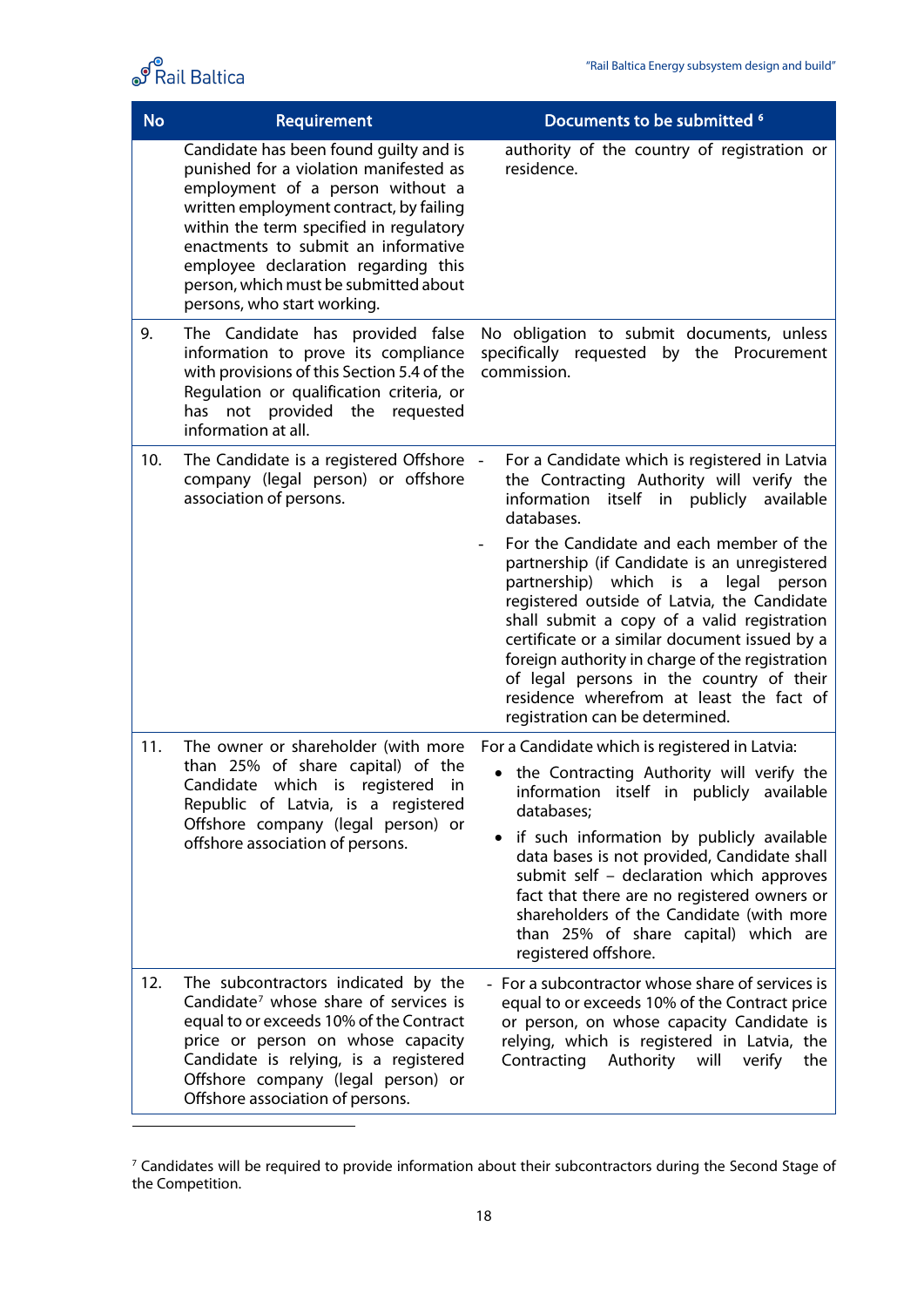| No | Requirement | Documents to be submitted [6] |
|---|---|---|
| | Candidate has been found guilty and is punished for a violation manifested as employment of a person without a written employment contract, by failing within the term specified in regulatory enactments to submit an informative employee declaration regarding this person, which must be submitted about persons, who start working. | authority of the country of registration or residence. |
| 9. | The Candidate has provided false information to prove its compliance with provisions of this Section 5.4 of the Regulation or qualification criteria, or has not provided the requested information at all. | No obligation to submit documents, unless specifically requested by the Procurement commission. |
| 10. | The Candidate is a registered Offshore company (legal person) or offshore association of persons. | - For a Candidate which is registered in Latvia the Contracting Authority will verify the information itself in publicly available databases.<br>- For the Candidate and each member of the partnership (if Candidate is an unregistered partnership) which is a legal person registered outside of Latvia, the Candidate shall submit a copy of a valid registration certificate or a similar document issued by a foreign authority in charge of the registration of legal persons in the country of their residence wherefrom at least the fact of registration can be determined. |
| 11. | The owner or shareholder (with more than 25% of share capital) of the Candidate which is registered in Republic of Latvia, is a registered Offshore company (legal person) or offshore association of persons. | For a Candidate which is registered in Latvia:<br>• the Contracting Authority will verify the information itself in publicly available databases;<br>• if such information by publicly available data bases is not provided, Candidate shall submit self – declaration which approves fact that there are no registered owners or shareholders of the Candidate (with more than 25% of share capital) which are registered offshore. |
| 12. | The subcontractors indicated by the Candidate[7] whose share of services is equal to or exceeds 10% of the Contract price or person on whose capacity Candidate is relying, is a registered Offshore company (legal person) or Offshore association of persons. | - For a subcontractor whose share of services is equal to or exceeds 10% of the Contract price or person, on whose capacity Candidate is relying, which is registered in Latvia, the Contracting Authority will verify the |

[7] Candidates will be required to provide information about their subcontractors during the Second Stage of the Competition.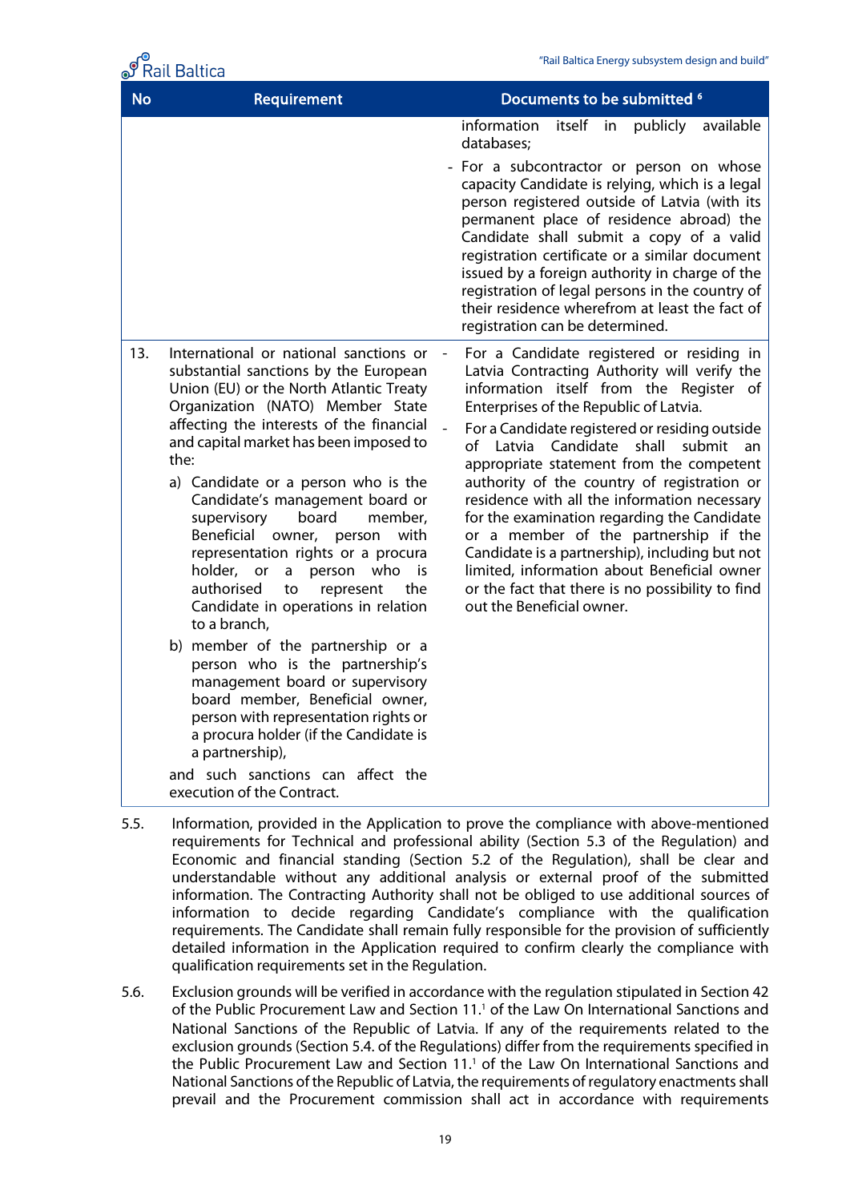| No | Requirement | Documents to be submitted [6] |
|---|---|---|
| | | information itself in publicly available databases;<br>- For a subcontractor or person on whose capacity Candidate is relying, which is a legal person registered outside of Latvia (with its permanent place of residence abroad) the Candidate shall submit a copy of a valid registration certificate or a similar document issued by a foreign authority in charge of the registration of legal persons in the country of their residence wherefrom at least the fact of registration can be determined. |
| 13. | International or national sanctions or substantial sanctions by the European Union (EU) or the North Atlantic Treaty Organization (NATO) Member State affecting the interests of the financial and capital market has been imposed to the:<br>a) Candidate or a person who is the Candidate's management board or supervisory board member, Beneficial owner, person with representation rights or a procura holder, or a person who is authorised to represent the Candidate in operations in relation to a branch,<br>b) member of the partnership or a person who is the partnership's management board or supervisory board member, Beneficial owner, person with representation rights or a procura holder (if the Candidate is a partnership),<br>and such sanctions can affect the execution of the Contract. | - For a Candidate registered or residing in Latvia Contracting Authority will verify the information itself from the Register of Enterprises of the Republic of Latvia.<br>- For a Candidate registered or residing outside of Latvia Candidate shall submit an appropriate statement from the competent authority of the country of registration or residence with all the information necessary for the examination regarding the Candidate or a member of the partnership if the Candidate is a partnership), including but not limited, information about Beneficial owner or the fact that there is no possibility to find out the Beneficial owner. |

5.5. Information, provided in the Application to prove the compliance with above-mentioned requirements for Technical and professional ability (Section 5.3 of the Regulation) and Economic and financial standing (Section 5.2 of the Regulation), shall be clear and understandable without any additional analysis or external proof of the submitted information. The Contracting Authority shall not be obliged to use additional sources of information to decide regarding Candidate's compliance with the qualification requirements. The Candidate shall remain fully responsible for the provision of sufficiently detailed information in the Application required to confirm clearly the compliance with qualification requirements set in the Regulation.

5.6. Exclusion grounds will be verified in accordance with the regulation stipulated in Section 42 of the Public Procurement Law and Section 11.[1] of the Law On International Sanctions and National Sanctions of the Republic of Latvia. If any of the requirements related to the exclusion grounds (Section 5.4. of the Regulations) differ from the requirements specified in the Public Procurement Law and Section 11.[1] of the Law On International Sanctions and National Sanctions of the Republic of Latvia, the requirements of regulatory enactments shall prevail and the Procurement commission shall act in accordance with requirements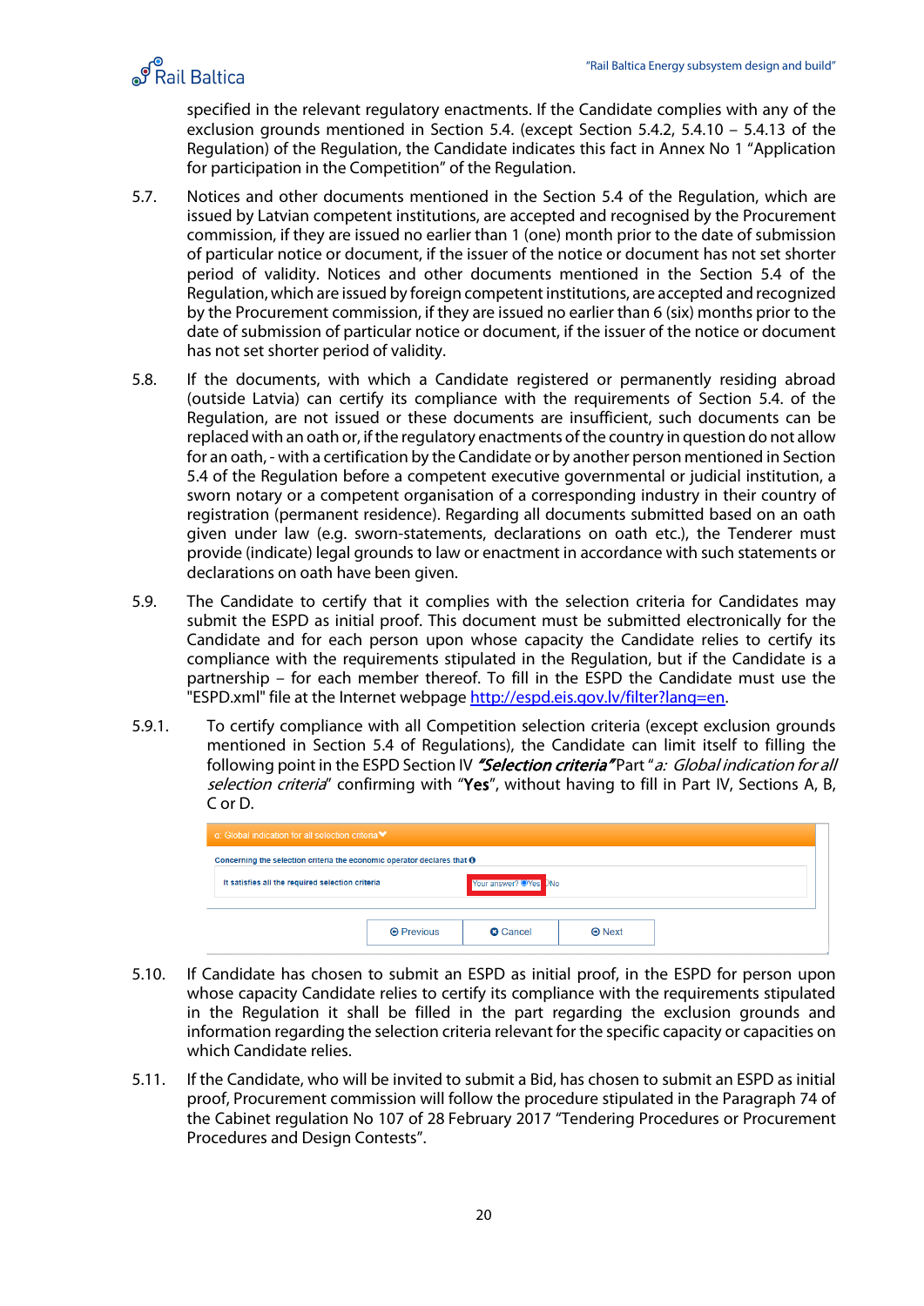specified in the relevant regulatory enactments. If the Candidate complies with any of the exclusion grounds mentioned in Section 5.4. (except Section 5.4.2, 5.4.10 – 5.4.13 of the Regulation) of the Regulation, the Candidate indicates this fact in Annex No 1 "Application for participation in the Competition" of the Regulation.

5.7. Notices and other documents mentioned in the Section 5.4 of the Regulation, which are issued by Latvian competent institutions, are accepted and recognised by the Procurement commission, if they are issued no earlier than 1 (one) month prior to the date of submission of particular notice or document, if the issuer of the notice or document has not set shorter period of validity. Notices and other documents mentioned in the Section 5.4 of the Regulation, which are issued by foreign competent institutions, are accepted and recognized by the Procurement commission, if they are issued no earlier than 6 (six) months prior to the date of submission of particular notice or document, if the issuer of the notice or document has not set shorter period of validity.

5.8. If the documents, with which a Candidate registered or permanently residing abroad (outside Latvia) can certify its compliance with the requirements of Section 5.4. of the Regulation, are not issued or these documents are insufficient, such documents can be replaced with an oath or, if the regulatory enactments of the country in question do not allow for an oath, - with a certification by the Candidate or by another person mentioned in Section 5.4 of the Regulation before a competent executive governmental or judicial institution, a sworn notary or a competent organisation of a corresponding industry in their country of registration (permanent residence). Regarding all documents submitted based on an oath given under law (e.g. sworn-statements, declarations on oath etc.), the Tenderer must provide (indicate) legal grounds to law or enactment in accordance with such statements or declarations on oath have been given.

5.9. The Candidate to certify that it complies with the selection criteria for Candidates may submit the ESPD as initial proof. This document must be submitted electronically for the Candidate and for each person upon whose capacity the Candidate relies to certify its compliance with the requirements stipulated in the Regulation, but if the Candidate is a partnership – for each member thereof. To fill in the ESPD the Candidate must use the "ESPD.xml" file at the Internet webpage http://espd.eis.gov.lv/filter?lang=en.

5.9.1. To certify compliance with all Competition selection criteria (except exclusion grounds mentioned in Section 5.4 of Regulations), the Candidate can limit itself to filling the following point in the ESPD Section IV ***"Selection criteria"*** Part "*a: Global indication for all selection criteria*" confirming with "**Yes**", without having to fill in Part IV, Sections A, B, C or D.

α: Global indication for all selection criteria

Concerning the selection criteria the economic operator declares that

It satisfies all the required selection criteria — Your answer? Yes / No

Previous | Cancel | Next

5.10. If Candidate has chosen to submit an ESPD as initial proof, in the ESPD for person upon whose capacity Candidate relies to certify its compliance with the requirements stipulated in the Regulation it shall be filled in the part regarding the exclusion grounds and information regarding the selection criteria relevant for the specific capacity or capacities on which Candidate relies.

5.11. If the Candidate, who will be invited to submit a Bid, has chosen to submit an ESPD as initial proof, Procurement commission will follow the procedure stipulated in the Paragraph 74 of the Cabinet regulation No 107 of 28 February 2017 "Tendering Procedures or Procurement Procedures and Design Contests".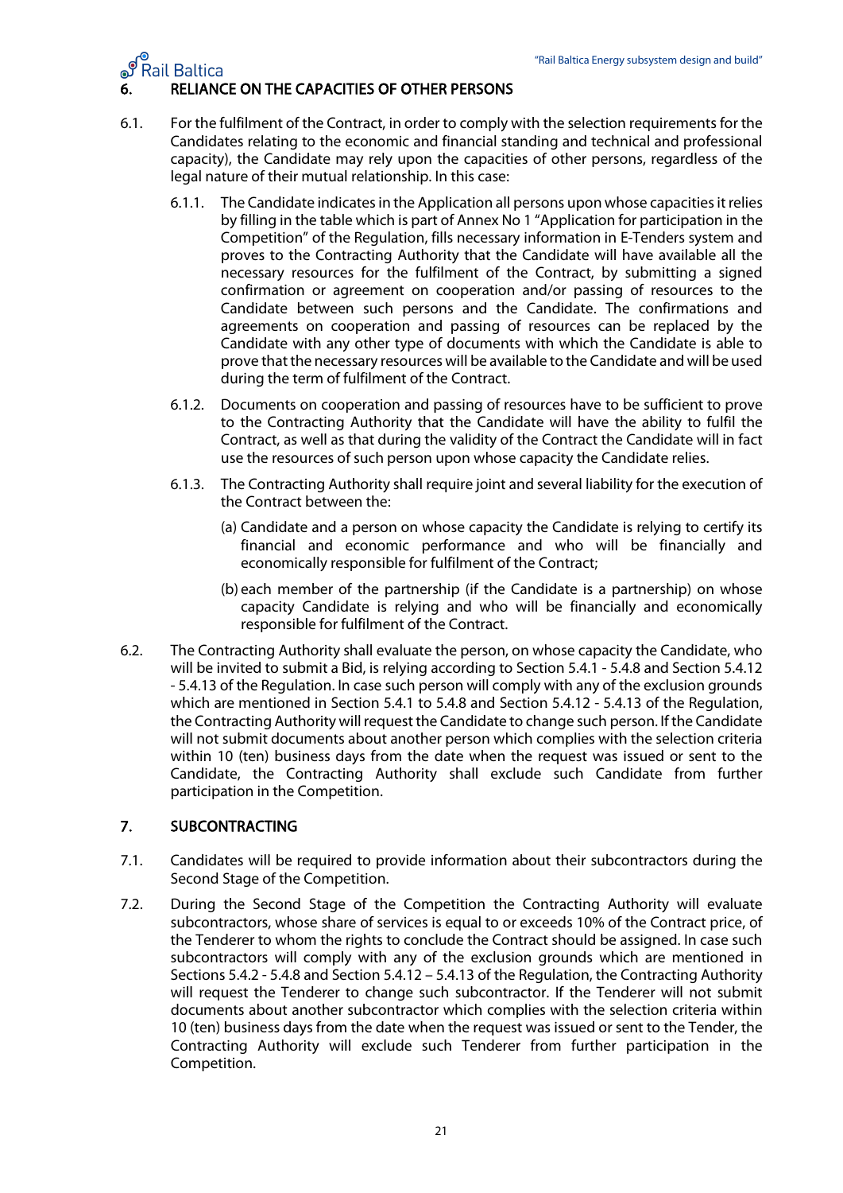## 6. RELIANCE ON THE CAPACITIES OF OTHER PERSONS

6.1. For the fulfilment of the Contract, in order to comply with the selection requirements for the Candidates relating to the economic and financial standing and technical and professional capacity), the Candidate may rely upon the capacities of other persons, regardless of the legal nature of their mutual relationship. In this case:

6.1.1. The Candidate indicates in the Application all persons upon whose capacities it relies by filling in the table which is part of Annex No 1 "Application for participation in the Competition" of the Regulation, fills necessary information in E-Tenders system and proves to the Contracting Authority that the Candidate will have available all the necessary resources for the fulfilment of the Contract, by submitting a signed confirmation or agreement on cooperation and/or passing of resources to the Candidate between such persons and the Candidate. The confirmations and agreements on cooperation and passing of resources can be replaced by the Candidate with any other type of documents with which the Candidate is able to prove that the necessary resources will be available to the Candidate and will be used during the term of fulfilment of the Contract.

6.1.2. Documents on cooperation and passing of resources have to be sufficient to prove to the Contracting Authority that the Candidate will have the ability to fulfil the Contract, as well as that during the validity of the Contract the Candidate will in fact use the resources of such person upon whose capacity the Candidate relies.

6.1.3. The Contracting Authority shall require joint and several liability for the execution of the Contract between the:

(a) Candidate and a person on whose capacity the Candidate is relying to certify its financial and economic performance and who will be financially and economically responsible for fulfilment of the Contract;

(b) each member of the partnership (if the Candidate is a partnership) on whose capacity Candidate is relying and who will be financially and economically responsible for fulfilment of the Contract.

6.2. The Contracting Authority shall evaluate the person, on whose capacity the Candidate, who will be invited to submit a Bid, is relying according to Section 5.4.1 - 5.4.8 and Section 5.4.12 - 5.4.13 of the Regulation. In case such person will comply with any of the exclusion grounds which are mentioned in Section 5.4.1 to 5.4.8 and Section 5.4.12 - 5.4.13 of the Regulation, the Contracting Authority will request the Candidate to change such person. If the Candidate will not submit documents about another person which complies with the selection criteria within 10 (ten) business days from the date when the request was issued or sent to the Candidate, the Contracting Authority shall exclude such Candidate from further participation in the Competition.

## 7. SUBCONTRACTING

7.1. Candidates will be required to provide information about their subcontractors during the Second Stage of the Competition.

7.2. During the Second Stage of the Competition the Contracting Authority will evaluate subcontractors, whose share of services is equal to or exceeds 10% of the Contract price, of the Tenderer to whom the rights to conclude the Contract should be assigned. In case such subcontractors will comply with any of the exclusion grounds which are mentioned in Sections 5.4.2 - 5.4.8 and Section 5.4.12 – 5.4.13 of the Regulation, the Contracting Authority will request the Tenderer to change such subcontractor. If the Tenderer will not submit documents about another subcontractor which complies with the selection criteria within 10 (ten) business days from the date when the request was issued or sent to the Tender, the Contracting Authority will exclude such Tenderer from further participation in the Competition.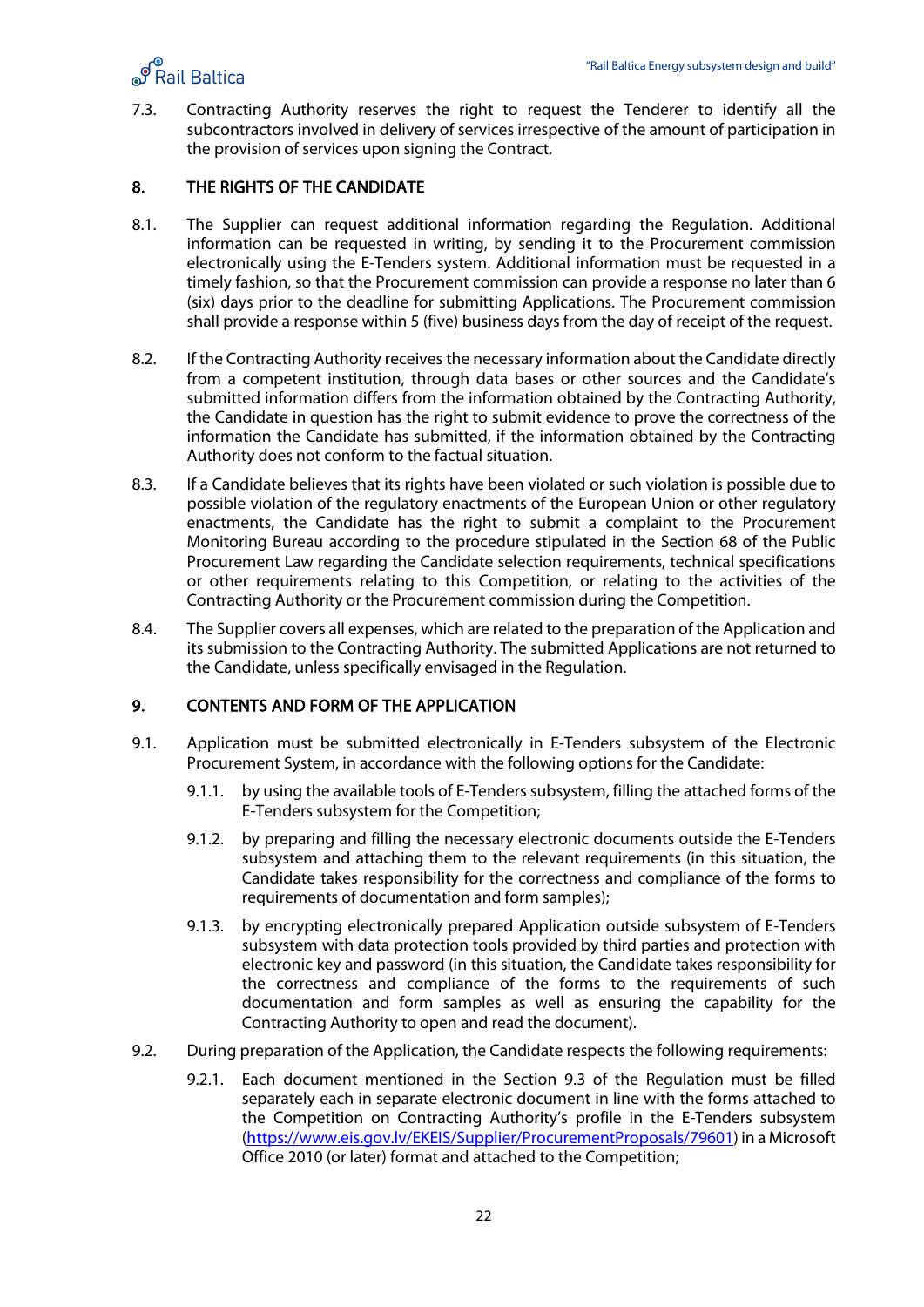7.3. Contracting Authority reserves the right to request the Tenderer to identify all the subcontractors involved in delivery of services irrespective of the amount of participation in the provision of services upon signing the Contract.

## 8. THE RIGHTS OF THE CANDIDATE

8.1. The Supplier can request additional information regarding the Regulation. Additional information can be requested in writing, by sending it to the Procurement commission electronically using the E-Tenders system. Additional information must be requested in a timely fashion, so that the Procurement commission can provide a response no later than 6 (six) days prior to the deadline for submitting Applications. The Procurement commission shall provide a response within 5 (five) business days from the day of receipt of the request.

8.2. If the Contracting Authority receives the necessary information about the Candidate directly from a competent institution, through data bases or other sources and the Candidate's submitted information differs from the information obtained by the Contracting Authority, the Candidate in question has the right to submit evidence to prove the correctness of the information the Candidate has submitted, if the information obtained by the Contracting Authority does not conform to the factual situation.

8.3. If a Candidate believes that its rights have been violated or such violation is possible due to possible violation of the regulatory enactments of the European Union or other regulatory enactments, the Candidate has the right to submit a complaint to the Procurement Monitoring Bureau according to the procedure stipulated in the Section 68 of the Public Procurement Law regarding the Candidate selection requirements, technical specifications or other requirements relating to this Competition, or relating to the activities of the Contracting Authority or the Procurement commission during the Competition.

8.4. The Supplier covers all expenses, which are related to the preparation of the Application and its submission to the Contracting Authority. The submitted Applications are not returned to the Candidate, unless specifically envisaged in the Regulation.

## 9. CONTENTS AND FORM OF THE APPLICATION

9.1. Application must be submitted electronically in E-Tenders subsystem of the Electronic Procurement System, in accordance with the following options for the Candidate:

9.1.1. by using the available tools of E-Tenders subsystem, filling the attached forms of the E-Tenders subsystem for the Competition;

9.1.2. by preparing and filling the necessary electronic documents outside the E-Tenders subsystem and attaching them to the relevant requirements (in this situation, the Candidate takes responsibility for the correctness and compliance of the forms to requirements of documentation and form samples);

9.1.3. by encrypting electronically prepared Application outside subsystem of E-Tenders subsystem with data protection tools provided by third parties and protection with electronic key and password (in this situation, the Candidate takes responsibility for the correctness and compliance of the forms to the requirements of such documentation and form samples as well as ensuring the capability for the Contracting Authority to open and read the document).

9.2. During preparation of the Application, the Candidate respects the following requirements:

9.2.1. Each document mentioned in the Section 9.3 of the Regulation must be filled separately each in separate electronic document in line with the forms attached to the Competition on Contracting Authority's profile in the E-Tenders subsystem (https://www.eis.gov.lv/EKEIS/Supplier/ProcurementProposals/79601) in a Microsoft Office 2010 (or later) format and attached to the Competition;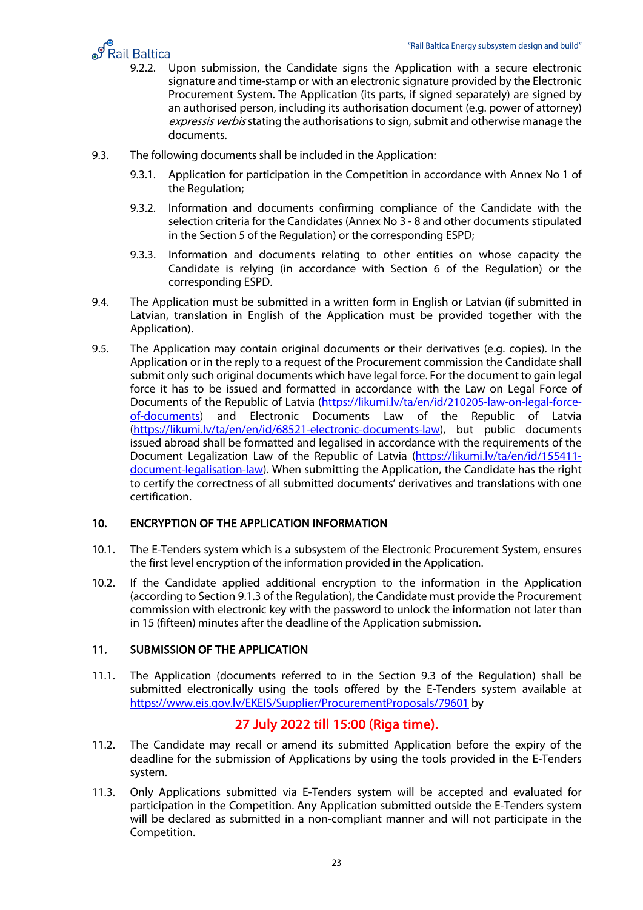9.2.2. Upon submission, the Candidate signs the Application with a secure electronic signature and time-stamp or with an electronic signature provided by the Electronic Procurement System. The Application (its parts, if signed separately) are signed by an authorised person, including its authorisation document (e.g. power of attorney) *expressis verbis* stating the authorisations to sign, submit and otherwise manage the documents.

9.3. The following documents shall be included in the Application:

9.3.1. Application for participation in the Competition in accordance with Annex No 1 of the Regulation;

9.3.2. Information and documents confirming compliance of the Candidate with the selection criteria for the Candidates (Annex No 3 - 8 and other documents stipulated in the Section 5 of the Regulation) or the corresponding ESPD;

9.3.3. Information and documents relating to other entities on whose capacity the Candidate is relying (in accordance with Section 6 of the Regulation) or the corresponding ESPD.

9.4. The Application must be submitted in a written form in English or Latvian (if submitted in Latvian, translation in English of the Application must be provided together with the Application).

9.5. The Application may contain original documents or their derivatives (e.g. copies). In the Application or in the reply to a request of the Procurement commission the Candidate shall submit only such original documents which have legal force. For the document to gain legal force it has to be issued and formatted in accordance with the Law on Legal Force of Documents of the Republic of Latvia (https://likumi.lv/ta/en/id/210205-law-on-legal-force-of-documents) and Electronic Documents Law of the Republic of Latvia (https://likumi.lv/ta/en/en/id/68521-electronic-documents-law), but public documents issued abroad shall be formatted and legalised in accordance with the requirements of the Document Legalization Law of the Republic of Latvia (https://likumi.lv/ta/en/id/155411-document-legalisation-law). When submitting the Application, the Candidate has the right to certify the correctness of all submitted documents' derivatives and translations with one certification.

## 10. ENCRYPTION OF THE APPLICATION INFORMATION

10.1. The E-Tenders system which is a subsystem of the Electronic Procurement System, ensures the first level encryption of the information provided in the Application.

10.2. If the Candidate applied additional encryption to the information in the Application (according to Section 9.1.3 of the Regulation), the Candidate must provide the Procurement commission with electronic key with the password to unlock the information not later than in 15 (fifteen) minutes after the deadline of the Application submission.

## 11. SUBMISSION OF THE APPLICATION

11.1. The Application (documents referred to in the Section 9.3 of the Regulation) shall be submitted electronically using the tools offered by the E-Tenders system available at https://www.eis.gov.lv/EKEIS/Supplier/ProcurementProposals/79601 by

**27 July 2022 till 15:00 (Riga time).**

11.2. The Candidate may recall or amend its submitted Application before the expiry of the deadline for the submission of Applications by using the tools provided in the E-Tenders system.

11.3. Only Applications submitted via E-Tenders system will be accepted and evaluated for participation in the Competition. Any Application submitted outside the E-Tenders system will be declared as submitted in a non-compliant manner and will not participate in the Competition.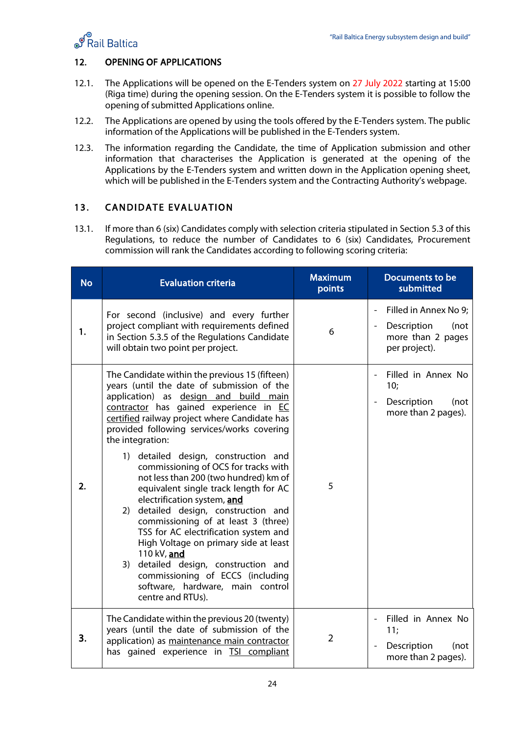## 12. OPENING OF APPLICATIONS

12.1. The Applications will be opened on the E-Tenders system on 27 July 2022 starting at 15:00 (Riga time) during the opening session. On the E-Tenders system it is possible to follow the opening of submitted Applications online.

12.2. The Applications are opened by using the tools offered by the E-Tenders system. The public information of the Applications will be published in the E-Tenders system.

12.3. The information regarding the Candidate, the time of Application submission and other information that characterises the Application is generated at the opening of the Applications by the E-Tenders system and written down in the Application opening sheet, which will be published in the E-Tenders system and the Contracting Authority's webpage.

## 13. CANDIDATE EVALUATION

13.1. If more than 6 (six) Candidates comply with selection criteria stipulated in Section 5.3 of this Regulations, to reduce the number of Candidates to 6 (six) Candidates, Procurement commission will rank the Candidates according to following scoring criteria:

| No | Evaluation criteria | Maximum points | Documents to be submitted |
|---|---|---|---|
| **1.** | For second (inclusive) and every further project compliant with requirements defined in Section 5.3.5 of the Regulations Candidate will obtain two point per project. | 6 | - Filled in Annex No 9;<br>- Description (not more than 2 pages per project). |
| **2.** | The Candidate within the previous 15 (fifteen) years (until the date of submission of the application) as design and build main contractor has gained experience in EC certified railway project where Candidate has provided following services/works covering the integration:<br>1) detailed design, construction and commissioning of OCS for tracks with not less than 200 (two hundred) km of equivalent single track length for AC electrification system, **and**<br>2) detailed design, construction and commissioning of at least 3 (three) TSS for AC electrification system and High Voltage on primary side at least 110 kV, **and**<br>3) detailed design, construction and commissioning of ECCS (including software, hardware, main control centre and RTUs). | 5 | - Filled in Annex No 10;<br>- Description (not more than 2 pages). |
| **3.** | The Candidate within the previous 20 (twenty) years (until the date of submission of the application) as maintenance main contractor has gained experience in TSI compliant | 2 | - Filled in Annex No 11;<br>- Description (not more than 2 pages). |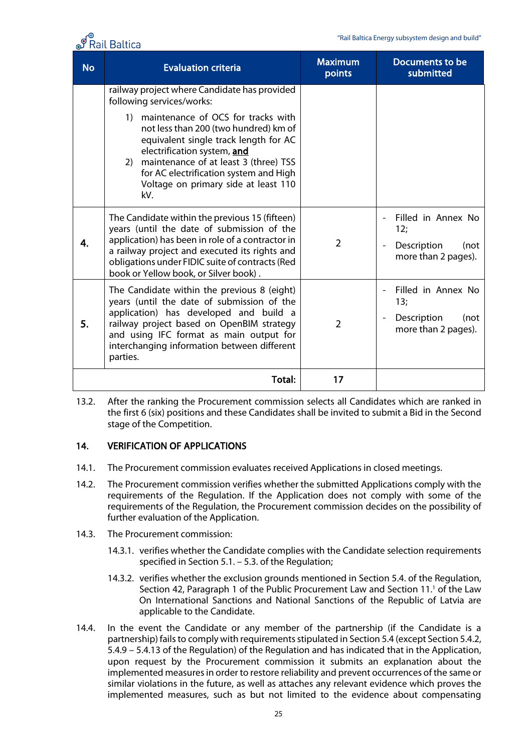| No | Evaluation criteria | Maximum points | Documents to be submitted |
|---|---|---|---|
| | railway project where Candidate has provided following services/works:<br>1) maintenance of OCS for tracks with not less than 200 (two hundred) km of equivalent single track length for AC electrification system, **<u>and</u>**<br>2) maintenance of at least 3 (three) TSS for AC electrification system and High Voltage on primary side at least 110 kV. | | |
| **4.** | The Candidate within the previous 15 (fifteen) years (until the date of submission of the application) has been in role of a contractor in a railway project and executed its rights and obligations under FIDIC suite of contracts (Red book or Yellow book, or Silver book) . | 2 | - Filled in Annex No 12;<br>- Description (not more than 2 pages). |
| **5.** | The Candidate within the previous 8 (eight) years (until the date of submission of the application) has developed and build a railway project based on OpenBIM strategy and using IFC format as main output for interchanging information between different parties. | 2 | - Filled in Annex No 13;<br>- Description (not more than 2 pages). |
| | **Total:** | **17** | |

13.2. After the ranking the Procurement commission selects all Candidates which are ranked in the first 6 (six) positions and these Candidates shall be invited to submit a Bid in the Second stage of the Competition.

## 14. VERIFICATION OF APPLICATIONS

14.1. The Procurement commission evaluates received Applications in closed meetings.

14.2. The Procurement commission verifies whether the submitted Applications comply with the requirements of the Regulation. If the Application does not comply with some of the requirements of the Regulation, the Procurement commission decides on the possibility of further evaluation of the Application.

14.3. The Procurement commission:

14.3.1. verifies whether the Candidate complies with the Candidate selection requirements specified in Section 5.1. – 5.3. of the Regulation;

14.3.2. verifies whether the exclusion grounds mentioned in Section 5.4. of the Regulation, Section 42, Paragraph 1 of the Public Procurement Law and Section 11.[1] of the Law On International Sanctions and National Sanctions of the Republic of Latvia are applicable to the Candidate.

14.4. In the event the Candidate or any member of the partnership (if the Candidate is a partnership) fails to comply with requirements stipulated in Section 5.4 (except Section 5.4.2, 5.4.9 – 5.4.13 of the Regulation) of the Regulation and has indicated that in the Application, upon request by the Procurement commission it submits an explanation about the implemented measures in order to restore reliability and prevent occurrences of the same or similar violations in the future, as well as attaches any relevant evidence which proves the implemented measures, such as but not limited to the evidence about compensating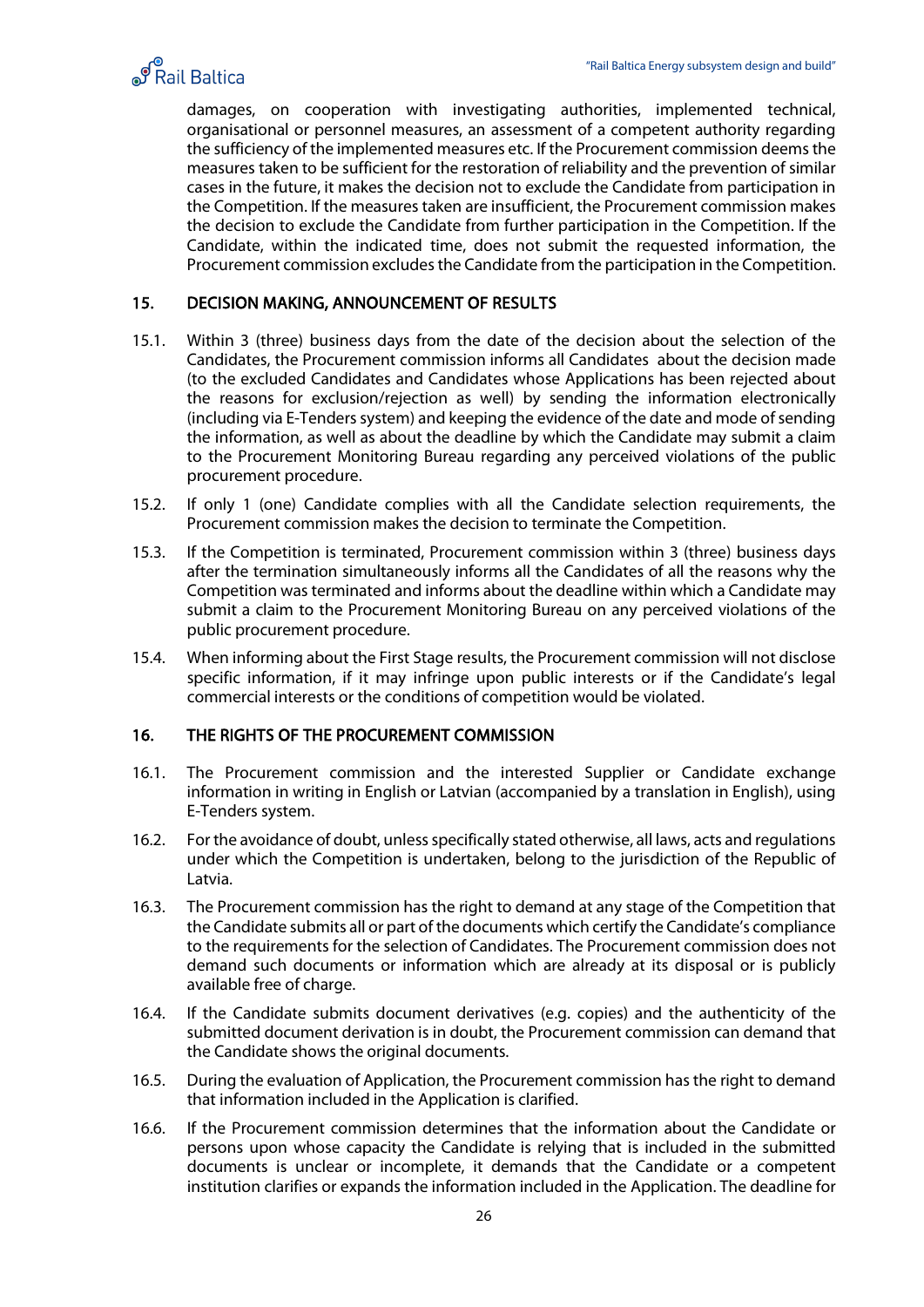damages, on cooperation with investigating authorities, implemented technical, organisational or personnel measures, an assessment of a competent authority regarding the sufficiency of the implemented measures etc. If the Procurement commission deems the measures taken to be sufficient for the restoration of reliability and the prevention of similar cases in the future, it makes the decision not to exclude the Candidate from participation in the Competition. If the measures taken are insufficient, the Procurement commission makes the decision to exclude the Candidate from further participation in the Competition. If the Candidate, within the indicated time, does not submit the requested information, the Procurement commission excludes the Candidate from the participation in the Competition.

## 15. DECISION MAKING, ANNOUNCEMENT OF RESULTS

15.1. Within 3 (three) business days from the date of the decision about the selection of the Candidates, the Procurement commission informs all Candidates about the decision made (to the excluded Candidates and Candidates whose Applications has been rejected about the reasons for exclusion/rejection as well) by sending the information electronically (including via E-Tenders system) and keeping the evidence of the date and mode of sending the information, as well as about the deadline by which the Candidate may submit a claim to the Procurement Monitoring Bureau regarding any perceived violations of the public procurement procedure.

15.2. If only 1 (one) Candidate complies with all the Candidate selection requirements, the Procurement commission makes the decision to terminate the Competition.

15.3. If the Competition is terminated, Procurement commission within 3 (three) business days after the termination simultaneously informs all the Candidates of all the reasons why the Competition was terminated and informs about the deadline within which a Candidate may submit a claim to the Procurement Monitoring Bureau on any perceived violations of the public procurement procedure.

15.4. When informing about the First Stage results, the Procurement commission will not disclose specific information, if it may infringe upon public interests or if the Candidate's legal commercial interests or the conditions of competition would be violated.

## 16. THE RIGHTS OF THE PROCUREMENT COMMISSION

16.1. The Procurement commission and the interested Supplier or Candidate exchange information in writing in English or Latvian (accompanied by a translation in English), using E-Tenders system.

16.2. For the avoidance of doubt, unless specifically stated otherwise, all laws, acts and regulations under which the Competition is undertaken, belong to the jurisdiction of the Republic of Latvia.

16.3. The Procurement commission has the right to demand at any stage of the Competition that the Candidate submits all or part of the documents which certify the Candidate's compliance to the requirements for the selection of Candidates. The Procurement commission does not demand such documents or information which are already at its disposal or is publicly available free of charge.

16.4. If the Candidate submits document derivatives (e.g. copies) and the authenticity of the submitted document derivation is in doubt, the Procurement commission can demand that the Candidate shows the original documents.

16.5. During the evaluation of Application, the Procurement commission has the right to demand that information included in the Application is clarified.

16.6. If the Procurement commission determines that the information about the Candidate or persons upon whose capacity the Candidate is relying that is included in the submitted documents is unclear or incomplete, it demands that the Candidate or a competent institution clarifies or expands the information included in the Application. The deadline for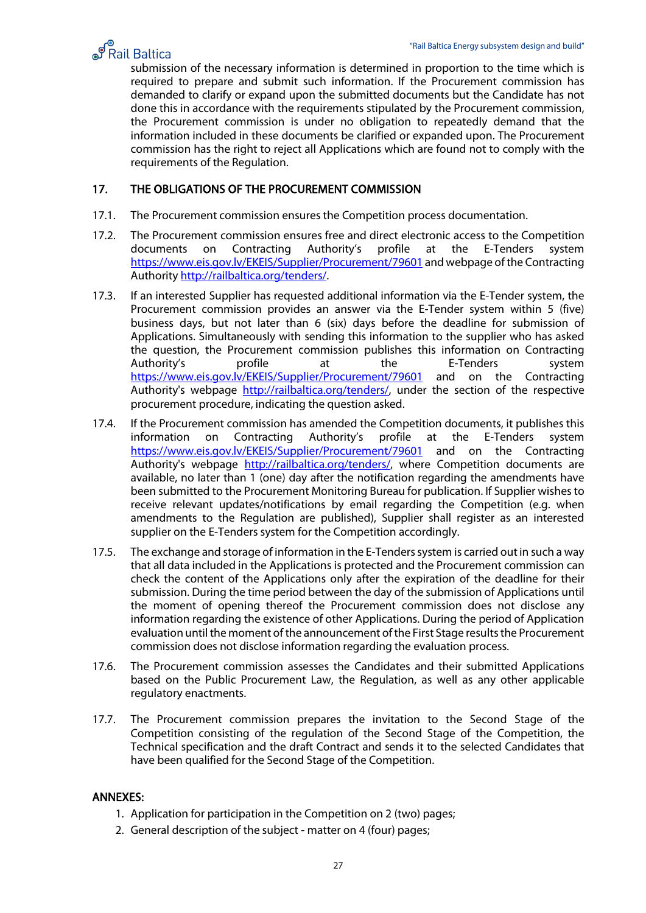submission of the necessary information is determined in proportion to the time which is required to prepare and submit such information. If the Procurement commission has demanded to clarify or expand upon the submitted documents but the Candidate has not done this in accordance with the requirements stipulated by the Procurement commission, the Procurement commission is under no obligation to repeatedly demand that the information included in these documents be clarified or expanded upon. The Procurement commission has the right to reject all Applications which are found not to comply with the requirements of the Regulation.

## 17. THE OBLIGATIONS OF THE PROCUREMENT COMMISSION

17.1. The Procurement commission ensures the Competition process documentation.

17.2. The Procurement commission ensures free and direct electronic access to the Competition documents on Contracting Authority's profile at the E-Tenders system https://www.eis.gov.lv/EKEIS/Supplier/Procurement/79601 and webpage of the Contracting Authority http://railbaltica.org/tenders/.

17.3. If an interested Supplier has requested additional information via the E-Tender system, the Procurement commission provides an answer via the E-Tender system within 5 (five) business days, but not later than 6 (six) days before the deadline for submission of Applications. Simultaneously with sending this information to the supplier who has asked the question, the Procurement commission publishes this information on Contracting Authority's profile at the E-Tenders system https://www.eis.gov.lv/EKEIS/Supplier/Procurement/79601 and on the Contracting Authority's webpage http://railbaltica.org/tenders/, under the section of the respective procurement procedure, indicating the question asked.

17.4. If the Procurement commission has amended the Competition documents, it publishes this information on Contracting Authority's profile at the E-Tenders system https://www.eis.gov.lv/EKEIS/Supplier/Procurement/79601 and on the Contracting Authority's webpage http://railbaltica.org/tenders/, where Competition documents are available, no later than 1 (one) day after the notification regarding the amendments have been submitted to the Procurement Monitoring Bureau for publication. If Supplier wishes to receive relevant updates/notifications by email regarding the Competition (e.g. when amendments to the Regulation are published), Supplier shall register as an interested supplier on the E-Tenders system for the Competition accordingly.

17.5. The exchange and storage of information in the E-Tenders system is carried out in such a way that all data included in the Applications is protected and the Procurement commission can check the content of the Applications only after the expiration of the deadline for their submission. During the time period between the day of the submission of Applications until the moment of opening thereof the Procurement commission does not disclose any information regarding the existence of other Applications. During the period of Application evaluation until the moment of the announcement of the First Stage results the Procurement commission does not disclose information regarding the evaluation process.

17.6. The Procurement commission assesses the Candidates and their submitted Applications based on the Public Procurement Law, the Regulation, as well as any other applicable regulatory enactments.

17.7. The Procurement commission prepares the invitation to the Second Stage of the Competition consisting of the regulation of the Second Stage of the Competition, the Technical specification and the draft Contract and sends it to the selected Candidates that have been qualified for the Second Stage of the Competition.

**ANNEXES:**

1. Application for participation in the Competition on 2 (two) pages;
2. General description of the subject - matter on 4 (four) pages;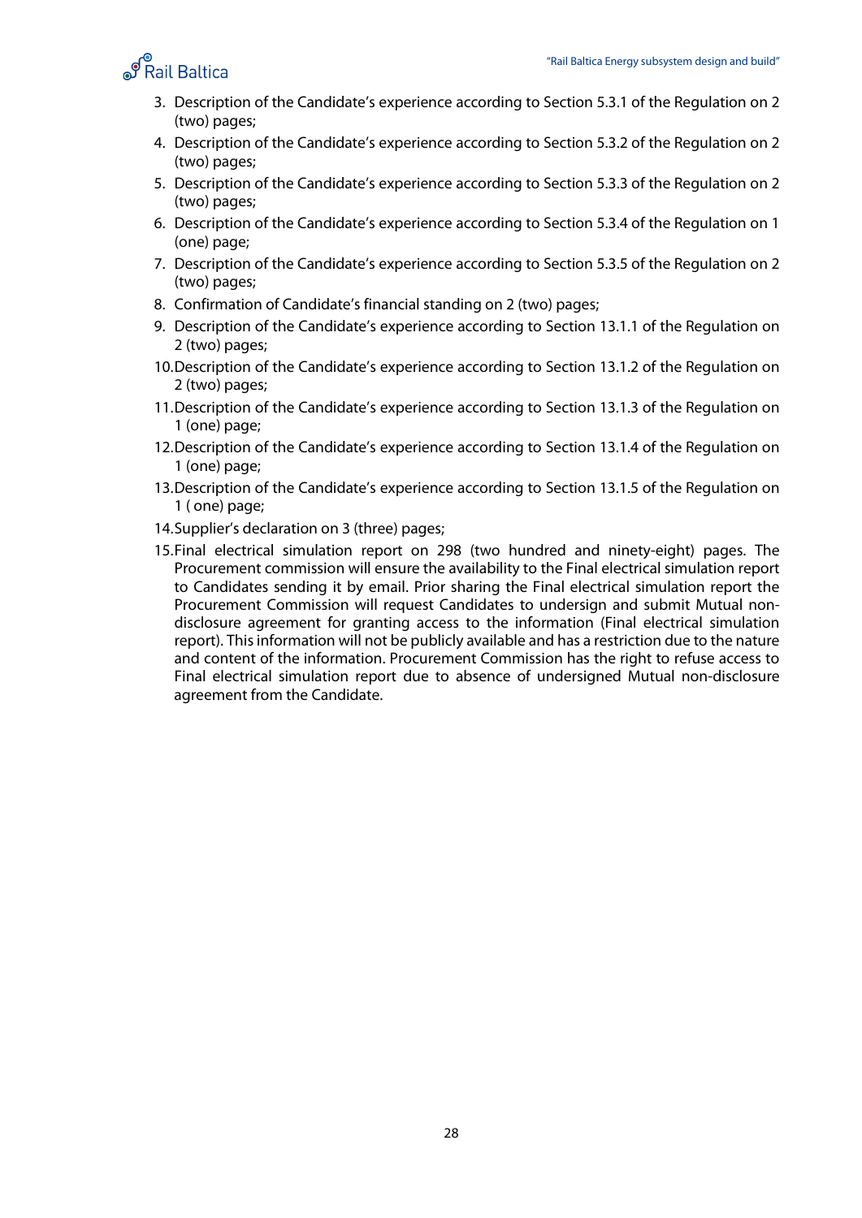3. Description of the Candidate's experience according to Section 5.3.1 of the Regulation on 2 (two) pages;
4. Description of the Candidate's experience according to Section 5.3.2 of the Regulation on 2 (two) pages;
5. Description of the Candidate's experience according to Section 5.3.3 of the Regulation on 2 (two) pages;
6. Description of the Candidate's experience according to Section 5.3.4 of the Regulation on 1 (one) page;
7. Description of the Candidate's experience according to Section 5.3.5 of the Regulation on 2 (two) pages;
8. Confirmation of Candidate's financial standing on 2 (two) pages;
9. Description of the Candidate's experience according to Section 13.1.1 of the Regulation on 2 (two) pages;
10. Description of the Candidate's experience according to Section 13.1.2 of the Regulation on 2 (two) pages;
11. Description of the Candidate's experience according to Section 13.1.3 of the Regulation on 1 (one) page;
12. Description of the Candidate's experience according to Section 13.1.4 of the Regulation on 1 (one) page;
13. Description of the Candidate's experience according to Section 13.1.5 of the Regulation on 1 ( one) page;
14. Supplier's declaration on 3 (three) pages;
15. Final electrical simulation report on 298 (two hundred and ninety-eight) pages. The Procurement commission will ensure the availability to the Final electrical simulation report to Candidates sending it by email. Prior sharing the Final electrical simulation report the Procurement Commission will request Candidates to undersign and submit Mutual non-disclosure agreement for granting access to the information (Final electrical simulation report). This information will not be publicly available and has a restriction due to the nature and content of the information. Procurement Commission has the right to refuse access to Final electrical simulation report due to absence of undersigned Mutual non-disclosure agreement from the Candidate.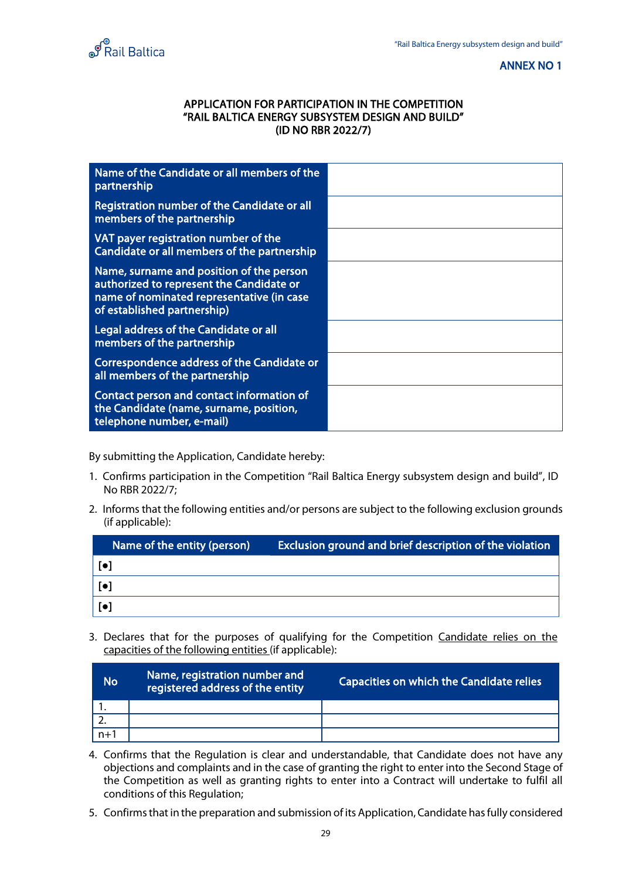**ANNEX NO 1**

# APPLICATION FOR PARTICIPATION IN THE COMPETITION "RAIL BALTICA ENERGY SUBSYSTEM DESIGN AND BUILD" (ID NO RBR 2022/7)

| | |
|---|---|
| **Name of the Candidate or all members of the partnership** | |
| **Registration number of the Candidate or all members of the partnership** | |
| **VAT payer registration number of the Candidate or all members of the partnership** | |
| **Name, surname and position of the person authorized to represent the Candidate or name of nominated representative (in case of established partnership)** | |
| **Legal address of the Candidate or all members of the partnership** | |
| **Correspondence address of the Candidate or all members of the partnership** | |
| **Contact person and contact information of the Candidate (name, surname, position, telephone number, e-mail)** | |

By submitting the Application, Candidate hereby:

1. Confirms participation in the Competition "Rail Baltica Energy subsystem design and build", ID No RBR 2022/7;
2. Informs that the following entities and/or persons are subject to the following exclusion grounds (if applicable):

| Name of the entity (person) | Exclusion ground and brief description of the violation |
|---|---|
| [●] | |
| [●] | |
| [●] | |

3. Declares that for the purposes of qualifying for the Competition <u>Candidate relies on the capacities of the following entities</u> (if applicable):

| No | Name, registration number and registered address of the entity | Capacities on which the Candidate relies |
|---|---|---|
| 1. | | |
| 2. | | |
| n+1 | | |

4. Confirms that the Regulation is clear and understandable, that Candidate does not have any objections and complaints and in the case of granting the right to enter into the Second Stage of the Competition as well as granting rights to enter into a Contract will undertake to fulfil all conditions of this Regulation;
5. Confirms that in the preparation and submission of its Application, Candidate has fully considered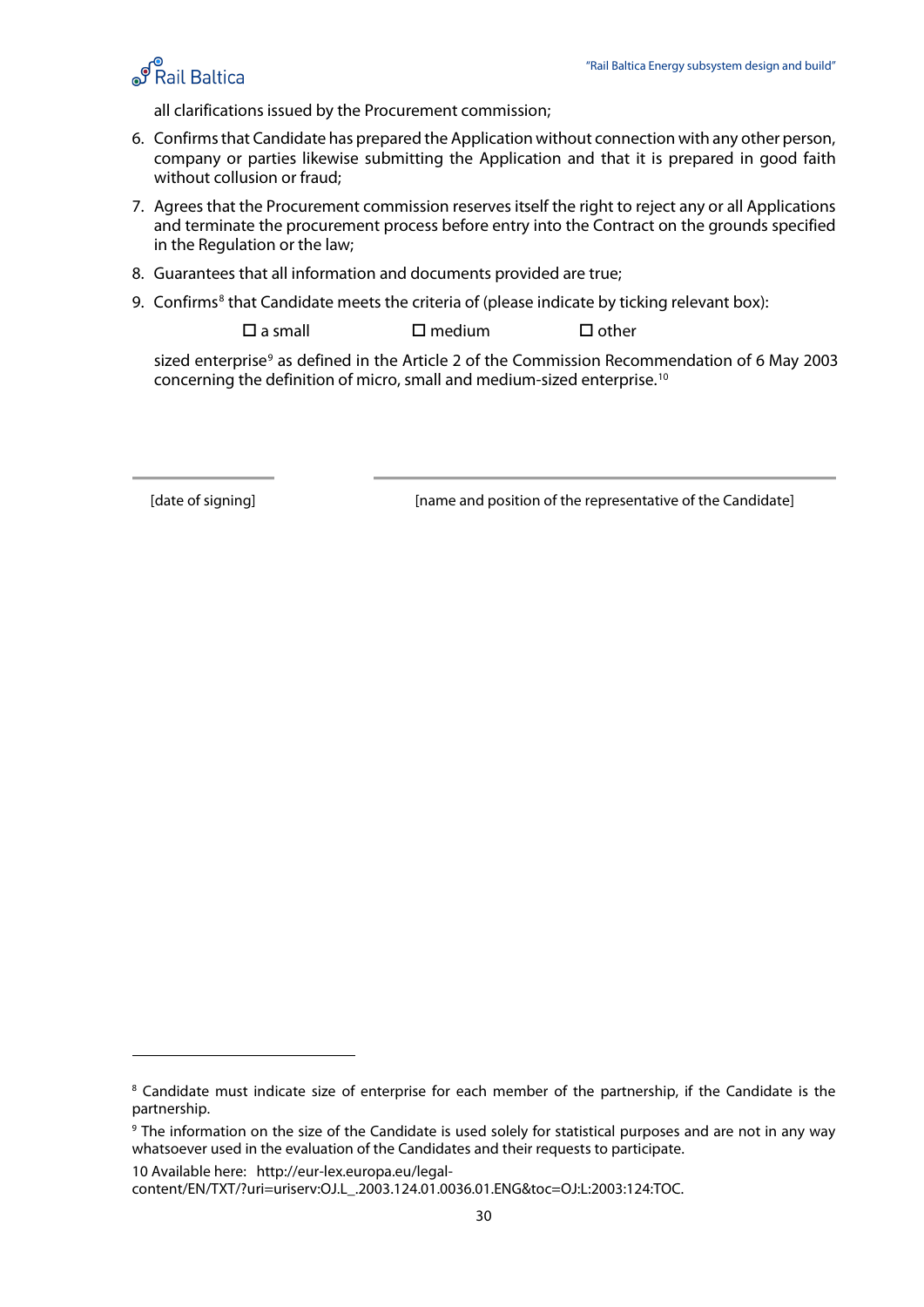all clarifications issued by the Procurement commission;

6. Confirms that Candidate has prepared the Application without connection with any other person, company or parties likewise submitting the Application and that it is prepared in good faith without collusion or fraud;
7. Agrees that the Procurement commission reserves itself the right to reject any or all Applications and terminate the procurement process before entry into the Contract on the grounds specified in the Regulation or the law;
8. Guarantees that all information and documents provided are true;
9. Confirms[8] that Candidate meets the criteria of (please indicate by ticking relevant box):

   ☐ a small ☐ medium ☐ other

   sized enterprise[9] as defined in the Article 2 of the Commission Recommendation of 6 May 2003 concerning the definition of micro, small and medium-sized enterprise.[10]

| [date of signing] | [name and position of the representative of the Candidate] |
|---|---|

[8] Candidate must indicate size of enterprise for each member of the partnership, if the Candidate is the partnership.

[9] The information on the size of the Candidate is used solely for statistical purposes and are not in any way whatsoever used in the evaluation of the Candidates and their requests to participate.

10 Available here: http://eur-lex.europa.eu/legal-content/EN/TXT/?uri=uriserv:OJ.L_.2003.124.01.0036.01.ENG&toc=OJ:L:2003:124:TOC.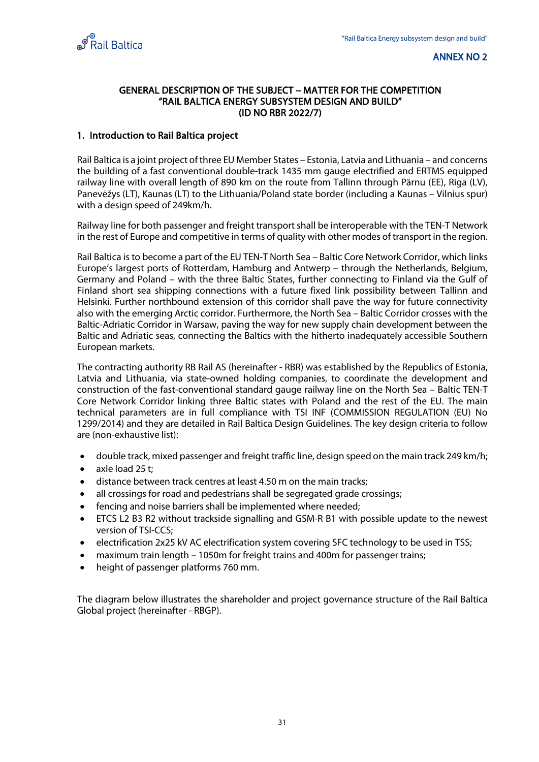**ANNEX NO 2**

# GENERAL DESCRIPTION OF THE SUBJECT – MATTER FOR THE COMPETITION "RAIL BALTICA ENERGY SUBSYSTEM DESIGN AND BUILD" (ID NO RBR 2022/7)

## 1. Introduction to Rail Baltica project

Rail Baltica is a joint project of three EU Member States – Estonia, Latvia and Lithuania – and concerns the building of a fast conventional double-track 1435 mm gauge electrified and ERTMS equipped railway line with overall length of 890 km on the route from Tallinn through Pärnu (EE), Riga (LV), Panevėžys (LT), Kaunas (LT) to the Lithuania/Poland state border (including a Kaunas – Vilnius spur) with a design speed of 249km/h.

Railway line for both passenger and freight transport shall be interoperable with the TEN-T Network in the rest of Europe and competitive in terms of quality with other modes of transport in the region.

Rail Baltica is to become a part of the EU TEN-T North Sea – Baltic Core Network Corridor, which links Europe's largest ports of Rotterdam, Hamburg and Antwerp – through the Netherlands, Belgium, Germany and Poland – with the three Baltic States, further connecting to Finland via the Gulf of Finland short sea shipping connections with a future fixed link possibility between Tallinn and Helsinki. Further northbound extension of this corridor shall pave the way for future connectivity also with the emerging Arctic corridor. Furthermore, the North Sea – Baltic Corridor crosses with the Baltic-Adriatic Corridor in Warsaw, paving the way for new supply chain development between the Baltic and Adriatic seas, connecting the Baltics with the hitherto inadequately accessible Southern European markets.

The contracting authority RB Rail AS (hereinafter - RBR) was established by the Republics of Estonia, Latvia and Lithuania, via state-owned holding companies, to coordinate the development and construction of the fast-conventional standard gauge railway line on the North Sea – Baltic TEN-T Core Network Corridor linking three Baltic states with Poland and the rest of the EU. The main technical parameters are in full compliance with TSI INF (COMMISSION REGULATION (EU) No 1299/2014) and they are detailed in Rail Baltica Design Guidelines. The key design criteria to follow are (non-exhaustive list):

- double track, mixed passenger and freight traffic line, design speed on the main track 249 km/h;
- axle load 25 t;
- distance between track centres at least 4.50 m on the main tracks;
- all crossings for road and pedestrians shall be segregated grade crossings;
- fencing and noise barriers shall be implemented where needed;
- ETCS L2 B3 R2 without trackside signalling and GSM-R B1 with possible update to the newest version of TSI-CCS;
- electrification 2x25 kV AC electrification system covering SFC technology to be used in TSS;
- maximum train length – 1050m for freight trains and 400m for passenger trains;
- height of passenger platforms 760 mm.

The diagram below illustrates the shareholder and project governance structure of the Rail Baltica Global project (hereinafter - RBGP).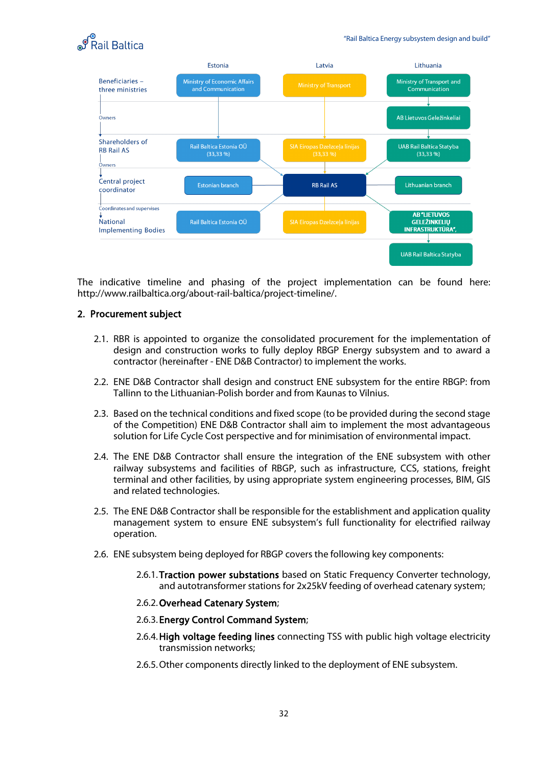| | Estonia | Latvia | Lithuania |
|---|---|---|---|
| Beneficiaries – three ministries | Ministry of Economic Affairs and Communication | Ministry of Transport | Ministry of Transport and Communication |
| Owners | | | AB Lietuvos Geležinkeliai |
| Shareholders of RB Rail AS | Rail Baltica Estonia OÜ (33,33 %) | SIA Eiropas Dzelzceļa līnijas (33,33 %) | UAB Rail Baltica Statyba (33,33 %) |
| Owners | | | |
| Central project coordinator | Estonian branch | RB Rail AS | Lithuanian branch |
| Coordinates and supervises | | | |
| National Implementing Bodies | Rail Baltica Estonia OÜ | SIA Eiropas Dzelzceļa līnijas | AB "LIETUVOS GELEŽINKELIŲ INFRASTRUKTŪRA", UAB Rail Baltica Statyba |

The indicative timeline and phasing of the project implementation can be found here: http://www.railbaltica.org/about-rail-baltica/project-timeline/.

## 2. Procurement subject

2.1. RBR is appointed to organize the consolidated procurement for the implementation of design and construction works to fully deploy RBGP Energy subsystem and to award a contractor (hereinafter - ENE D&B Contractor) to implement the works.

2.2. ENE D&B Contractor shall design and construct ENE subsystem for the entire RBGP: from Tallinn to the Lithuanian-Polish border and from Kaunas to Vilnius.

2.3. Based on the technical conditions and fixed scope (to be provided during the second stage of the Competition) ENE D&B Contractor shall aim to implement the most advantageous solution for Life Cycle Cost perspective and for minimisation of environmental impact.

2.4. The ENE D&B Contractor shall ensure the integration of the ENE subsystem with other railway subsystems and facilities of RBGP, such as infrastructure, CCS, stations, freight terminal and other facilities, by using appropriate system engineering processes, BIM, GIS and related technologies.

2.5. The ENE D&B Contractor shall be responsible for the establishment and application quality management system to ensure ENE subsystem's full functionality for electrified railway operation.

2.6. ENE subsystem being deployed for RBGP covers the following key components:

2.6.1. **Traction power substations** based on Static Frequency Converter technology, and autotransformer stations for 2x25kV feeding of overhead catenary system;

2.6.2. **Overhead Catenary System**;

2.6.3. **Energy Control Command System**;

2.6.4. **High voltage feeding lines** connecting TSS with public high voltage electricity transmission networks;

2.6.5. Other components directly linked to the deployment of ENE subsystem.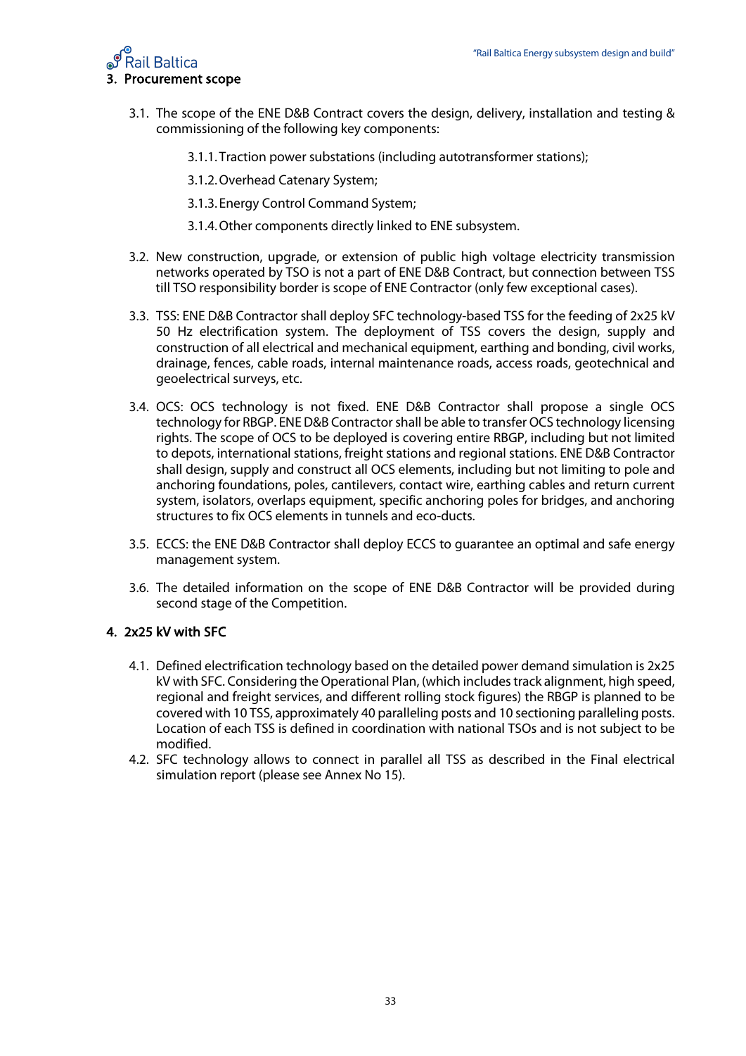## 3. Procurement scope

3.1. The scope of the ENE D&B Contract covers the design, delivery, installation and testing & commissioning of the following key components:

3.1.1. Traction power substations (including autotransformer stations);

3.1.2. Overhead Catenary System;

3.1.3. Energy Control Command System;

3.1.4. Other components directly linked to ENE subsystem.

3.2. New construction, upgrade, or extension of public high voltage electricity transmission networks operated by TSO is not a part of ENE D&B Contract, but connection between TSS till TSO responsibility border is scope of ENE Contractor (only few exceptional cases).

3.3. TSS: ENE D&B Contractor shall deploy SFC technology-based TSS for the feeding of 2x25 kV 50 Hz electrification system. The deployment of TSS covers the design, supply and construction of all electrical and mechanical equipment, earthing and bonding, civil works, drainage, fences, cable roads, internal maintenance roads, access roads, geotechnical and geoelectrical surveys, etc.

3.4. OCS: OCS technology is not fixed. ENE D&B Contractor shall propose a single OCS technology for RBGP. ENE D&B Contractor shall be able to transfer OCS technology licensing rights. The scope of OCS to be deployed is covering entire RBGP, including but not limited to depots, international stations, freight stations and regional stations. ENE D&B Contractor shall design, supply and construct all OCS elements, including but not limiting to pole and anchoring foundations, poles, cantilevers, contact wire, earthing cables and return current system, isolators, overlaps equipment, specific anchoring poles for bridges, and anchoring structures to fix OCS elements in tunnels and eco-ducts.

3.5. ECCS: the ENE D&B Contractor shall deploy ECCS to guarantee an optimal and safe energy management system.

3.6. The detailed information on the scope of ENE D&B Contractor will be provided during second stage of the Competition.

## 4. 2x25 kV with SFC

4.1. Defined electrification technology based on the detailed power demand simulation is 2x25 kV with SFC. Considering the Operational Plan, (which includes track alignment, high speed, regional and freight services, and different rolling stock figures) the RBGP is planned to be covered with 10 TSS, approximately 40 paralleling posts and 10 sectioning paralleling posts. Location of each TSS is defined in coordination with national TSOs and is not subject to be modified.

4.2. SFC technology allows to connect in parallel all TSS as described in the Final electrical simulation report (please see Annex No 15).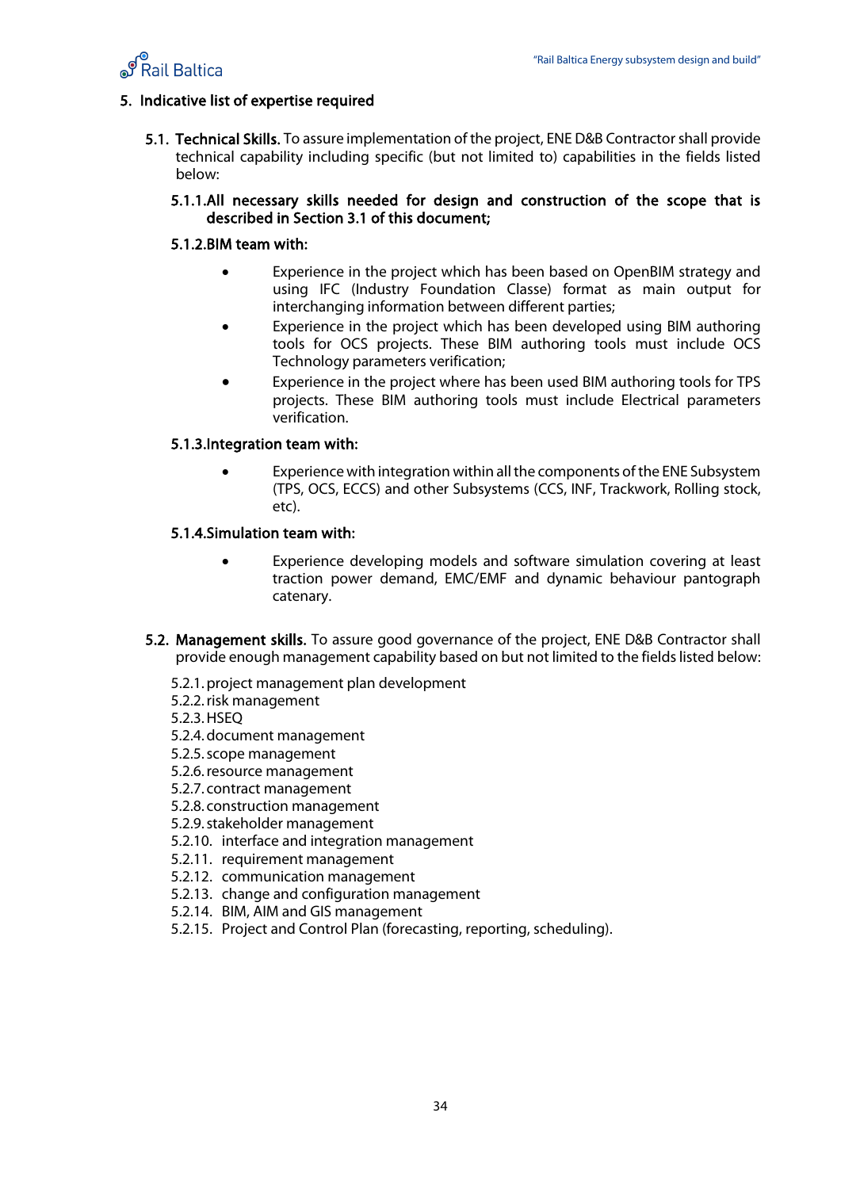## 5. Indicative list of expertise required

**5.1. Technical Skills.** To assure implementation of the project, ENE D&B Contractor shall provide technical capability including specific (but not limited to) capabilities in the fields listed below:

**5.1.1. All necessary skills needed for design and construction of the scope that is described in Section 3.1 of this document;**

**5.1.2. BIM team with:**

- Experience in the project which has been based on OpenBIM strategy and using IFC (Industry Foundation Classe) format as main output for interchanging information between different parties;
- Experience in the project which has been developed using BIM authoring tools for OCS projects. These BIM authoring tools must include OCS Technology parameters verification;
- Experience in the project where has been used BIM authoring tools for TPS projects. These BIM authoring tools must include Electrical parameters verification.

**5.1.3. Integration team with:**

- Experience with integration within all the components of the ENE Subsystem (TPS, OCS, ECCS) and other Subsystems (CCS, INF, Trackwork, Rolling stock, etc).

**5.1.4. Simulation team with:**

- Experience developing models and software simulation covering at least traction power demand, EMC/EMF and dynamic behaviour pantograph catenary.

**5.2. Management skills.** To assure good governance of the project, ENE D&B Contractor shall provide enough management capability based on but not limited to the fields listed below:

5.2.1. project management plan development
5.2.2. risk management
5.2.3. HSEQ
5.2.4. document management
5.2.5. scope management
5.2.6. resource management
5.2.7. contract management
5.2.8. construction management
5.2.9. stakeholder management
5.2.10. interface and integration management
5.2.11. requirement management
5.2.12. communication management
5.2.13. change and configuration management
5.2.14. BIM, AIM and GIS management
5.2.15. Project and Control Plan (forecasting, reporting, scheduling).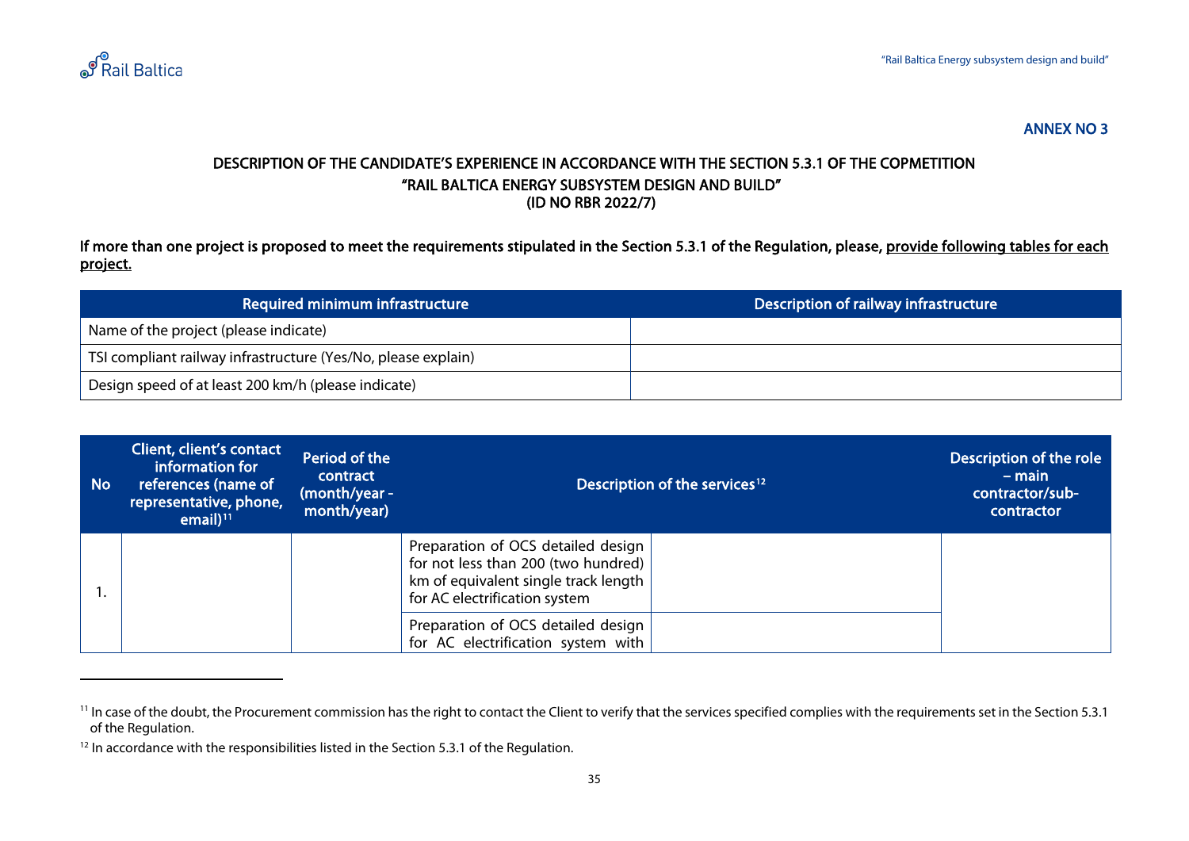## ANNEX NO 3

### DESCRIPTION OF THE CANDIDATE'S EXPERIENCE IN ACCORDANCE WITH THE SECTION 5.3.1 OF THE COPMETITION "RAIL BALTICA ENERGY SUBSYSTEM DESIGN AND BUILD" (ID NO RBR 2022/7)

**If more than one project is proposed to meet the requirements stipulated in the Section 5.3.1 of the Regulation, please, provide following tables for each project.**

| Required minimum infrastructure | Description of railway infrastructure |
|---|---|
| Name of the project (please indicate) | |
| TSI compliant railway infrastructure (Yes/No, please explain) | |
| Design speed of at least 200 km/h (please indicate) | |

| No | Client, client's contact information for references (name of representative, phone, email)[11] | Period of the contract (month/year - month/year) | Description of the services[12] | | Description of the role – main contractor/sub-contractor |
|---|---|---|---|---|---|
| 1. | | | Preparation of OCS detailed design for not less than 200 (two hundred) km of equivalent single track length for AC electrification system | | |
| | | | Preparation of OCS detailed design for AC electrification system with | | |

[11] In case of the doubt, the Procurement commission has the right to contact the Client to verify that the services specified complies with the requirements set in the Section 5.3.1 of the Regulation.

[12] In accordance with the responsibilities listed in the Section 5.3.1 of the Regulation.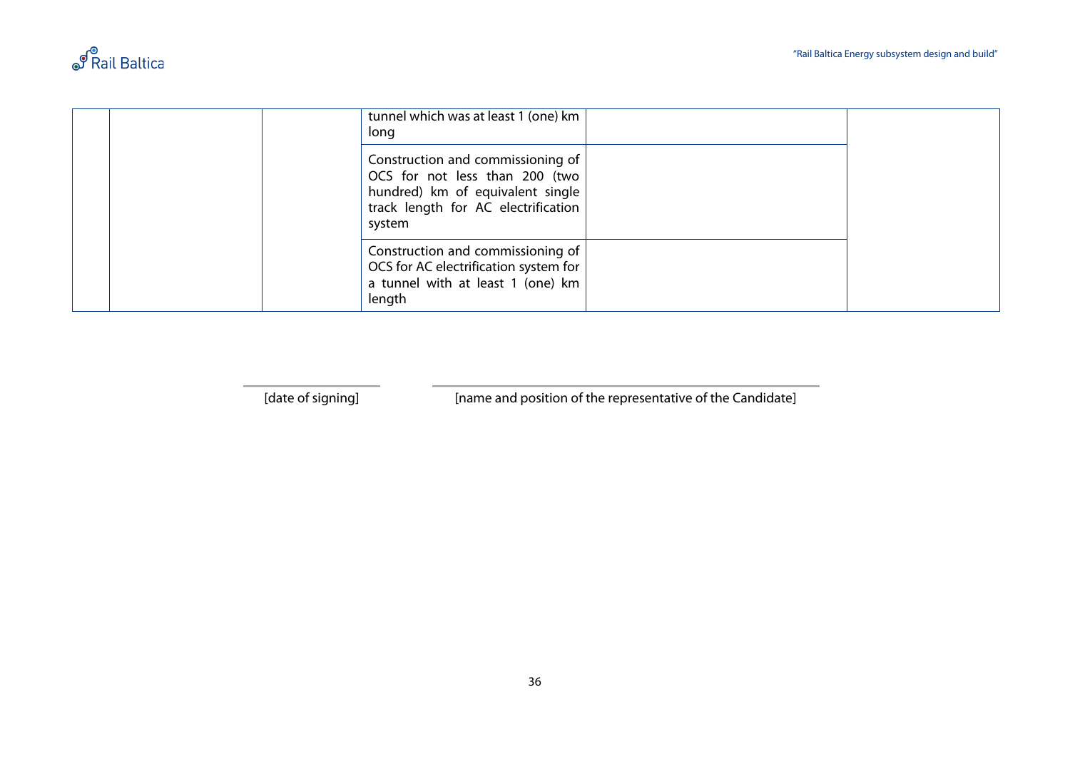| | | | | | |
|---|---|---|---|---|---|
| | | | tunnel which was at least 1 (one) km long | | |
| | | | Construction and commissioning of OCS for not less than 200 (two hundred) km of equivalent single track length for AC electrification system | | |
| | | | Construction and commissioning of OCS for AC electrification system for a tunnel with at least 1 (one) km length | | |

[date of signing]

[name and position of the representative of the Candidate]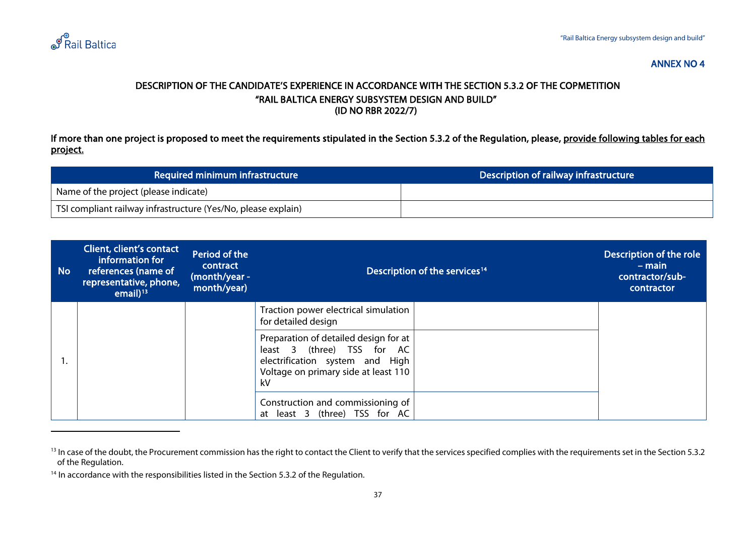**ANNEX NO 4**

## DESCRIPTION OF THE CANDIDATE'S EXPERIENCE IN ACCORDANCE WITH THE SECTION 5.3.2 OF THE COPMETITION "RAIL BALTICA ENERGY SUBSYSTEM DESIGN AND BUILD" (ID NO RBR 2022/7)

**If more than one project is proposed to meet the requirements stipulated in the Section 5.3.2 of the Regulation, please, provide following tables for each project.**

| Required minimum infrastructure | Description of railway infrastructure |
|---|---|
| Name of the project (please indicate) | |
| TSI compliant railway infrastructure (Yes/No, please explain) | |

| No | Client, client's contact information for references (name of representative, phone, email)[13] | Period of the contract (month/year - month/year) | Description of the services[14] | | Description of the role – main contractor/sub-contractor |
|---|---|---|---|---|---|
| 1. | | | Traction power electrical simulation for detailed design | | |
| | | | Preparation of detailed design for at least 3 (three) TSS for AC electrification system and High Voltage on primary side at least 110 kV | | |
| | | | Construction and commissioning of at least 3 (three) TSS for AC | | |

[13] In case of the doubt, the Procurement commission has the right to contact the Client to verify that the services specified complies with the requirements set in the Section 5.3.2 of the Regulation.

[14] In accordance with the responsibilities listed in the Section 5.3.2 of the Regulation.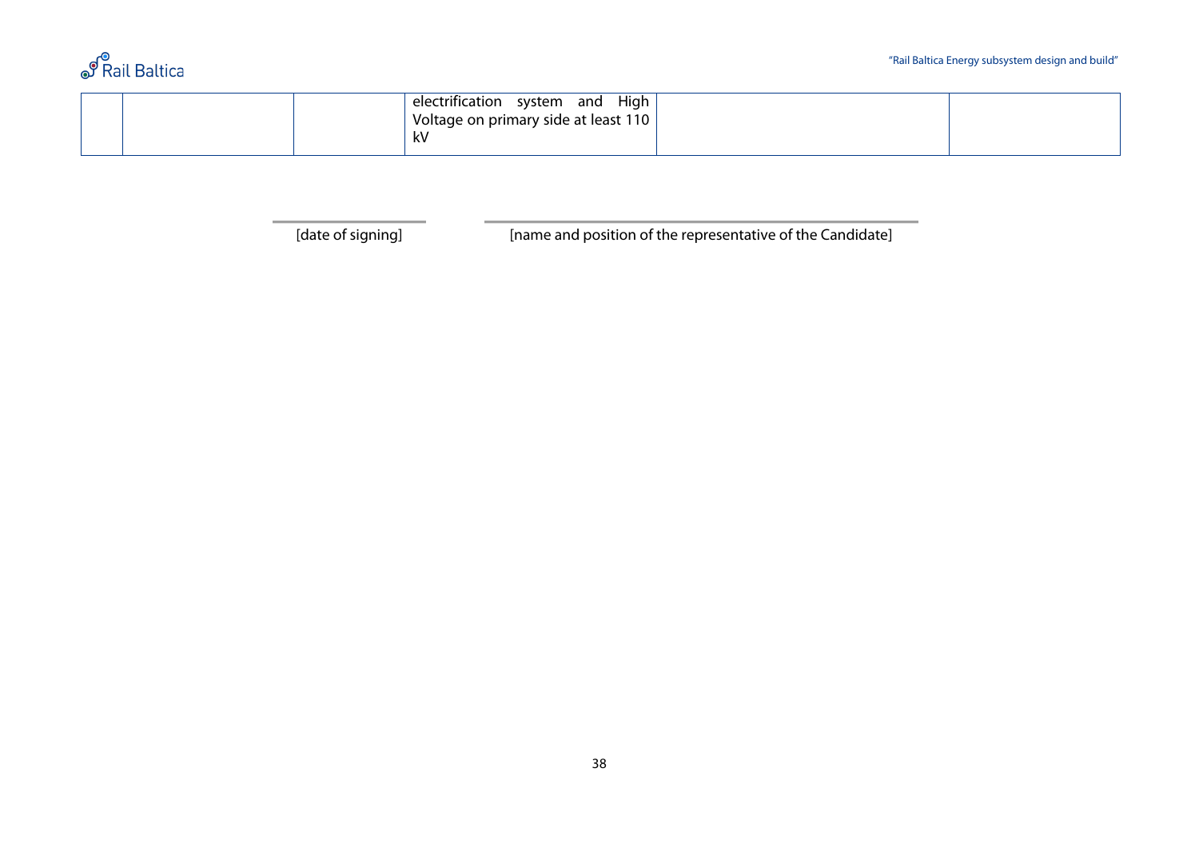|  |  |  | electrification system and High Voltage on primary side at least 110 kV |  |  |
|---|---|---|---|---|---|

[date of signing]

[name and position of the representative of the Candidate]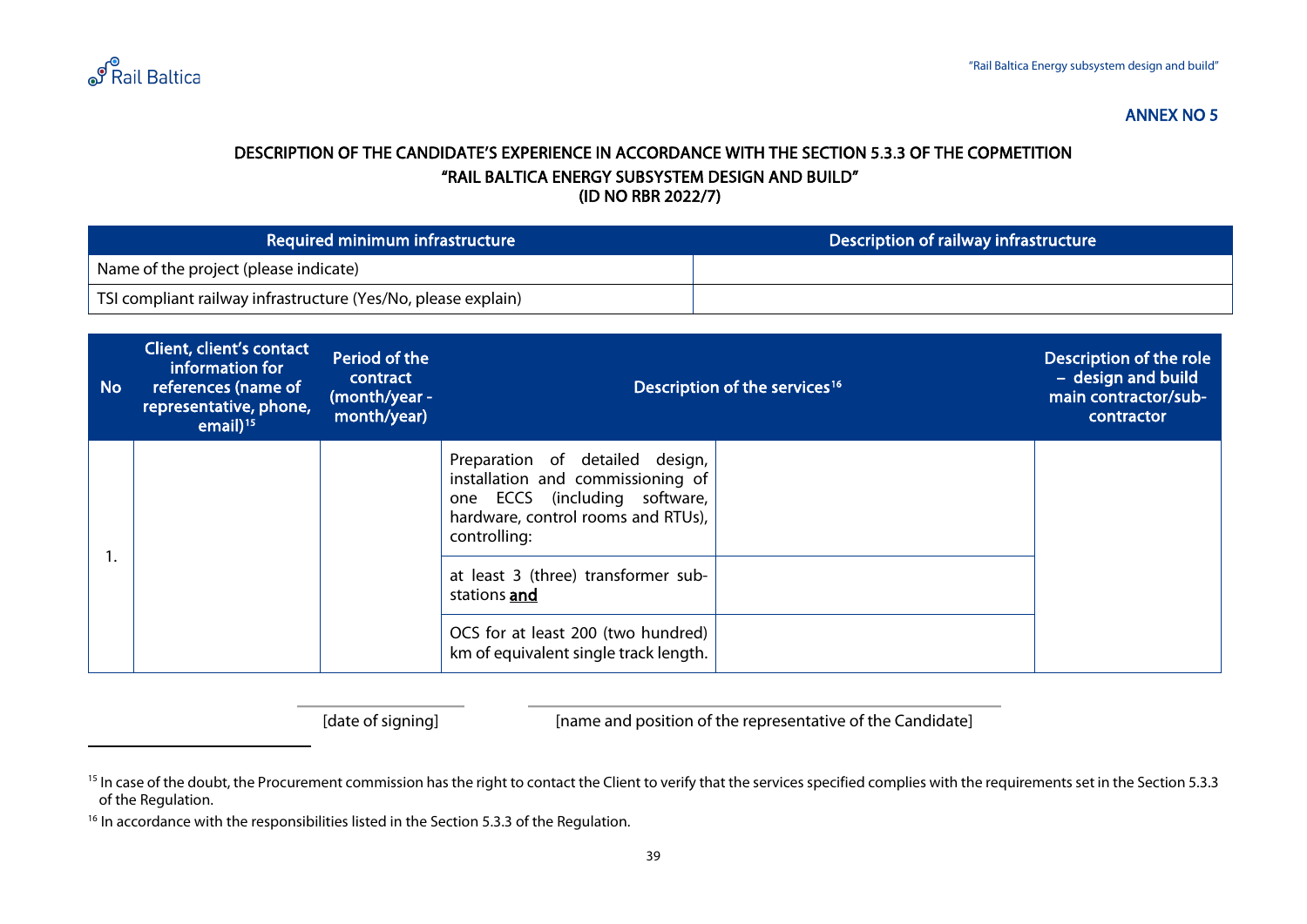**ANNEX NO 5**

## DESCRIPTION OF THE CANDIDATE'S EXPERIENCE IN ACCORDANCE WITH THE SECTION 5.3.3 OF THE COPMETITION "RAIL BALTICA ENERGY SUBSYSTEM DESIGN AND BUILD" (ID NO RBR 2022/7)

| Required minimum infrastructure | Description of railway infrastructure |
|---|---|
| Name of the project (please indicate) | |
| TSI compliant railway infrastructure (Yes/No, please explain) | |

| No | Client, client's contact information for references (name of representative, phone, email)[15] | Period of the contract (month/year - month/year) | Description of the services[16] | | Description of the role – design and build main contractor/sub-contractor |
|---|---|---|---|---|---|
| 1. | | | Preparation of detailed design, installation and commissioning of one ECCS (including software, hardware, control rooms and RTUs), controlling: | | |
| | | | at least 3 (three) transformer sub-stations **and** | | |
| | | | OCS for at least 200 (two hundred) km of equivalent single track length. | | |

[date of signing] [name and position of the representative of the Candidate]

[15] In case of the doubt, the Procurement commission has the right to contact the Client to verify that the services specified complies with the requirements set in the Section 5.3.3 of the Regulation.

[16] In accordance with the responsibilities listed in the Section 5.3.3 of the Regulation.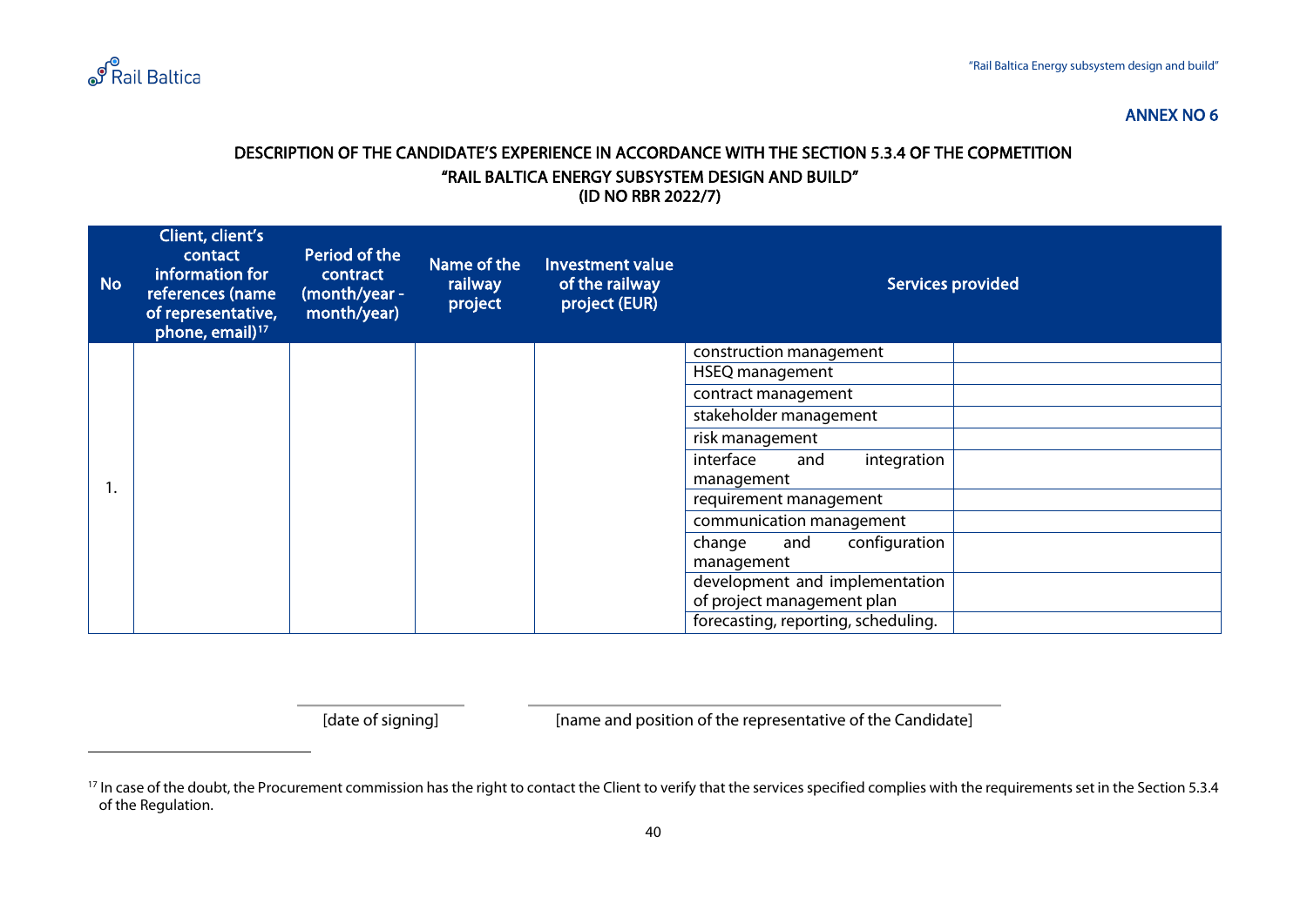**ANNEX NO 6**

## DESCRIPTION OF THE CANDIDATE'S EXPERIENCE IN ACCORDANCE WITH THE SECTION 5.3.4 OF THE COPMETITION "RAIL BALTICA ENERGY SUBSYSTEM DESIGN AND BUILD" (ID NO RBR 2022/7)

| No | Client, client's contact information for references (name of representative, phone, email)[17] | Period of the contract (month/year - month/year) | Name of the railway project | Investment value of the railway project (EUR) | Services provided | |
|---|---|---|---|---|---|---|
| 1. | | | | | construction management | |
| | | | | | HSEQ management | |
| | | | | | contract management | |
| | | | | | stakeholder management | |
| | | | | | risk management | |
| | | | | | interface and integration management | |
| | | | | | requirement management | |
| | | | | | communication management | |
| | | | | | change and configuration management | |
| | | | | | development and implementation of project management plan | |
| | | | | | forecasting, reporting, scheduling. | |

[date of signing] [name and position of the representative of the Candidate]

[17] In case of the doubt, the Procurement commission has the right to contact the Client to verify that the services specified complies with the requirements set in the Section 5.3.4 of the Regulation.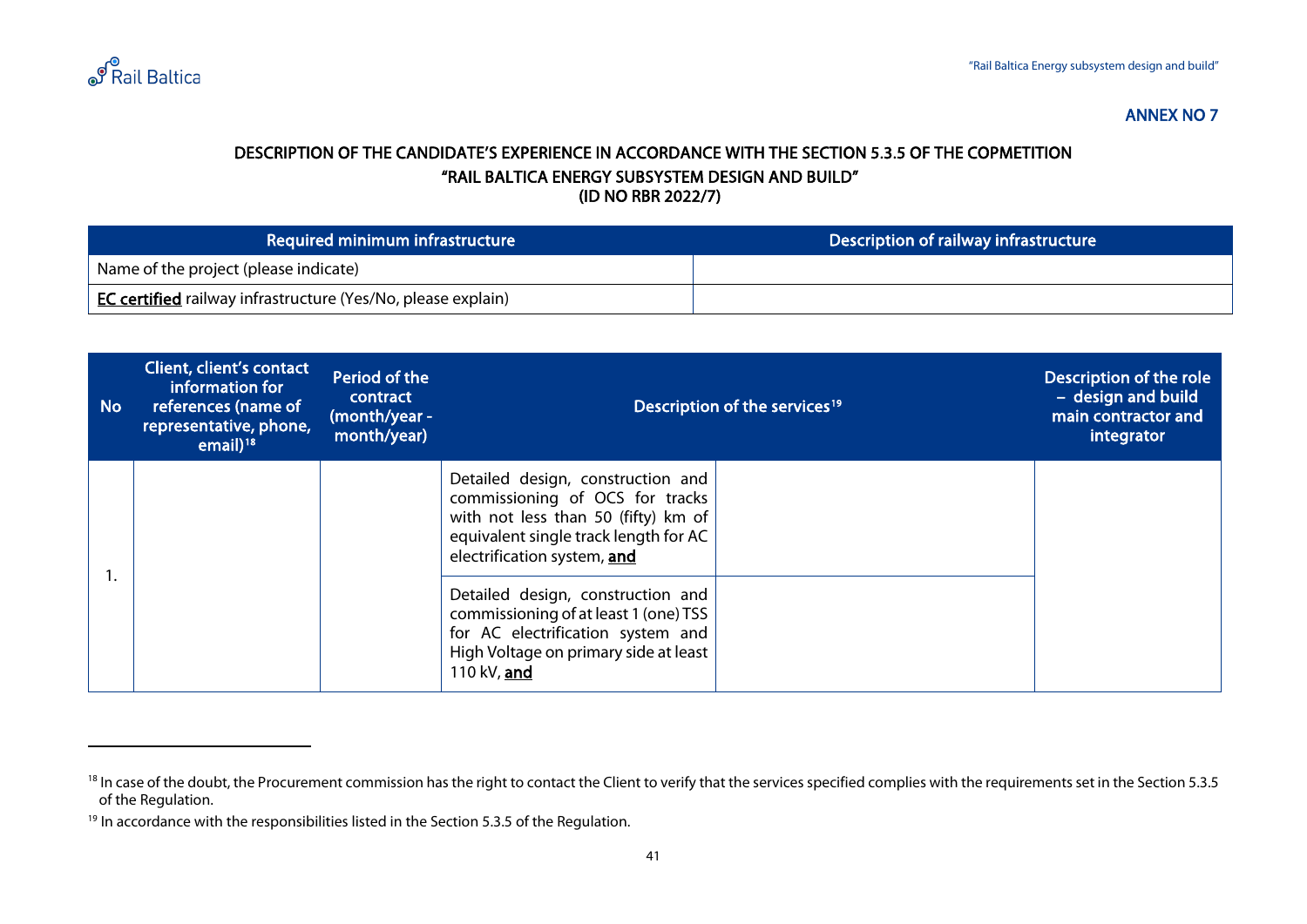## ANNEX NO 7

### DESCRIPTION OF THE CANDIDATE'S EXPERIENCE IN ACCORDANCE WITH THE SECTION 5.3.5 OF THE COPMETITION "RAIL BALTICA ENERGY SUBSYSTEM DESIGN AND BUILD" (ID NO RBR 2022/7)

| Required minimum infrastructure | Description of railway infrastructure |
|---|---|
| Name of the project (please indicate) | |
| **EC certified** railway infrastructure (Yes/No, please explain) | |

| No | Client, client's contact information for references (name of representative, phone, email)[18] | Period of the contract (month/year - month/year) | Description of the services[19] | | Description of the role – design and build main contractor and integrator |
|---|---|---|---|---|---|
| 1. | | | Detailed design, construction and commissioning of OCS for tracks with not less than 50 (fifty) km of equivalent single track length for AC electrification system, **and** | | |
| | | | Detailed design, construction and commissioning of at least 1 (one) TSS for AC electrification system and High Voltage on primary side at least 110 kV, **and** | | |

[18] In case of the doubt, the Procurement commission has the right to contact the Client to verify that the services specified complies with the requirements set in the Section 5.3.5 of the Regulation.

[19] In accordance with the responsibilities listed in the Section 5.3.5 of the Regulation.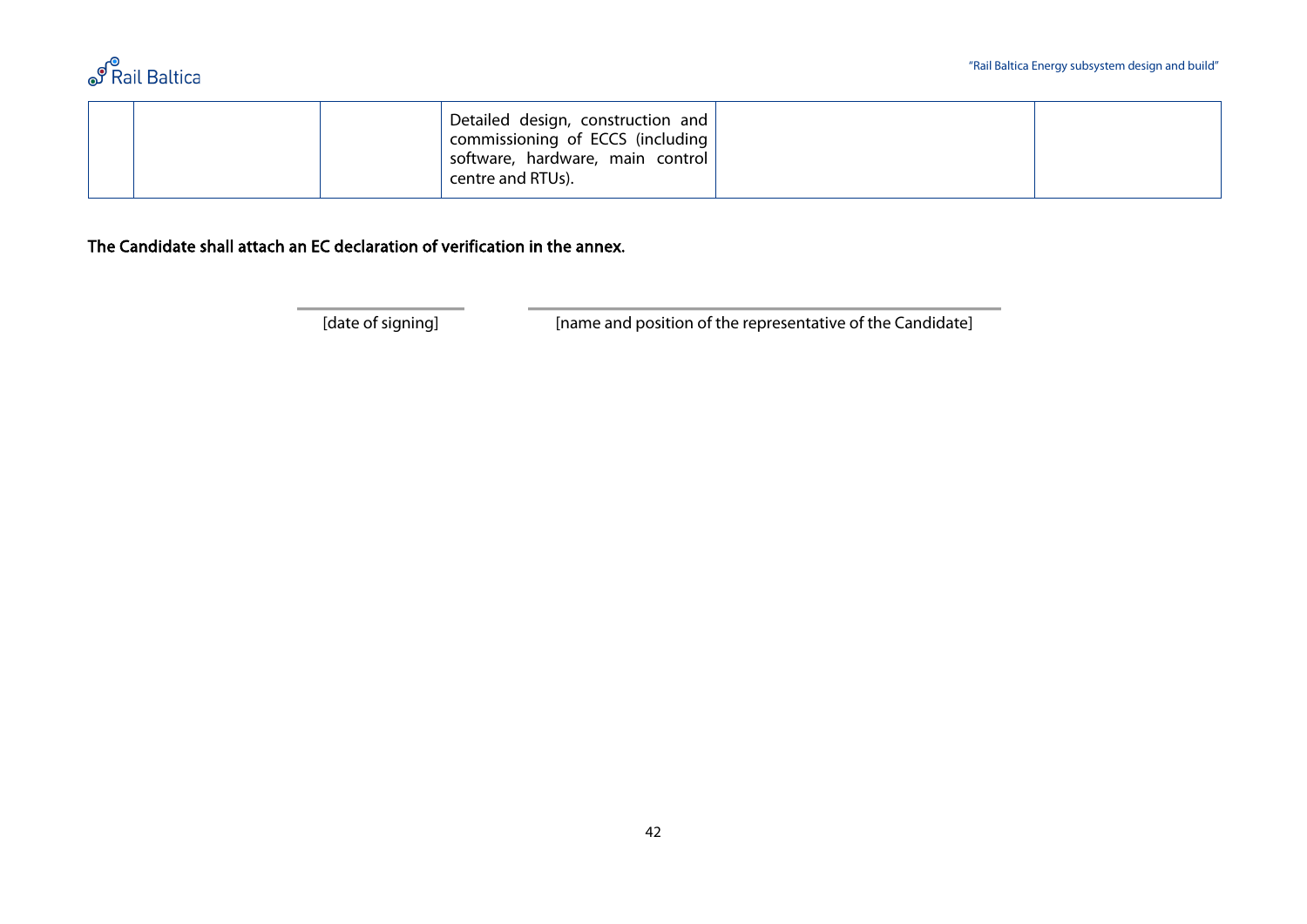|  |  |  | Detailed design, construction and commissioning of ECCS (including software, hardware, main control centre and RTUs). |  |  |
|---|---|---|---|---|---|

**The Candidate shall attach an EC declaration of verification in the annex.**

[date of signing] [name and position of the representative of the Candidate]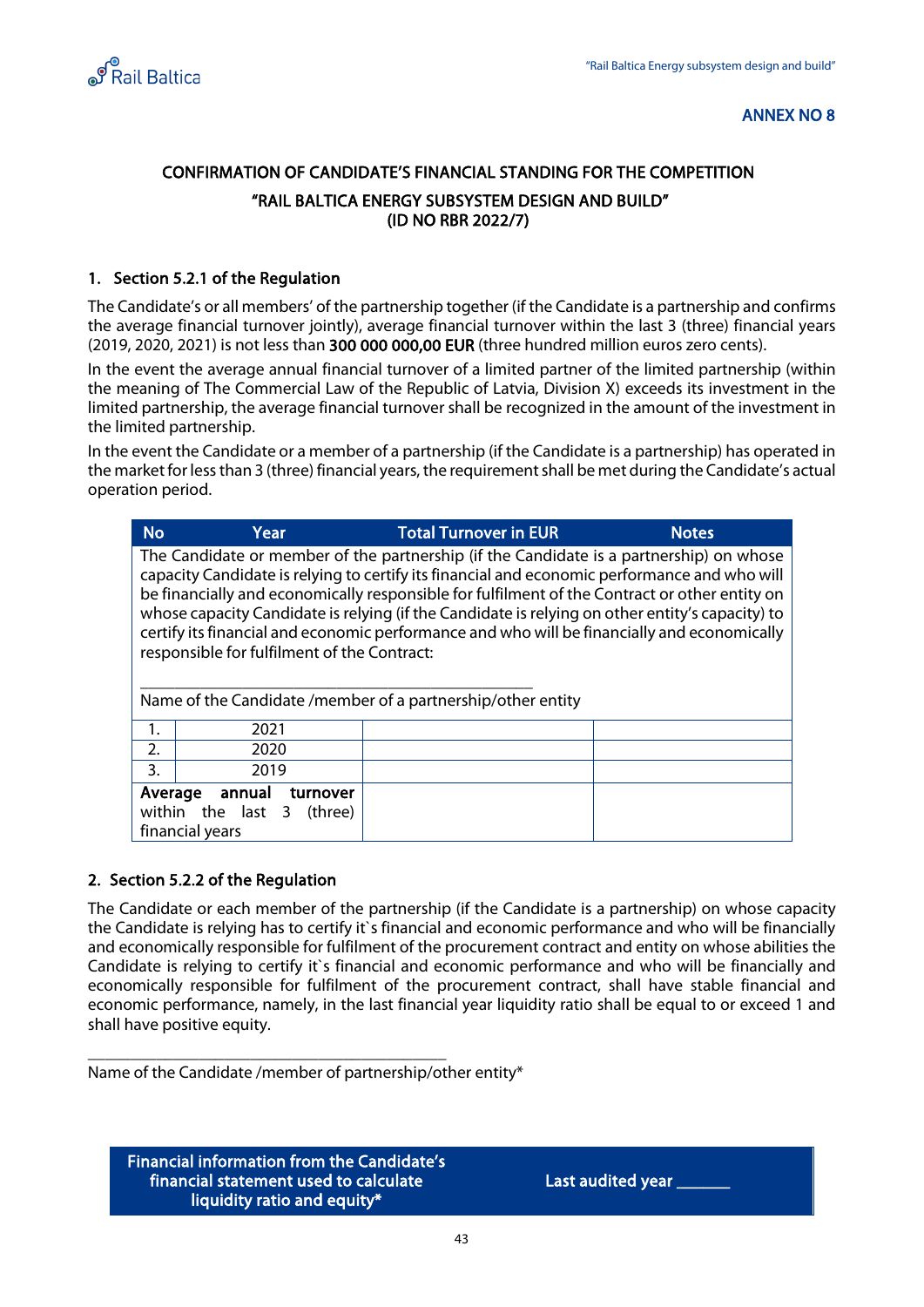**ANNEX NO 8**

## CONFIRMATION OF CANDIDATE'S FINANCIAL STANDING FOR THE COMPETITION "RAIL BALTICA ENERGY SUBSYSTEM DESIGN AND BUILD" (ID NO RBR 2022/7)

### 1. Section 5.2.1 of the Regulation

The Candidate's or all members' of the partnership together (if the Candidate is a partnership and confirms the average financial turnover jointly), average financial turnover within the last 3 (three) financial years (2019, 2020, 2021) is not less than **300 000 000,00 EUR** (three hundred million euros zero cents).

In the event the average annual financial turnover of a limited partner of the limited partnership (within the meaning of The Commercial Law of the Republic of Latvia, Division X) exceeds its investment in the limited partnership, the average financial turnover shall be recognized in the amount of the investment in the limited partnership.

In the event the Candidate or a member of a partnership (if the Candidate is a partnership) has operated in the market for less than 3 (three) financial years, the requirement shall be met during the Candidate's actual operation period.

| No | Year | Total Turnover in EUR | Notes |
|---|---|---|---|
| The Candidate or member of the partnership (if the Candidate is a partnership) on whose capacity Candidate is relying to certify its financial and economic performance and who will be financially and economically responsible for fulfilment of the Contract or other entity on whose capacity Candidate is relying (if the Candidate is relying on other entity's capacity) to certify its financial and economic performance and who will be financially and economically responsible for fulfilment of the Contract:<br><br>\_\_\_\_\_\_\_\_\_\_\_\_\_\_\_\_\_\_\_\_\_\_\_\_\_\_\_\_\_\_\_\_\_\_\_\_\_\_\_\_\_\_<br>Name of the Candidate /member of a partnership/other entity | | | |
| 1. | 2021 | | |
| 2. | 2020 | | |
| 3. | 2019 | | |
| **Average annual turnover** within the last 3 (three) financial years | | | |

### 2. Section 5.2.2 of the Regulation

The Candidate or each member of the partnership (if the Candidate is a partnership) on whose capacity the Candidate is relying has to certify it`s financial and economic performance and who will be financially and economically responsible for fulfilment of the procurement contract and entity on whose abilities the Candidate is relying to certify it`s financial and economic performance and who will be financially and economically responsible for fulfilment of the procurement contract, shall have stable financial and economic performance, namely, in the last financial year liquidity ratio shall be equal to or exceed 1 and shall have positive equity.

\_\_\_\_\_\_\_\_\_\_\_\_\_\_\_\_\_\_\_\_\_\_\_\_\_\_\_\_\_\_\_\_\_\_\_\_\_\_\_\_\_\_

Name of the Candidate /member of partnership/other entity*

| Financial information from the Candidate's financial statement used to calculate liquidity ratio and equity* | Last audited year \_\_\_\_\_\_ |
|---|---|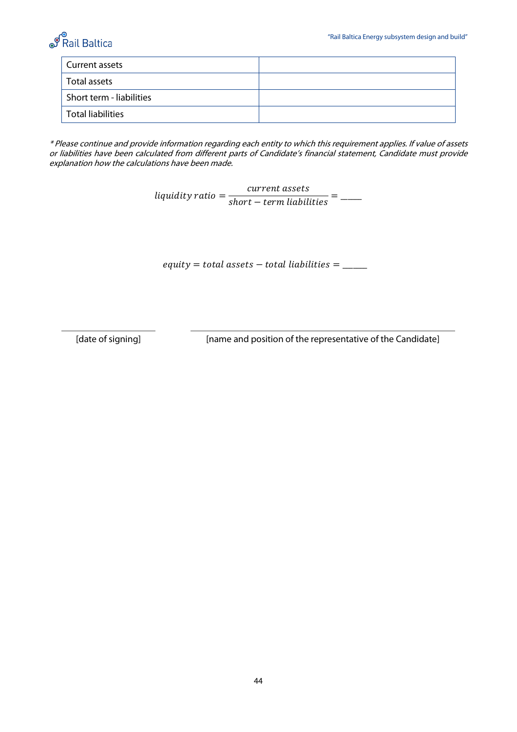| Current assets | |
| --- | --- |
| Total assets | |
| Short term - liabilities | |
| Total liabilities | |

*\* Please continue and provide information regarding each entity to which this requirement applies. If value of assets or liabilities have been calculated from different parts of Candidate's financial statement, Candidate must provide explanation how the calculations have been made.*

$$liquidity\ ratio = \frac{current\ assets}{short - term\ liabilities} = \_\_\_\_$$

$$equity = total\ assets - total\ liabilities = \_\_\_\_\_$$

| [date of signing] | [name and position of the representative of the Candidate] |
| --- | --- |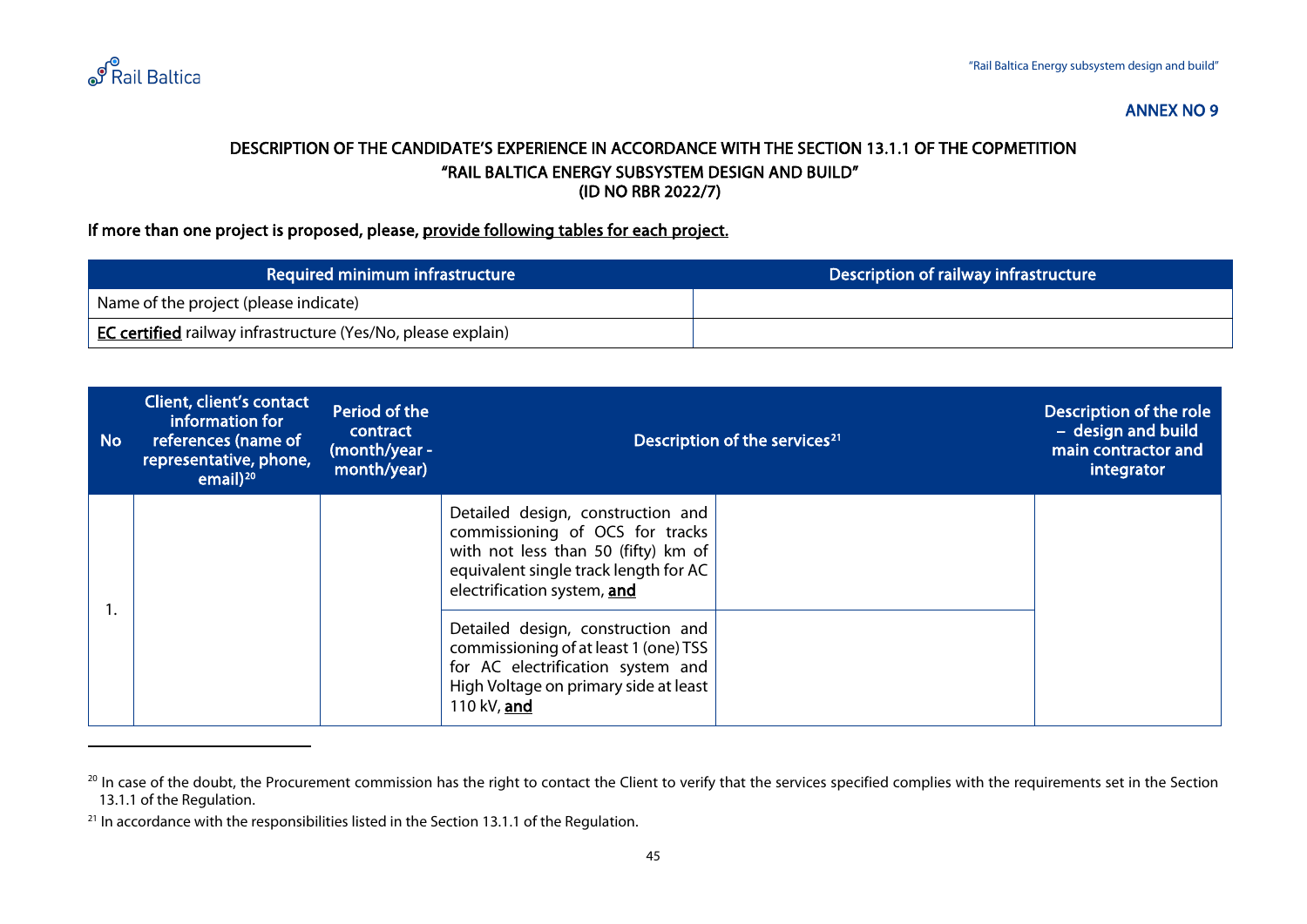**ANNEX NO 9**

## DESCRIPTION OF THE CANDIDATE'S EXPERIENCE IN ACCORDANCE WITH THE SECTION 13.1.1 OF THE COPMETITION "RAIL BALTICA ENERGY SUBSYSTEM DESIGN AND BUILD" (ID NO RBR 2022/7)

**If more than one project is proposed, please, provide following tables for each project.**

| Required minimum infrastructure | Description of railway infrastructure |
|---|---|
| Name of the project (please indicate) | |
| **EC certified** railway infrastructure (Yes/No, please explain) | |

| No | Client, client's contact information for references (name of representative, phone, email)[20] | Period of the contract (month/year - month/year) | Description of the services[21] | | Description of the role – design and build main contractor and integrator |
|---|---|---|---|---|---|
| 1. | | | Detailed design, construction and commissioning of OCS for tracks with not less than 50 (fifty) km of equivalent single track length for AC electrification system, **and** | | |
| | | | Detailed design, construction and commissioning of at least 1 (one) TSS for AC electrification system and High Voltage on primary side at least 110 kV, **and** | | |

[20] In case of the doubt, the Procurement commission has the right to contact the Client to verify that the services specified complies with the requirements set in the Section 13.1.1 of the Regulation.

[21] In accordance with the responsibilities listed in the Section 13.1.1 of the Regulation.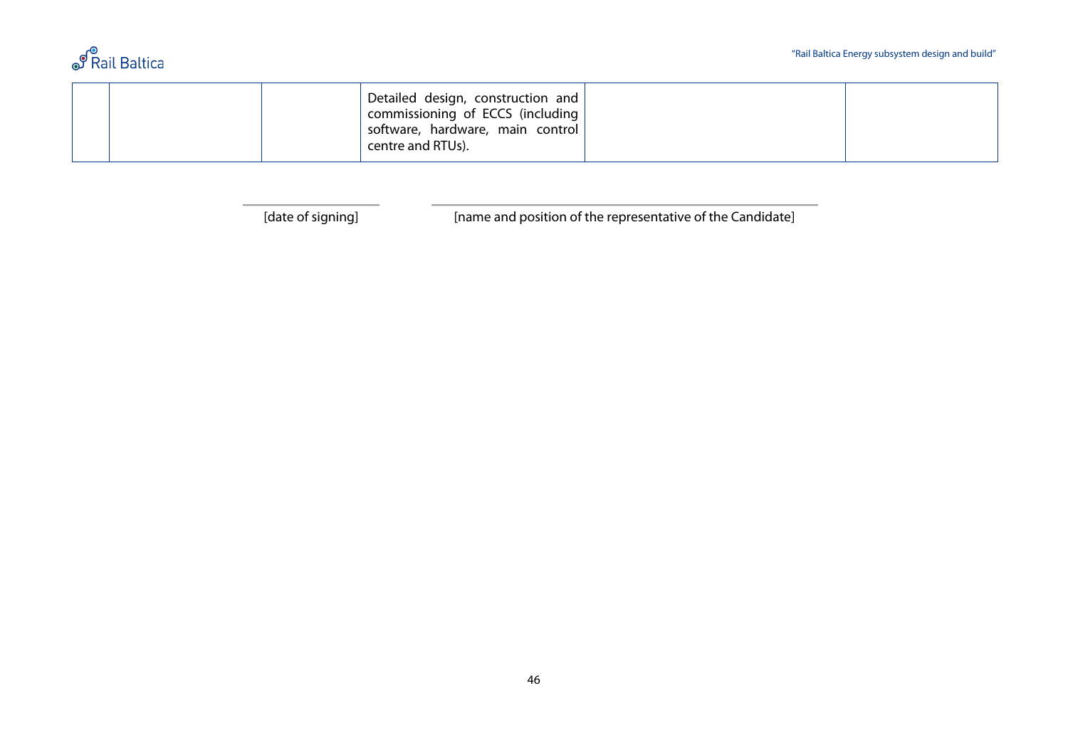| | | | | | |
|---|---|---|---|---|---|
| | | | Detailed design, construction and commissioning of ECCS (including software, hardware, main control centre and RTUs). | | |

[date of signing] [name and position of the representative of the Candidate]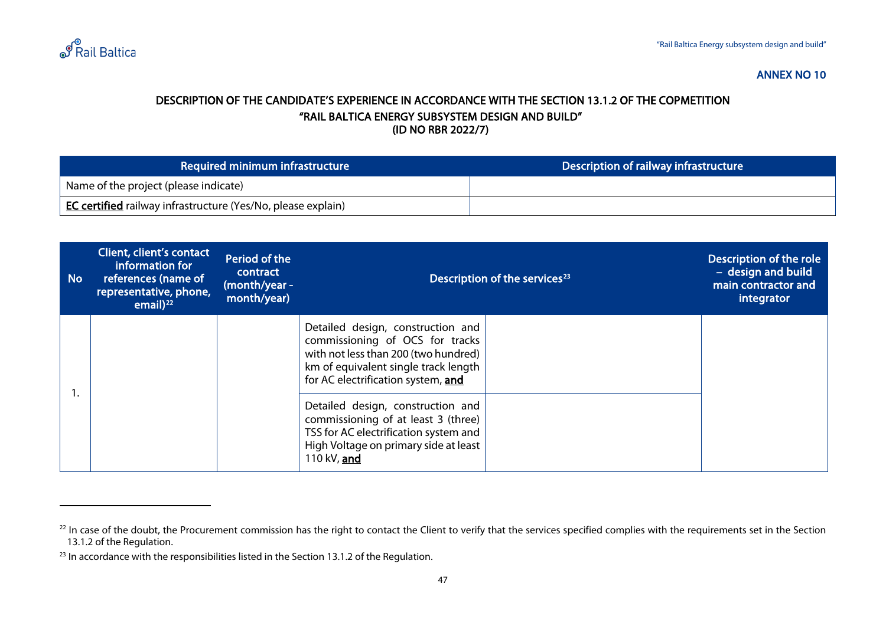**ANNEX NO 10**

## DESCRIPTION OF THE CANDIDATE'S EXPERIENCE IN ACCORDANCE WITH THE SECTION 13.1.2 OF THE COPMETITION "RAIL BALTICA ENERGY SUBSYSTEM DESIGN AND BUILD" (ID NO RBR 2022/7)

| Required minimum infrastructure | Description of railway infrastructure |
|---|---|
| Name of the project (please indicate) | |
| **EC certified** railway infrastructure (Yes/No, please explain) | |

| No | Client, client's contact information for references (name of representative, phone, email)[22] | Period of the contract (month/year - month/year) | Description of the services[23] | | Description of the role – design and build main contractor and integrator |
|---|---|---|---|---|---|
| 1. | | | Detailed design, construction and commissioning of OCS for tracks with not less than 200 (two hundred) km of equivalent single track length for AC electrification system, **and** | | |
| | | | Detailed design, construction and commissioning of at least 3 (three) TSS for AC electrification system and High Voltage on primary side at least 110 kV, **and** | | |

[22] In case of the doubt, the Procurement commission has the right to contact the Client to verify that the services specified complies with the requirements set in the Section 13.1.2 of the Regulation.

[23] In accordance with the responsibilities listed in the Section 13.1.2 of the Regulation.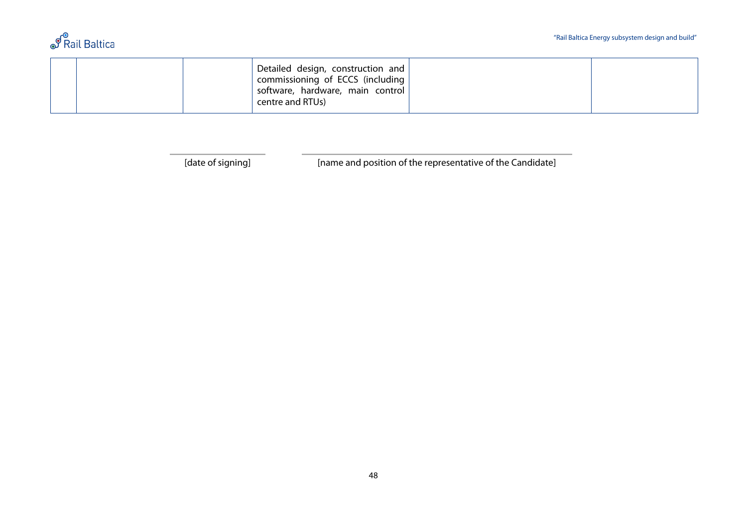|  |  |  | Detailed design, construction and commissioning of ECCS (including software, hardware, main control centre and RTUs) |  |  |
|---|---|---|---|---|---|

[date of signing]

[name and position of the representative of the Candidate]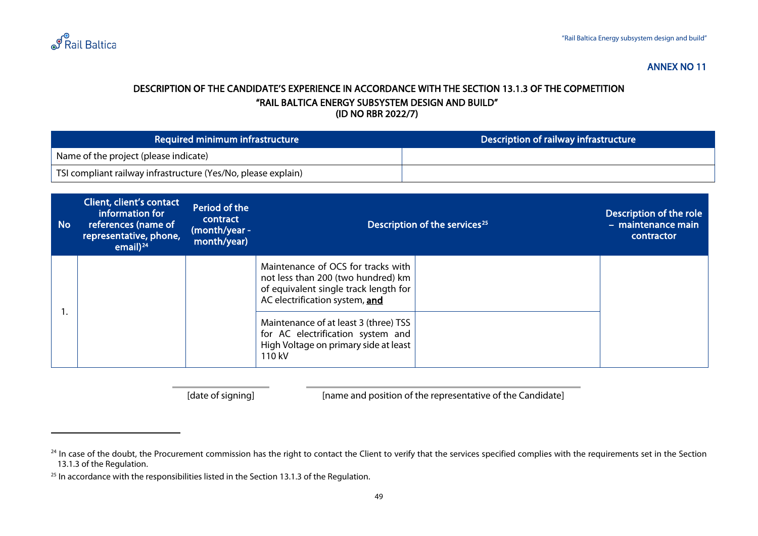**ANNEX NO 11**

**DESCRIPTION OF THE CANDIDATE'S EXPERIENCE IN ACCORDANCE WITH THE SECTION 13.1.3 OF THE COPMETITION "RAIL BALTICA ENERGY SUBSYSTEM DESIGN AND BUILD" (ID NO RBR 2022/7)**

| Required minimum infrastructure | Description of railway infrastructure |
|---|---|
| Name of the project (please indicate) | |
| TSI compliant railway infrastructure (Yes/No, please explain) | |

| No | Client, client's contact information for references (name of representative, phone, email)[24] | Period of the contract (month/year - month/year) | Description of the services[25] | | Description of the role – maintenance main contractor |
|---|---|---|---|---|---|
| 1. | | | Maintenance of OCS for tracks with not less than 200 (two hundred) km of equivalent single track length for AC electrification system, **and** | | |
| | | | Maintenance of at least 3 (three) TSS for AC electrification system and High Voltage on primary side at least 110 kV | | |

[date of signing]

[name and position of the representative of the Candidate]

[24] In case of the doubt, the Procurement commission has the right to contact the Client to verify that the services specified complies with the requirements set in the Section 13.1.3 of the Regulation.

[25] In accordance with the responsibilities listed in the Section 13.1.3 of the Regulation.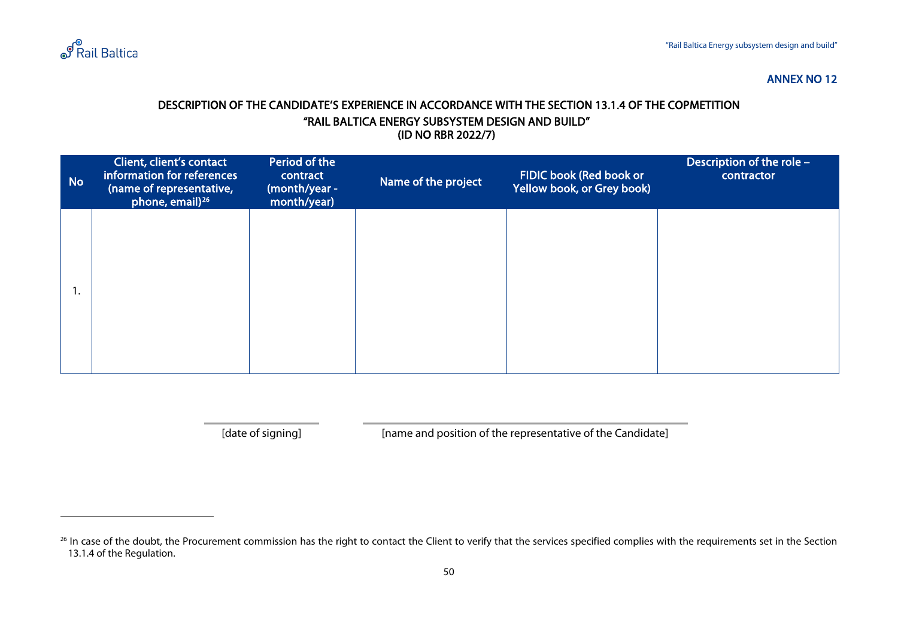**ANNEX NO 12**

## DESCRIPTION OF THE CANDIDATE'S EXPERIENCE IN ACCORDANCE WITH THE SECTION 13.1.4 OF THE COPMETITION "RAIL BALTICA ENERGY SUBSYSTEM DESIGN AND BUILD" (ID NO RBR 2022/7)

| No | Client, client's contact information for references (name of representative, phone, email)[26] | Period of the contract (month/year - month/year) | Name of the project | FIDIC book (Red book or Yellow book, or Grey book) | Description of the role – contractor |
|---|---|---|---|---|---|
| 1. | | | | | |

[date of signing]

[name and position of the representative of the Candidate]

[26] In case of the doubt, the Procurement commission has the right to contact the Client to verify that the services specified complies with the requirements set in the Section 13.1.4 of the Regulation.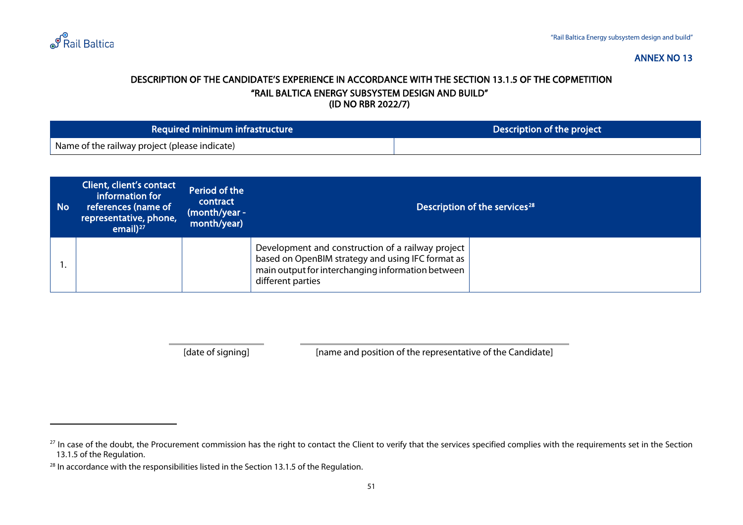**ANNEX NO 13**

## DESCRIPTION OF THE CANDIDATE'S EXPERIENCE IN ACCORDANCE WITH THE SECTION 13.1.5 OF THE COPMETITION "RAIL BALTICA ENERGY SUBSYSTEM DESIGN AND BUILD" (ID NO RBR 2022/7)

| Required minimum infrastructure | Description of the project |
| --- | --- |
| Name of the railway project (please indicate) | |

| No | Client, client's contact information for references (name of representative, phone, email)[27] | Period of the contract (month/year - month/year) | Description of the services[28] | |
| --- | --- | --- | --- | --- |
| 1. | | | Development and construction of a railway project based on OpenBIM strategy and using IFC format as main output for interchanging information between different parties | |

[date of signing]

[name and position of the representative of the Candidate]

---

[27] In case of the doubt, the Procurement commission has the right to contact the Client to verify that the services specified complies with the requirements set in the Section 13.1.5 of the Regulation.

[28] In accordance with the responsibilities listed in the Section 13.1.5 of the Regulation.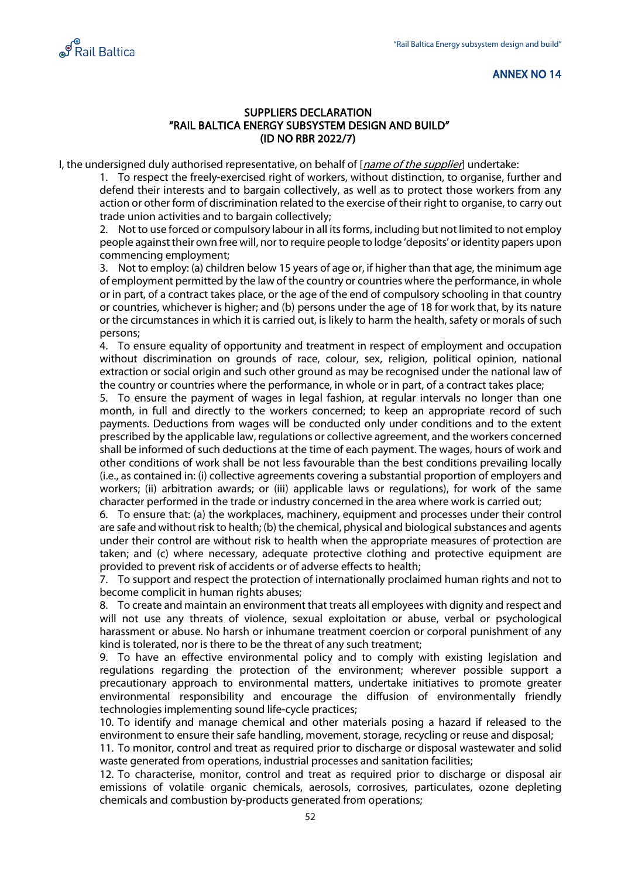**ANNEX NO 14**

**SUPPLIERS DECLARATION**
**"RAIL BALTICA ENERGY SUBSYSTEM DESIGN AND BUILD"**
**(ID NO RBR 2022/7)**

I, the undersigned duly authorised representative, on behalf of [*name of the supplier*] undertake:

1. To respect the freely-exercised right of workers, without distinction, to organise, further and defend their interests and to bargain collectively, as well as to protect those workers from any action or other form of discrimination related to the exercise of their right to organise, to carry out trade union activities and to bargain collectively;
2. Not to use forced or compulsory labour in all its forms, including but not limited to not employ people against their own free will, nor to require people to lodge 'deposits' or identity papers upon commencing employment;
3. Not to employ: (a) children below 15 years of age or, if higher than that age, the minimum age of employment permitted by the law of the country or countries where the performance, in whole or in part, of a contract takes place, or the age of the end of compulsory schooling in that country or countries, whichever is higher; and (b) persons under the age of 18 for work that, by its nature or the circumstances in which it is carried out, is likely to harm the health, safety or morals of such persons;
4. To ensure equality of opportunity and treatment in respect of employment and occupation without discrimination on grounds of race, colour, sex, religion, political opinion, national extraction or social origin and such other ground as may be recognised under the national law of the country or countries where the performance, in whole or in part, of a contract takes place;
5. To ensure the payment of wages in legal fashion, at regular intervals no longer than one month, in full and directly to the workers concerned; to keep an appropriate record of such payments. Deductions from wages will be conducted only under conditions and to the extent prescribed by the applicable law, regulations or collective agreement, and the workers concerned shall be informed of such deductions at the time of each payment. The wages, hours of work and other conditions of work shall be not less favourable than the best conditions prevailing locally (i.e., as contained in: (i) collective agreements covering a substantial proportion of employers and workers; (ii) arbitration awards; or (iii) applicable laws or regulations), for work of the same character performed in the trade or industry concerned in the area where work is carried out;
6. To ensure that: (a) the workplaces, machinery, equipment and processes under their control are safe and without risk to health; (b) the chemical, physical and biological substances and agents under their control are without risk to health when the appropriate measures of protection are taken; and (c) where necessary, adequate protective clothing and protective equipment are provided to prevent risk of accidents or of adverse effects to health;
7. To support and respect the protection of internationally proclaimed human rights and not to become complicit in human rights abuses;
8. To create and maintain an environment that treats all employees with dignity and respect and will not use any threats of violence, sexual exploitation or abuse, verbal or psychological harassment or abuse. No harsh or inhumane treatment coercion or corporal punishment of any kind is tolerated, nor is there to be the threat of any such treatment;
9. To have an effective environmental policy and to comply with existing legislation and regulations regarding the protection of the environment; wherever possible support a precautionary approach to environmental matters, undertake initiatives to promote greater environmental responsibility and encourage the diffusion of environmentally friendly technologies implementing sound life-cycle practices;
10. To identify and manage chemical and other materials posing a hazard if released to the environment to ensure their safe handling, movement, storage, recycling or reuse and disposal;
11. To monitor, control and treat as required prior to discharge or disposal wastewater and solid waste generated from operations, industrial processes and sanitation facilities;
12. To characterise, monitor, control and treat as required prior to discharge or disposal air emissions of volatile organic chemicals, aerosols, corrosives, particulates, ozone depleting chemicals and combustion by-products generated from operations;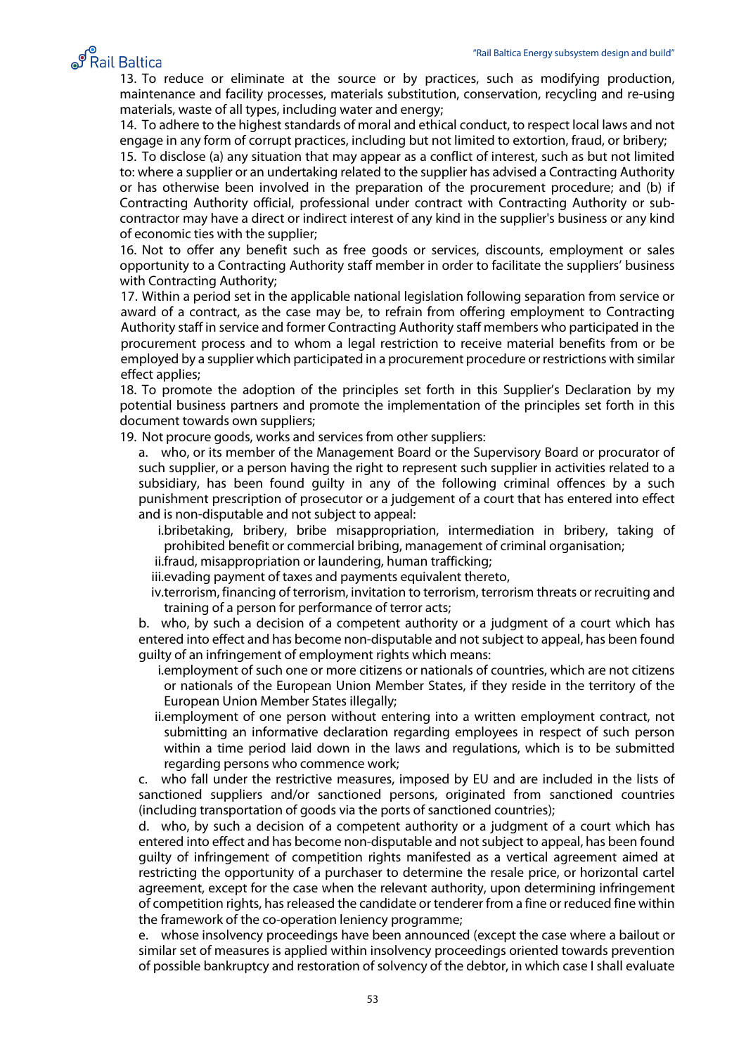13. To reduce or eliminate at the source or by practices, such as modifying production, maintenance and facility processes, materials substitution, conservation, recycling and re-using materials, waste of all types, including water and energy;

14. To adhere to the highest standards of moral and ethical conduct, to respect local laws and not engage in any form of corrupt practices, including but not limited to extortion, fraud, or bribery;

15. To disclose (a) any situation that may appear as a conflict of interest, such as but not limited to: where a supplier or an undertaking related to the supplier has advised a Contracting Authority or has otherwise been involved in the preparation of the procurement procedure; and (b) if Contracting Authority official, professional under contract with Contracting Authority or sub-contractor may have a direct or indirect interest of any kind in the supplier's business or any kind of economic ties with the supplier;

16. Not to offer any benefit such as free goods or services, discounts, employment or sales opportunity to a Contracting Authority staff member in order to facilitate the suppliers' business with Contracting Authority;

17. Within a period set in the applicable national legislation following separation from service or award of a contract, as the case may be, to refrain from offering employment to Contracting Authority staff in service and former Contracting Authority staff members who participated in the procurement process and to whom a legal restriction to receive material benefits from or be employed by a supplier which participated in a procurement procedure or restrictions with similar effect applies;

18. To promote the adoption of the principles set forth in this Supplier's Declaration by my potential business partners and promote the implementation of the principles set forth in this document towards own suppliers;

19. Not procure goods, works and services from other suppliers:

a. who, or its member of the Management Board or the Supervisory Board or procurator of such supplier, or a person having the right to represent such supplier in activities related to a subsidiary, has been found guilty in any of the following criminal offences by a such punishment prescription of prosecutor or a judgement of a court that has entered into effect and is non-disputable and not subject to appeal:

i. bribetaking, bribery, bribe misappropriation, intermediation in bribery, taking of prohibited benefit or commercial bribing, management of criminal organisation;

ii. fraud, misappropriation or laundering, human trafficking;

iii. evading payment of taxes and payments equivalent thereto,

iv. terrorism, financing of terrorism, invitation to terrorism, terrorism threats or recruiting and training of a person for performance of terror acts;

b. who, by such a decision of a competent authority or a judgment of a court which has entered into effect and has become non-disputable and not subject to appeal, has been found guilty of an infringement of employment rights which means:

i. employment of such one or more citizens or nationals of countries, which are not citizens or nationals of the European Union Member States, if they reside in the territory of the European Union Member States illegally;

ii. employment of one person without entering into a written employment contract, not submitting an informative declaration regarding employees in respect of such person within a time period laid down in the laws and regulations, which is to be submitted regarding persons who commence work;

c. who fall under the restrictive measures, imposed by EU and are included in the lists of sanctioned suppliers and/or sanctioned persons, originated from sanctioned countries (including transportation of goods via the ports of sanctioned countries);

d. who, by such a decision of a competent authority or a judgment of a court which has entered into effect and has become non-disputable and not subject to appeal, has been found guilty of infringement of competition rights manifested as a vertical agreement aimed at restricting the opportunity of a purchaser to determine the resale price, or horizontal cartel agreement, except for the case when the relevant authority, upon determining infringement of competition rights, has released the candidate or tenderer from a fine or reduced fine within the framework of the co-operation leniency programme;

e. whose insolvency proceedings have been announced (except the case where a bailout or similar set of measures is applied within insolvency proceedings oriented towards prevention of possible bankruptcy and restoration of solvency of the debtor, in which case I shall evaluate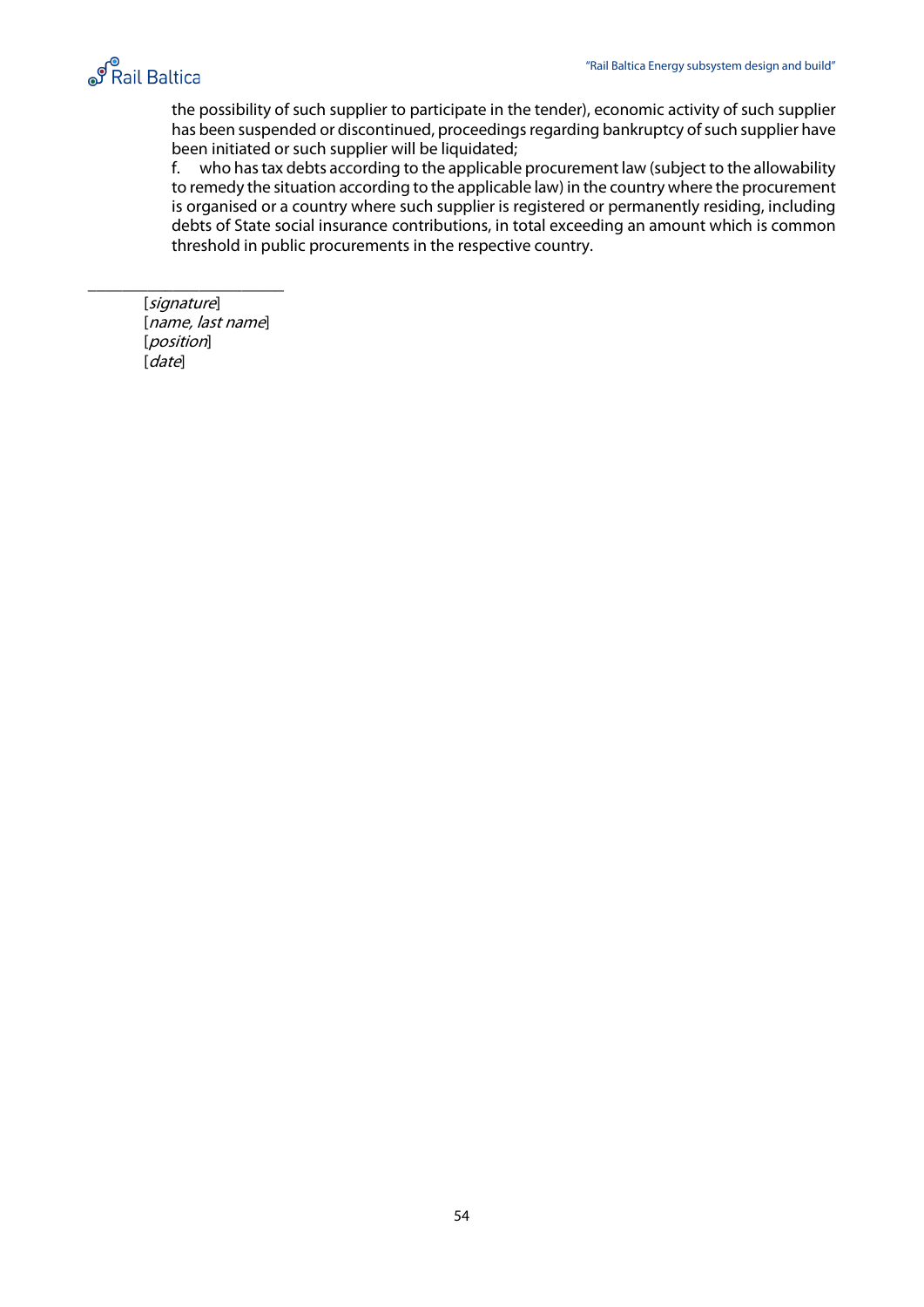the possibility of such supplier to participate in the tender), economic activity of such supplier has been suspended or discontinued, proceedings regarding bankruptcy of such supplier have been initiated or such supplier will be liquidated;

f. who has tax debts according to the applicable procurement law (subject to the allowability to remedy the situation according to the applicable law) in the country where the procurement is organised or a country where such supplier is registered or permanently residing, including debts of State social insurance contributions, in total exceeding an amount which is common threshold in public procurements in the respective country.

___________________________

[*signature*]
[*name, last name*]
[*position*]
[*date*]